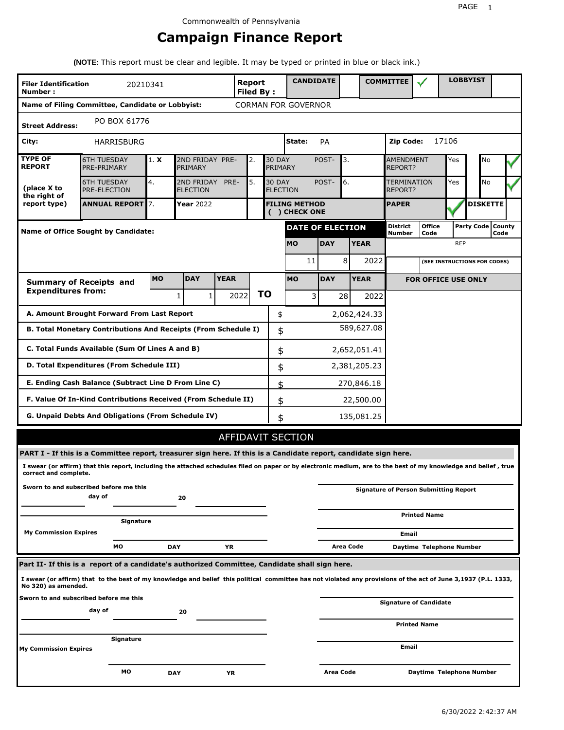Commonwealth of Pennsylvania

# Campaign Finance Report

**(NOTE:** This report must be clear and legible. It may be typed or printed in blue or black ink.)

| **Filer Identification Number :** | 20210341 | **Report Filed By :** | **CANDIDATE** | | **COMMITTEE** | ✓ | **LOBBYIST** | |
|---|---|---|---|---|---|---|---|---|

**Name of Filing Committee, Candidate or Lobbyist:** CORMAN FOR GOVERNOR

**Street Address:** PO BOX 61776

**City:** HARRISBURG **State:** PA **Zip Code:** 17106

| TYPE OF REPORT (place X to the right of report type) | | | | | | | | |
|---|---|---|---|---|---|---|---|---|
| 6TH TUESDAY PRE-PRIMARY | 1. X | 2ND FRIDAY PRE-PRIMARY | 2. | 30 DAY POST-PRIMARY | 3. | AMENDMENT REPORT? | Yes | No ✓ |
| 6TH TUESDAY PRE-ELECTION | 4. | 2ND FRIDAY PRE-ELECTION | 5. | 30 DAY POST-ELECTION | 6. | TERMINATION REPORT? | Yes | No ✓ |
| **ANNUAL REPORT** | 7. | **Year** 2022 | | **FILING METHOD ( ) CHECK ONE** | | **PAPER** ✓ | **DISKETTE** | |

**Name of Office Sought by Candidate:**

| **DATE OF ELECTION** | | | **District Number** | **Office Code** | **Party Code** | **County Code** |
|---|---|---|---|---|---|---|
| **MO** | **DAY** | **YEAR** | | | REP | |
| 11 | 8 | 2022 | | (SEE INSTRUCTIONS FOR CODES) | | |

| **Summary of Receipts and Expenditures from:** | **MO** | **DAY** | **YEAR** | | **MO** | **DAY** | **YEAR** |
|---|---|---|---|---|---|---|---|
| | 1 | 1 | 2022 | **TO** | 3 | 28 | 2022 |

**FOR OFFICE USE ONLY**

| | | |
|---|---|---|
| **A. Amount Brought Forward From Last Report** | $ | 2,062,424.33 |
| **B. Total Monetary Contributions And Receipts (From Schedule I)** | $ | 589,627.08 |
| **C. Total Funds Available (Sum Of Lines A and B)** | $ | 2,652,051.41 |
| **D. Total Expenditures (From Schedule III)** | $ | 2,381,205.23 |
| **E. Ending Cash Balance (Subtract Line D From Line C)** | $ | 270,846.18 |
| **F. Value Of In-Kind Contributions Received (From Schedule II)** | $ | 22,500.00 |
| **G. Unpaid Debts And Obligations (From Schedule IV)** | $ | 135,081.25 |

## AFFIDAVIT SECTION

**PART I - If this is a Committee report, treasurer sign here. If this is a Candidate report, candidate sign here.**

**I swear (or affirm) that this report, including the attached schedules filed on paper or by electronic medium, are to the best of my knowledge and belief , true correct and complete.**

**Sworn to and subscribed before me this** ______ **day of** ______ **20** ______

**Signature** ______

**My Commission Expires** **MO** ______ **DAY** ______ **YR** ______

**Signature of Person Submitting Report** ______

**Printed Name** ______

**Email** ______

**Area Code** ______ **Daytime Telephone Number** ______

**Part II- If this is a report of a candidate's authorized Committee, Candidate shall sign here.**

**I swear (or affirm) that to the best of my knowledge and belief this political committee has not violated any provisions of the act of June 3,1937 (P.L. 1333, No 320) as amended.**

**Sworn to and subscribed before me this** ______ **day of** ______ **20** ______

**Signature** ______

**My Commission Expires** **MO** ______ **DAY** ______ **YR** ______

**Signature of Candidate** ______

**Printed Name** ______

**Email** ______

**Area Code** ______ **Daytime Telephone Number** ______

6/30/2022 2:42:37 AM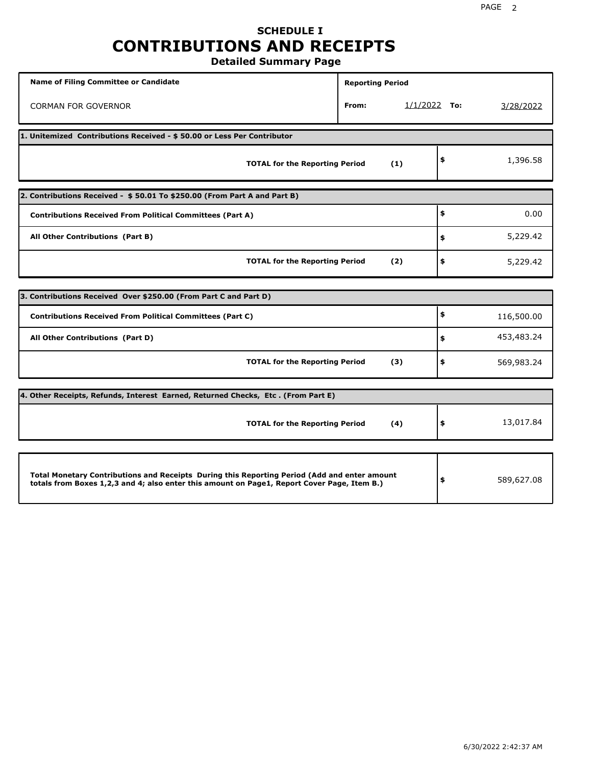# SCHEDULE I
# CONTRIBUTIONS AND RECEIPTS
### Detailed Summary Page

| Name of Filing Committee or Candidate | Reporting Period | | | |
|---|---|---|---|---|
| CORMAN FOR GOVERNOR | From: | 1/1/2022 | To: | 3/28/2022 |

| 1. Unitemized Contributions Received - $ 50.00 or Less Per Contributor | | |
|---|---|---|
| **TOTAL for the Reporting Period** | **(1)** | $ 1,396.58 |

| 2. Contributions Received - $ 50.01 To $250.00 (From Part A and Part B) | | |
|---|---|---|
| **Contributions Received From Political Committees (Part A)** | | $ 0.00 |
| **All Other Contributions (Part B)** | | $ 5,229.42 |
| **TOTAL for the Reporting Period** | **(2)** | $ 5,229.42 |

| 3. Contributions Received Over $250.00 (From Part C and Part D) | | |
|---|---|---|
| **Contributions Received From Political Committees (Part C)** | | $ 116,500.00 |
| **All Other Contributions (Part D)** | | $ 453,483.24 |
| **TOTAL for the Reporting Period** | **(3)** | $ 569,983.24 |

| 4. Other Receipts, Refunds, Interest Earned, Returned Checks, Etc . (From Part E) | | |
|---|---|---|
| **TOTAL for the Reporting Period** | **(4)** | $ 13,017.84 |

| | |
|---|---|
| **Total Monetary Contributions and Receipts During this Reporting Period (Add and enter amount totals from Boxes 1,2,3 and 4; also enter this amount on Page1, Report Cover Page, Item B.)** | $ 589,627.08 |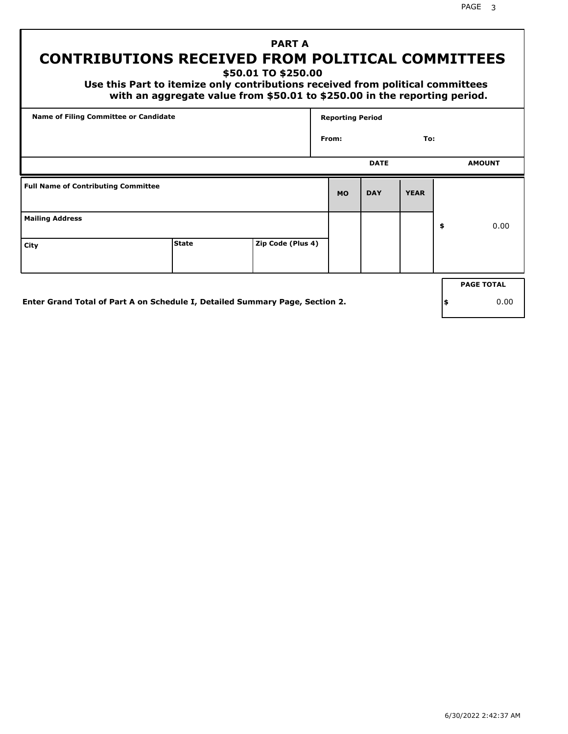# PART A
## CONTRIBUTIONS RECEIVED FROM POLITICAL COMMITTEES
### $50.01 TO $250.00

**Use this Part to itemize only contributions received from political committees with an aggregate value from $50.01 to $250.00 in the reporting period.**

| Name of Filing Committee or Candidate | Reporting Period |
|---|---|
| | From: To: |

| Full Name of Contributing Committee | | | DATE MO | DAY | YEAR | AMOUNT |
|---|---|---|---|---|---|---|
| Mailing Address | | | | | | $ 0.00 |
| City | State | Zip Code (Plus 4) | | | | |

**Enter Grand Total of Part A on Schedule I, Detailed Summary Page, Section 2.**

| PAGE TOTAL |
|---|
| $ 0.00 |

6/30/2022 2:42:37 AM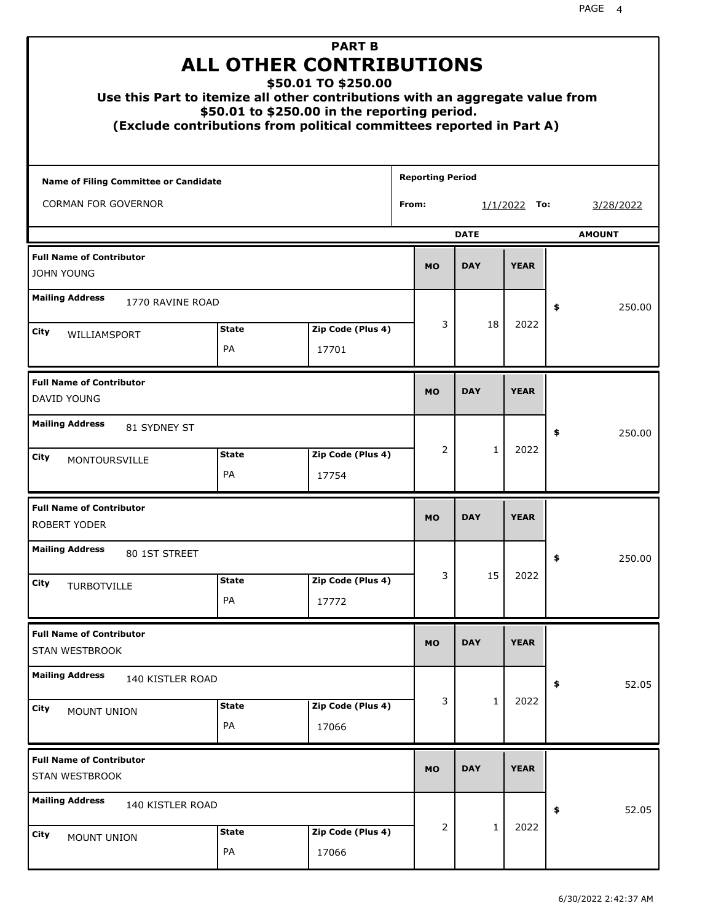# PART B
# ALL OTHER CONTRIBUTIONS

### $50.01 TO $250.00

**Use this Part to itemize all other contributions with an aggregate value from $50.01 to $250.00 in the reporting period.**

**(Exclude contributions from political committees reported in Part A)**

| Name of Filing Committee or Candidate | Reporting Period |
|---|---|
| CORMAN FOR GOVERNOR | From: 1/1/2022 To: 3/28/2022 |

| Full Name of Contributor | Mailing Address | City | State | Zip Code (Plus 4) | MO | DAY | YEAR | AMOUNT |
|---|---|---|---|---|---|---|---|---|
| JOHN YOUNG | 1770 RAVINE ROAD | WILLIAMSPORT | PA | 17701 | 3 | 18 | 2022 | $ 250.00 |
| DAVID YOUNG | 81 SYDNEY ST | MONTOURSVILLE | PA | 17754 | 2 | 1 | 2022 | $ 250.00 |
| ROBERT YODER | 80 1ST STREET | TURBOTVILLE | PA | 17772 | 3 | 15 | 2022 | $ 250.00 |
| STAN WESTBROOK | 140 KISTLER ROAD | MOUNT UNION | PA | 17066 | 3 | 1 | 2022 | $ 52.05 |
| STAN WESTBROOK | 140 KISTLER ROAD | MOUNT UNION | PA | 17066 | 2 | 1 | 2022 | $ 52.05 |

6/30/2022 2:42:37 AM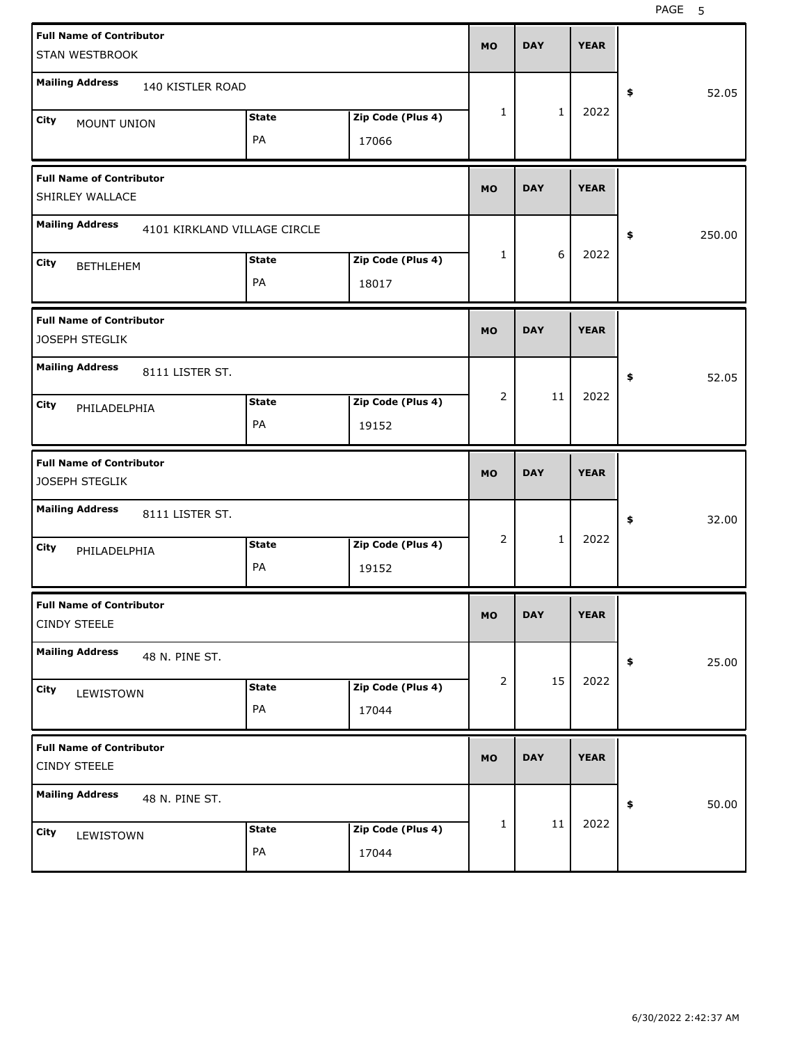| Full Name of Contributor | Mailing Address | City | State | Zip Code (Plus 4) | MO | DAY | YEAR | $ |
| --- | --- | --- | --- | --- | --- | --- | --- | --- |
| STAN WESTBROOK | 140 KISTLER ROAD | MOUNT UNION | PA | 17066 | 1 | 1 | 2022 | 52.05 |
| SHIRLEY WALLACE | 4101 KIRKLAND VILLAGE CIRCLE | BETHLEHEM | PA | 18017 | 1 | 6 | 2022 | 250.00 |
| JOSEPH STEGLIK | 8111 LISTER ST. | PHILADELPHIA | PA | 19152 | 2 | 11 | 2022 | 52.05 |
| JOSEPH STEGLIK | 8111 LISTER ST. | PHILADELPHIA | PA | 19152 | 2 | 1 | 2022 | 32.00 |
| CINDY STEELE | 48 N. PINE ST. | LEWISTOWN | PA | 17044 | 2 | 15 | 2022 | 25.00 |
| CINDY STEELE | 48 N. PINE ST. | LEWISTOWN | PA | 17044 | 1 | 11 | 2022 | 50.00 |

6/30/2022 2:42:37 AM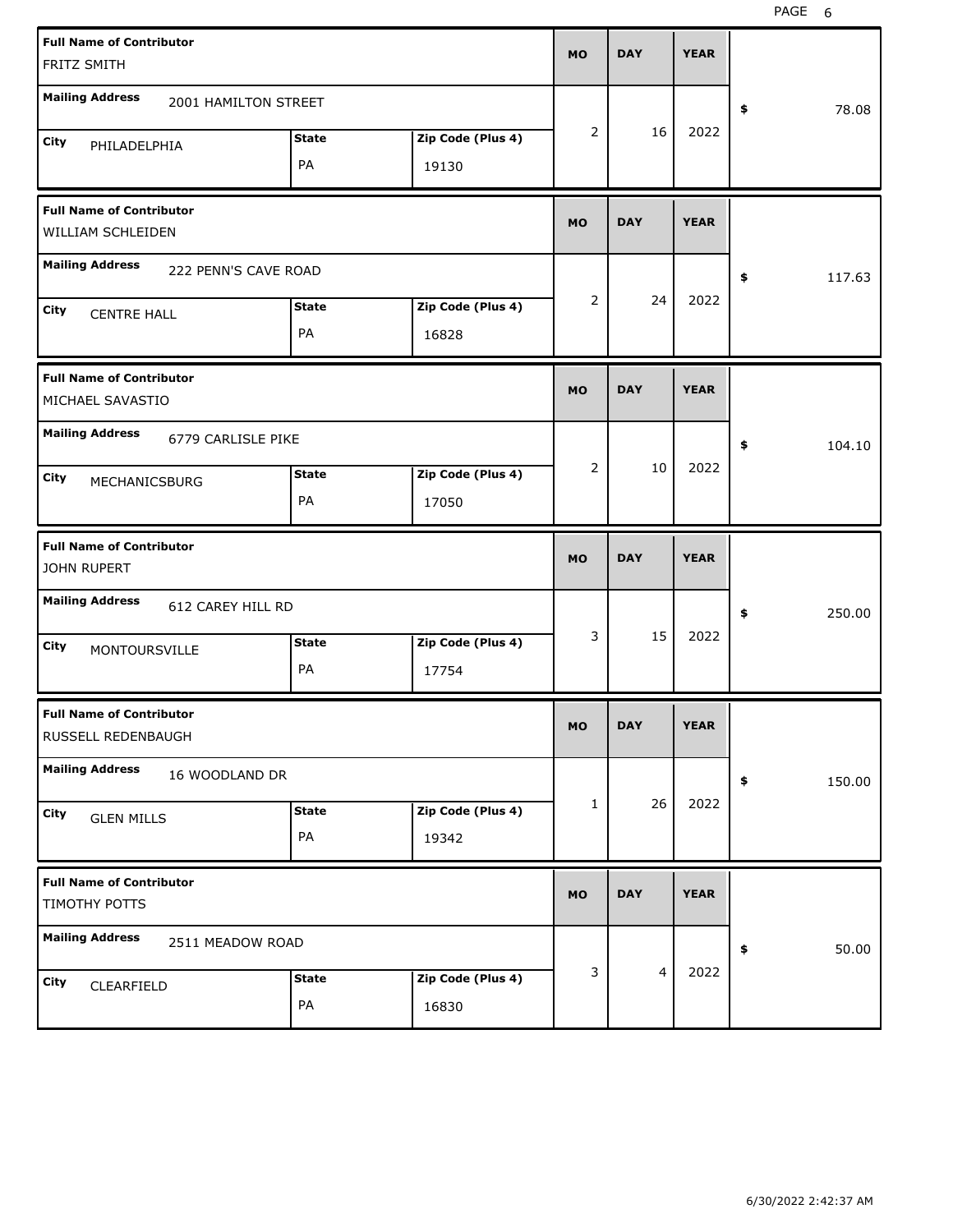| Full Name of Contributor | Mailing Address | City | State | Zip Code (Plus 4) | MO | DAY | YEAR | $ |
|---|---|---|---|---|---|---|---|---|
| FRITZ SMITH | 2001 HAMILTON STREET | PHILADELPHIA | PA | 19130 | 2 | 16 | 2022 | 78.08 |
| WILLIAM SCHLEIDEN | 222 PENN'S CAVE ROAD | CENTRE HALL | PA | 16828 | 2 | 24 | 2022 | 117.63 |
| MICHAEL SAVASTIO | 6779 CARLISLE PIKE | MECHANICSBURG | PA | 17050 | 2 | 10 | 2022 | 104.10 |
| JOHN RUPERT | 612 CAREY HILL RD | MONTOURSVILLE | PA | 17754 | 3 | 15 | 2022 | 250.00 |
| RUSSELL REDENBAUGH | 16 WOODLAND DR | GLEN MILLS | PA | 19342 | 1 | 26 | 2022 | 150.00 |
| TIMOTHY POTTS | 2511 MEADOW ROAD | CLEARFIELD | PA | 16830 | 3 | 4 | 2022 | 50.00 |

6/30/2022 2:42:37 AM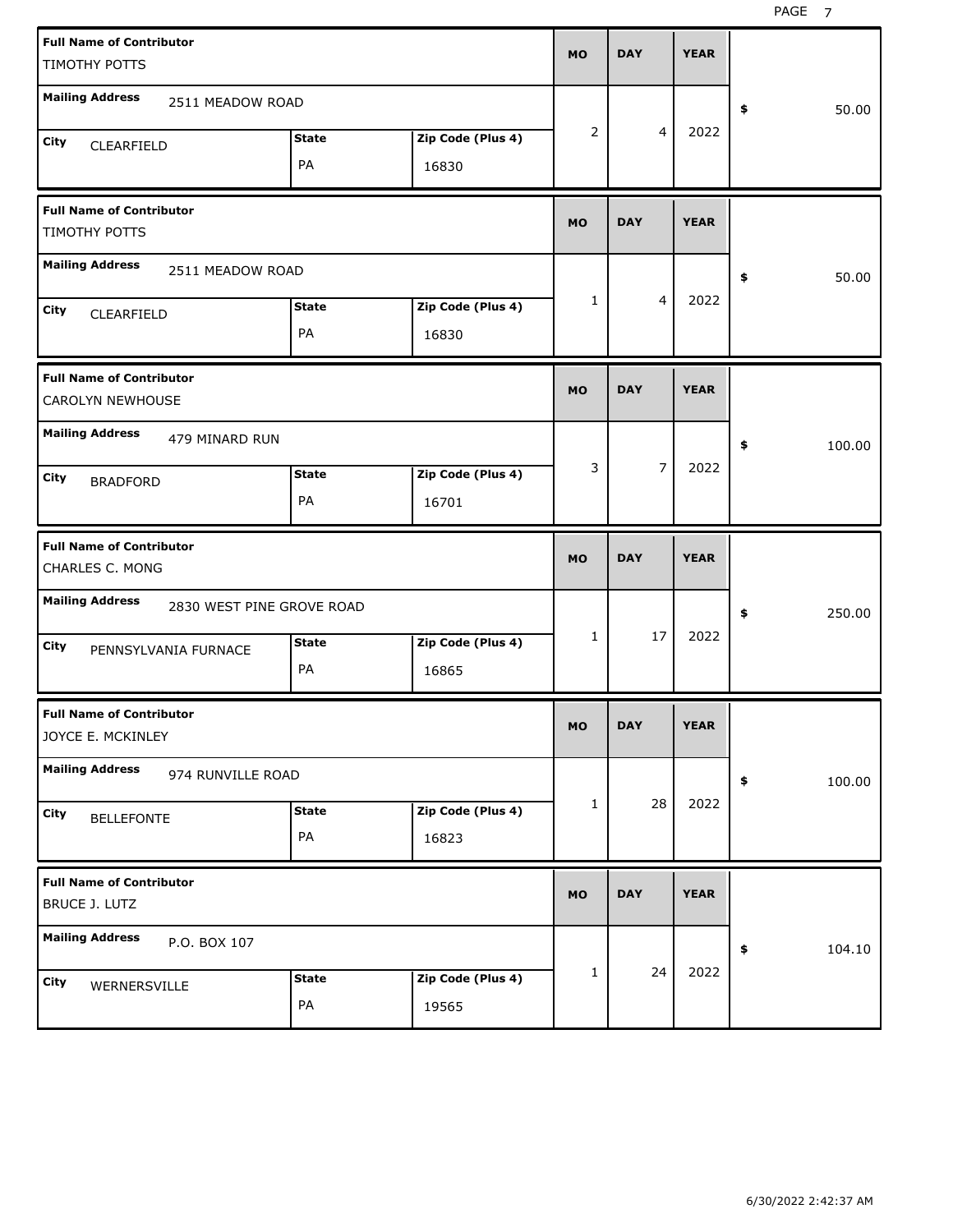| Full Name of Contributor | Mailing Address | City | State | Zip Code (Plus 4) | MO | DAY | YEAR | $ |
|---|---|---|---|---|---|---|---|---|
| TIMOTHY POTTS | 2511 MEADOW ROAD | CLEARFIELD | PA | 16830 | 2 | 4 | 2022 | 50.00 |
| TIMOTHY POTTS | 2511 MEADOW ROAD | CLEARFIELD | PA | 16830 | 1 | 4 | 2022 | 50.00 |
| CAROLYN NEWHOUSE | 479 MINARD RUN | BRADFORD | PA | 16701 | 3 | 7 | 2022 | 100.00 |
| CHARLES C. MONG | 2830 WEST PINE GROVE ROAD | PENNSYLVANIA FURNACE | PA | 16865 | 1 | 17 | 2022 | 250.00 |
| JOYCE E. MCKINLEY | 974 RUNVILLE ROAD | BELLEFONTE | PA | 16823 | 1 | 28 | 2022 | 100.00 |
| BRUCE J. LUTZ | P.O. BOX 107 | WERNERSVILLE | PA | 19565 | 1 | 24 | 2022 | 104.10 |

6/30/2022 2:42:37 AM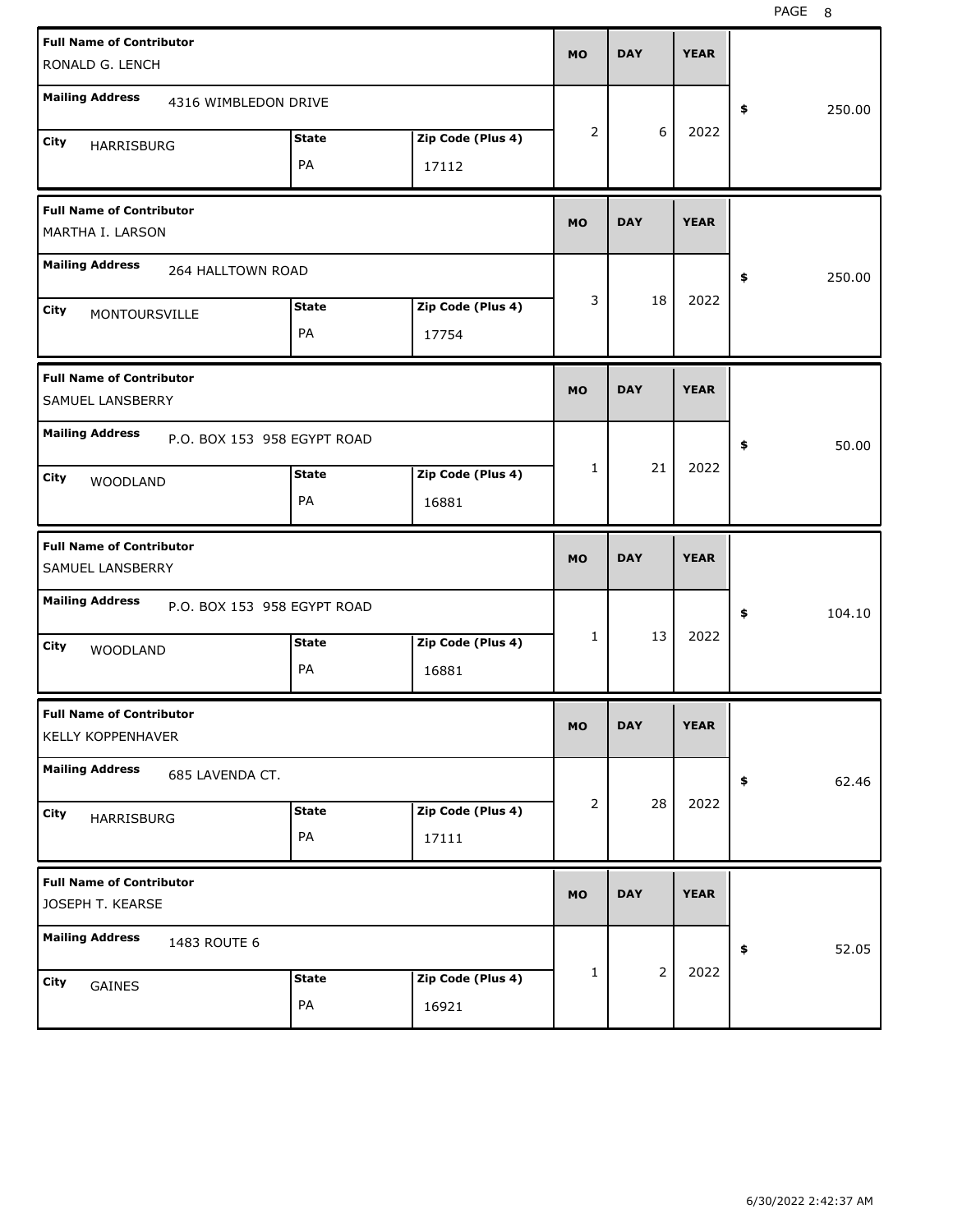| Full Name of Contributor | Mailing Address | City | State | Zip Code (Plus 4) | MO | DAY | YEAR | $ |
|---|---|---|---|---|---|---|---|---|
| RONALD G. LENCH | 4316 WIMBLEDON DRIVE | HARRISBURG | PA | 17112 | 2 | 6 | 2022 | 250.00 |
| MARTHA I. LARSON | 264 HALLTOWN ROAD | MONTOURSVILLE | PA | 17754 | 3 | 18 | 2022 | 250.00 |
| SAMUEL LANSBERRY | P.O. BOX 153 958 EGYPT ROAD | WOODLAND | PA | 16881 | 1 | 21 | 2022 | 50.00 |
| SAMUEL LANSBERRY | P.O. BOX 153 958 EGYPT ROAD | WOODLAND | PA | 16881 | 1 | 13 | 2022 | 104.10 |
| KELLY KOPPENHAVER | 685 LAVENDA CT. | HARRISBURG | PA | 17111 | 2 | 28 | 2022 | 62.46 |
| JOSEPH T. KEARSE | 1483 ROUTE 6 | GAINES | PA | 16921 | 1 | 2 | 2022 | 52.05 |

6/30/2022 2:42:37 AM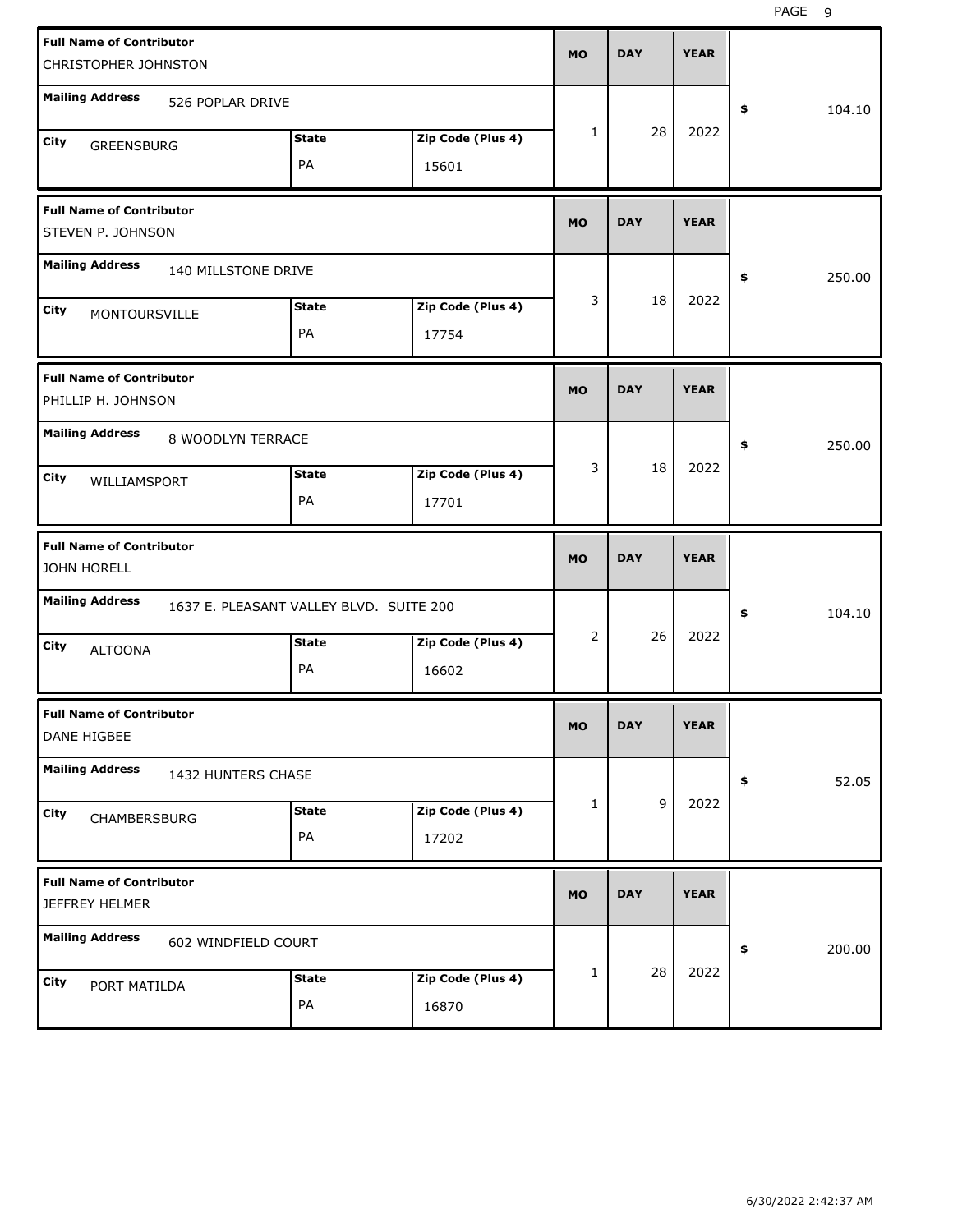| Full Name of Contributor | Mailing Address | City | State | Zip Code (Plus 4) | MO | DAY | YEAR | $ |
|---|---|---|---|---|---|---|---|---|
| CHRISTOPHER JOHNSTON | 526 POPLAR DRIVE | GREENSBURG | PA | 15601 | 1 | 28 | 2022 | 104.10 |
| STEVEN P. JOHNSON | 140 MILLSTONE DRIVE | MONTOURSVILLE | PA | 17754 | 3 | 18 | 2022 | 250.00 |
| PHILLIP H. JOHNSON | 8 WOODLYN TERRACE | WILLIAMSPORT | PA | 17701 | 3 | 18 | 2022 | 250.00 |
| JOHN HORELL | 1637 E. PLEASANT VALLEY BLVD. SUITE 200 | ALTOONA | PA | 16602 | 2 | 26 | 2022 | 104.10 |
| DANE HIGBEE | 1432 HUNTERS CHASE | CHAMBERSBURG | PA | 17202 | 1 | 9 | 2022 | 52.05 |
| JEFFREY HELMER | 602 WINDFIELD COURT | PORT MATILDA | PA | 16870 | 1 | 28 | 2022 | 200.00 |

6/30/2022 2:42:37 AM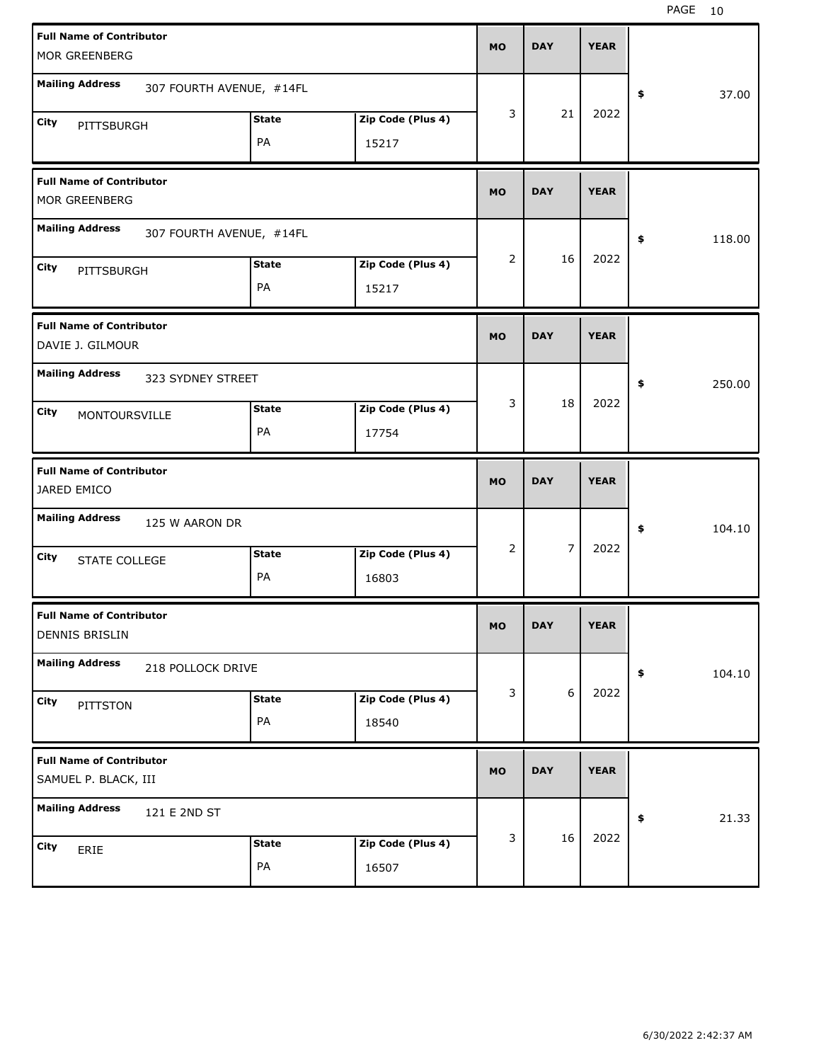| Full Name of Contributor | Mailing Address | City | State | Zip Code (Plus 4) | MO | DAY | YEAR | Amount |
|---|---|---|---|---|---|---|---|---|
| MOR GREENBERG | 307 FOURTH AVENUE, #14FL | PITTSBURGH | PA | 15217 | 3 | 21 | 2022 | $ 37.00 |
| MOR GREENBERG | 307 FOURTH AVENUE, #14FL | PITTSBURGH | PA | 15217 | 2 | 16 | 2022 | $ 118.00 |
| DAVIE J. GILMOUR | 323 SYDNEY STREET | MONTOURSVILLE | PA | 17754 | 3 | 18 | 2022 | $ 250.00 |
| JARED EMICO | 125 W AARON DR | STATE COLLEGE | PA | 16803 | 2 | 7 | 2022 | $ 104.10 |
| DENNIS BRISLIN | 218 POLLOCK DRIVE | PITTSTON | PA | 18540 | 3 | 6 | 2022 | $ 104.10 |
| SAMUEL P. BLACK, III | 121 E 2ND ST | ERIE | PA | 16507 | 3 | 16 | 2022 | $ 21.33 |

6/30/2022 2:42:37 AM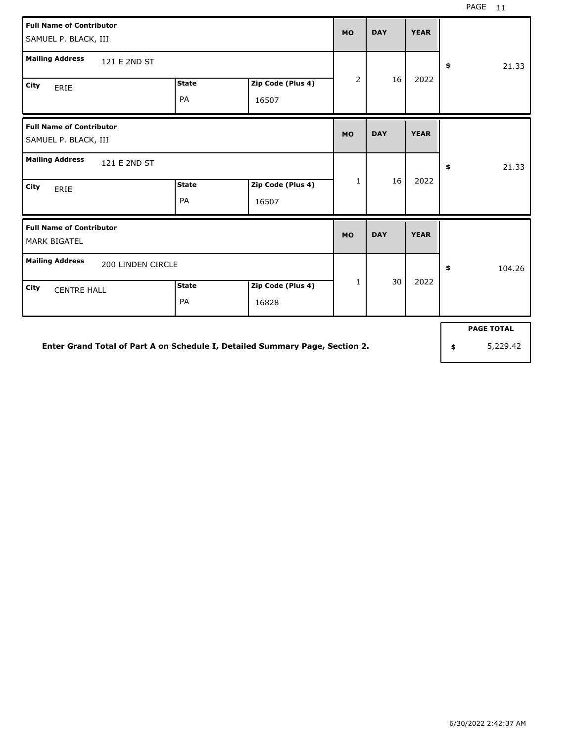| Full Name of Contributor | Mailing Address | City | State | Zip Code (Plus 4) | MO | DAY | YEAR | $ |
|---|---|---|---|---|---|---|---|---|
| SAMUEL P. BLACK, III | 121 E 2ND ST | ERIE | PA | 16507 | 2 | 16 | 2022 | 21.33 |
| SAMUEL P. BLACK, III | 121 E 2ND ST | ERIE | PA | 16507 | 1 | 16 | 2022 | 21.33 |
| MARK BIGATEL | 200 LINDEN CIRCLE | CENTRE HALL | PA | 16828 | 1 | 30 | 2022 | 104.26 |

**Enter Grand Total of Part A on Schedule I, Detailed Summary Page, Section 2.**

| PAGE TOTAL |
|---|
| $ 5,229.42 |

6/30/2022 2:42:37 AM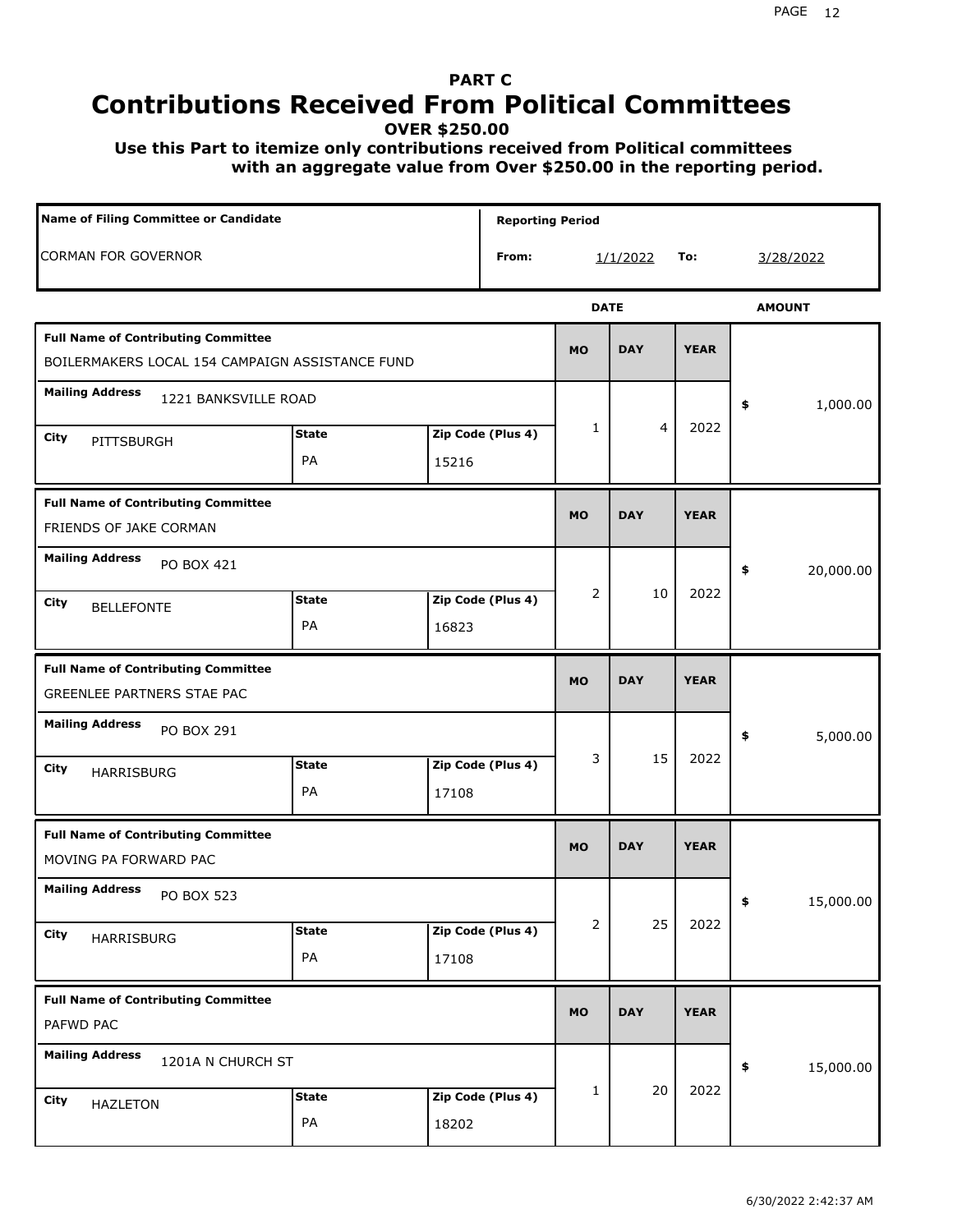# PART C
# Contributions Received From Political Committees
### OVER $250.00
**Use this Part to itemize only contributions received from Political committees with an aggregate value from Over $250.00 in the reporting period.**

| Name of Filing Committee or Candidate | Reporting Period | | | |
|---|---|---|---|---|
| CORMAN FOR GOVERNOR | From: | 1/1/2022 | To: | 3/28/2022 |

| Full Name of Contributing Committee | Mailing Address | City | State | Zip Code (Plus 4) | MO | DAY | YEAR | AMOUNT |
|---|---|---|---|---|---|---|---|---|
| BOILERMAKERS LOCAL 154 CAMPAIGN ASSISTANCE FUND | 1221 BANKSVILLE ROAD | PITTSBURGH | PA | 15216 | 1 | 4 | 2022 | $ 1,000.00 |
| FRIENDS OF JAKE CORMAN | PO BOX 421 | BELLEFONTE | PA | 16823 | 2 | 10 | 2022 | $ 20,000.00 |
| GREENLEE PARTNERS STAE PAC | PO BOX 291 | HARRISBURG | PA | 17108 | 3 | 15 | 2022 | $ 5,000.00 |
| MOVING PA FORWARD PAC | PO BOX 523 | HARRISBURG | PA | 17108 | 2 | 25 | 2022 | $ 15,000.00 |
| PAFWD PAC | 1201A N CHURCH ST | HAZLETON | PA | 18202 | 1 | 20 | 2022 | $ 15,000.00 |

6/30/2022 2:42:37 AM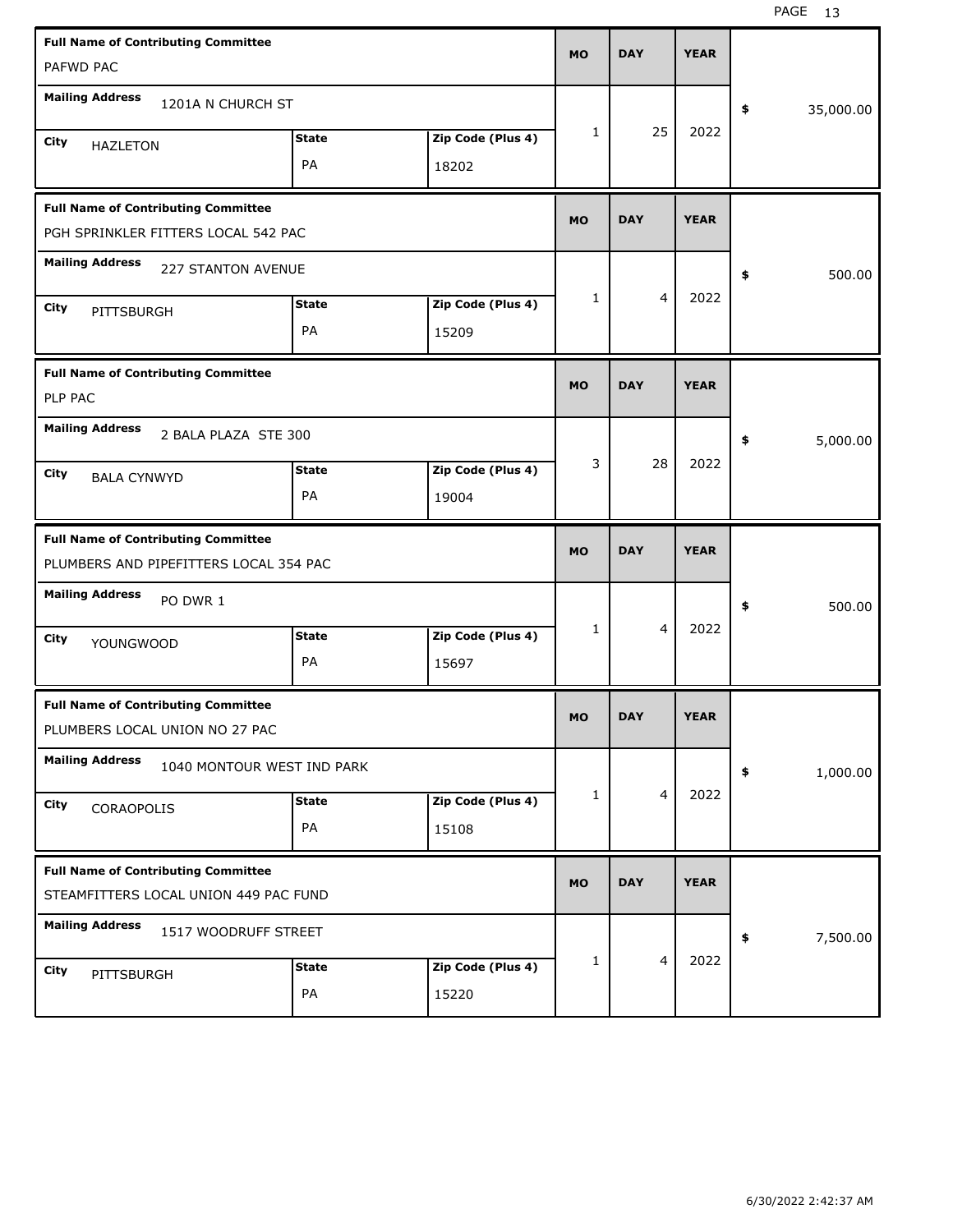| Full Name of Contributing Committee | Mailing Address | City | State | Zip Code (Plus 4) | MO | DAY | YEAR | $ |
|---|---|---|---|---|---|---|---|---|
| PAFWD PAC | 1201A N CHURCH ST | HAZLETON | PA | 18202 | 1 | 25 | 2022 | 35,000.00 |
| PGH SPRINKLER FITTERS LOCAL 542 PAC | 227 STANTON AVENUE | PITTSBURGH | PA | 15209 | 1 | 4 | 2022 | 500.00 |
| PLP PAC | 2 BALA PLAZA STE 300 | BALA CYNWYD | PA | 19004 | 3 | 28 | 2022 | 5,000.00 |
| PLUMBERS AND PIPEFITTERS LOCAL 354 PAC | PO DWR 1 | YOUNGWOOD | PA | 15697 | 1 | 4 | 2022 | 500.00 |
| PLUMBERS LOCAL UNION NO 27 PAC | 1040 MONTOUR WEST IND PARK | CORAOPOLIS | PA | 15108 | 1 | 4 | 2022 | 1,000.00 |
| STEAMFITTERS LOCAL UNION 449 PAC FUND | 1517 WOODRUFF STREET | PITTSBURGH | PA | 15220 | 1 | 4 | 2022 | 7,500.00 |

6/30/2022 2:42:37 AM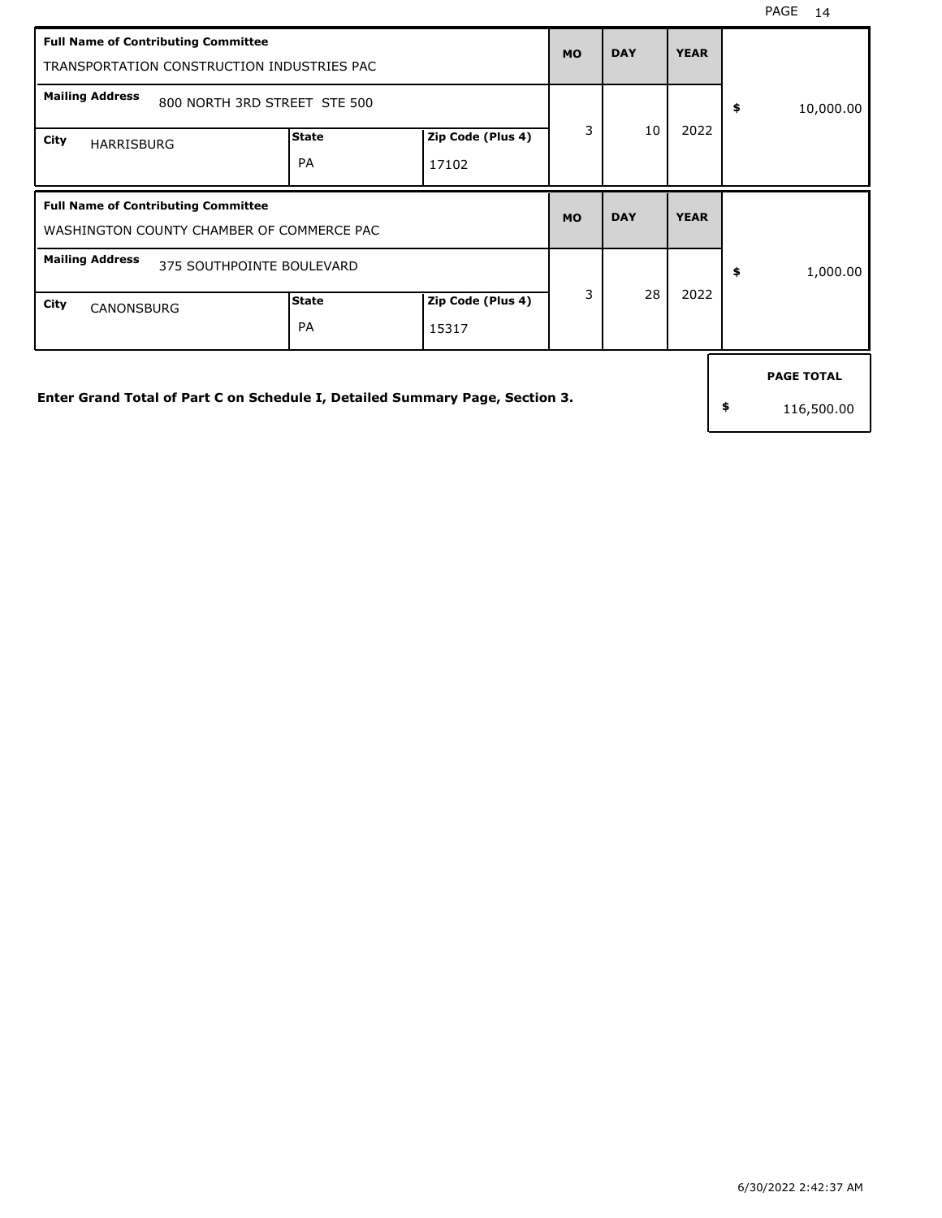| Full Name of Contributing Committee | | | MO | DAY | YEAR | |
|---|---|---|---|---|---|---|
| TRANSPORTATION CONSTRUCTION INDUSTRIES PAC | | | | | | |
| **Mailing Address** 800 NORTH 3RD STREET STE 500 | | | 3 | 10 | 2022 | $ 10,000.00 |
| **City** HARRISBURG | **State** PA | **Zip Code (Plus 4)** 17102 | | | | |

| Full Name of Contributing Committee | | | MO | DAY | YEAR | |
|---|---|---|---|---|---|---|
| WASHINGTON COUNTY CHAMBER OF COMMERCE PAC | | | | | | |
| **Mailing Address** 375 SOUTHPOINTE BOULEVARD | | | 3 | 28 | 2022 | $ 1,000.00 |
| **City** CANONSBURG | **State** PA | **Zip Code (Plus 4)** 15317 | | | | |

**Enter Grand Total of Part C on Schedule I, Detailed Summary Page, Section 3.**

| PAGE TOTAL |
|---|
| $ 116,500.00 |

6/30/2022 2:42:37 AM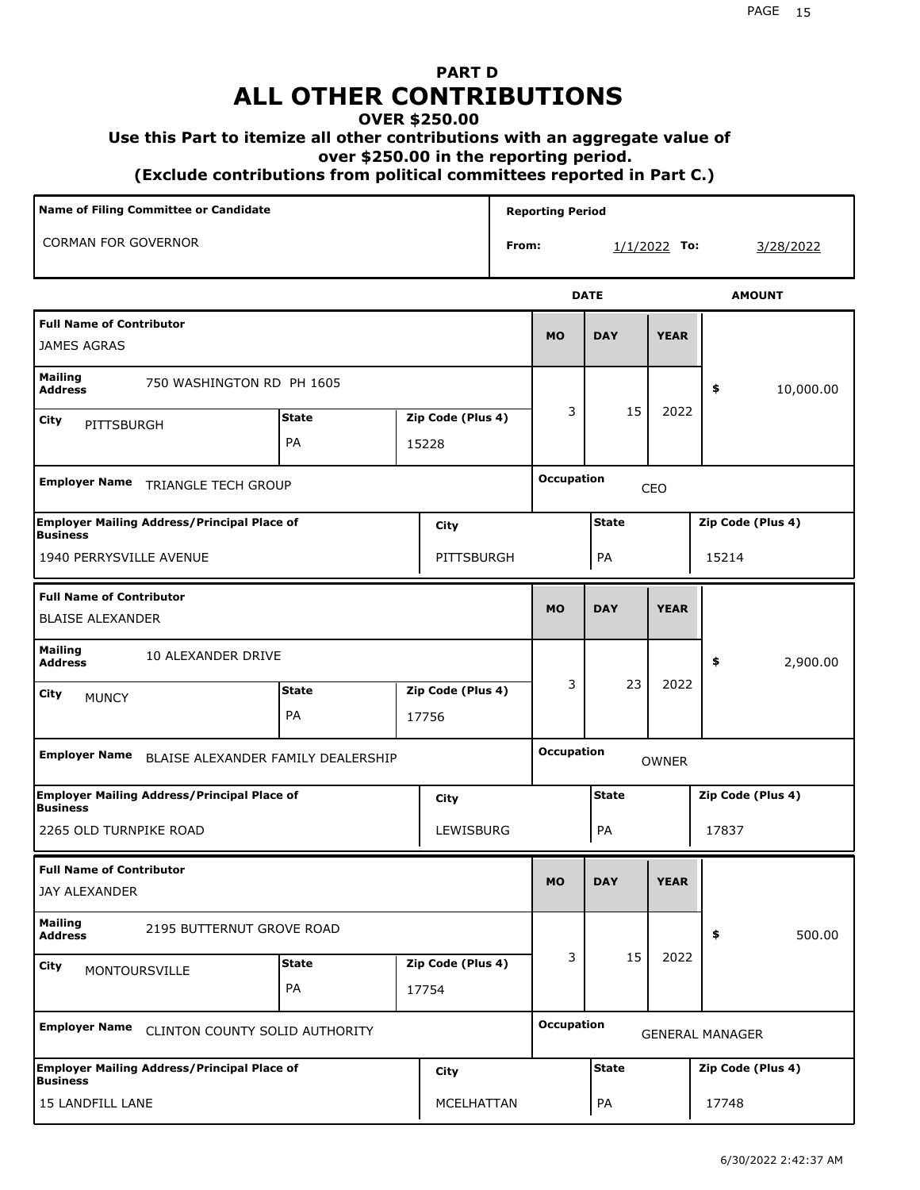# PART D
# ALL OTHER CONTRIBUTIONS

**OVER $250.00**

**Use this Part to itemize all other contributions with an aggregate value of over $250.00 in the reporting period.**

**(Exclude contributions from political committees reported in Part C.)**

| Name of Filing Committee or Candidate | Reporting Period |
|---|---|
| CORMAN FOR GOVERNOR | From: 1/1/2022 To: 3/28/2022 |

---

| Field | Value |
|---|---|
| **Full Name of Contributor** | JAMES AGRAS |
| **Mailing Address** | 750 WASHINGTON RD PH 1605 |
| **City** | PITTSBURGH |
| **State** | PA |
| **Zip Code (Plus 4)** | 15228 |
| **Date (MO/DAY/YEAR)** | 3 / 15 / 2022 |
| **Amount** | $ 10,000.00 |
| **Employer Name** | TRIANGLE TECH GROUP |
| **Occupation** | CEO |
| **Employer Mailing Address/Principal Place of Business** | 1940 PERRYSVILLE AVENUE |
| **City** | PITTSBURGH |
| **State** | PA |
| **Zip Code (Plus 4)** | 15214 |

---

| Field | Value |
|---|---|
| **Full Name of Contributor** | BLAISE ALEXANDER |
| **Mailing Address** | 10 ALEXANDER DRIVE |
| **City** | MUNCY |
| **State** | PA |
| **Zip Code (Plus 4)** | 17756 |
| **Date (MO/DAY/YEAR)** | 3 / 23 / 2022 |
| **Amount** | $ 2,900.00 |
| **Employer Name** | BLAISE ALEXANDER FAMILY DEALERSHIP |
| **Occupation** | OWNER |
| **Employer Mailing Address/Principal Place of Business** | 2265 OLD TURNPIKE ROAD |
| **City** | LEWISBURG |
| **State** | PA |
| **Zip Code (Plus 4)** | 17837 |

---

| Field | Value |
|---|---|
| **Full Name of Contributor** | JAY ALEXANDER |
| **Mailing Address** | 2195 BUTTERNUT GROVE ROAD |
| **City** | MONTOURSVILLE |
| **State** | PA |
| **Zip Code (Plus 4)** | 17754 |
| **Date (MO/DAY/YEAR)** | 3 / 15 / 2022 |
| **Amount** | $ 500.00 |
| **Employer Name** | CLINTON COUNTY SOLID AUTHORITY |
| **Occupation** | GENERAL MANAGER |
| **Employer Mailing Address/Principal Place of Business** | 15 LANDFILL LANE |
| **City** | MCELHATTAN |
| **State** | PA |
| **Zip Code (Plus 4)** | 17748 |

6/30/2022 2:42:37 AM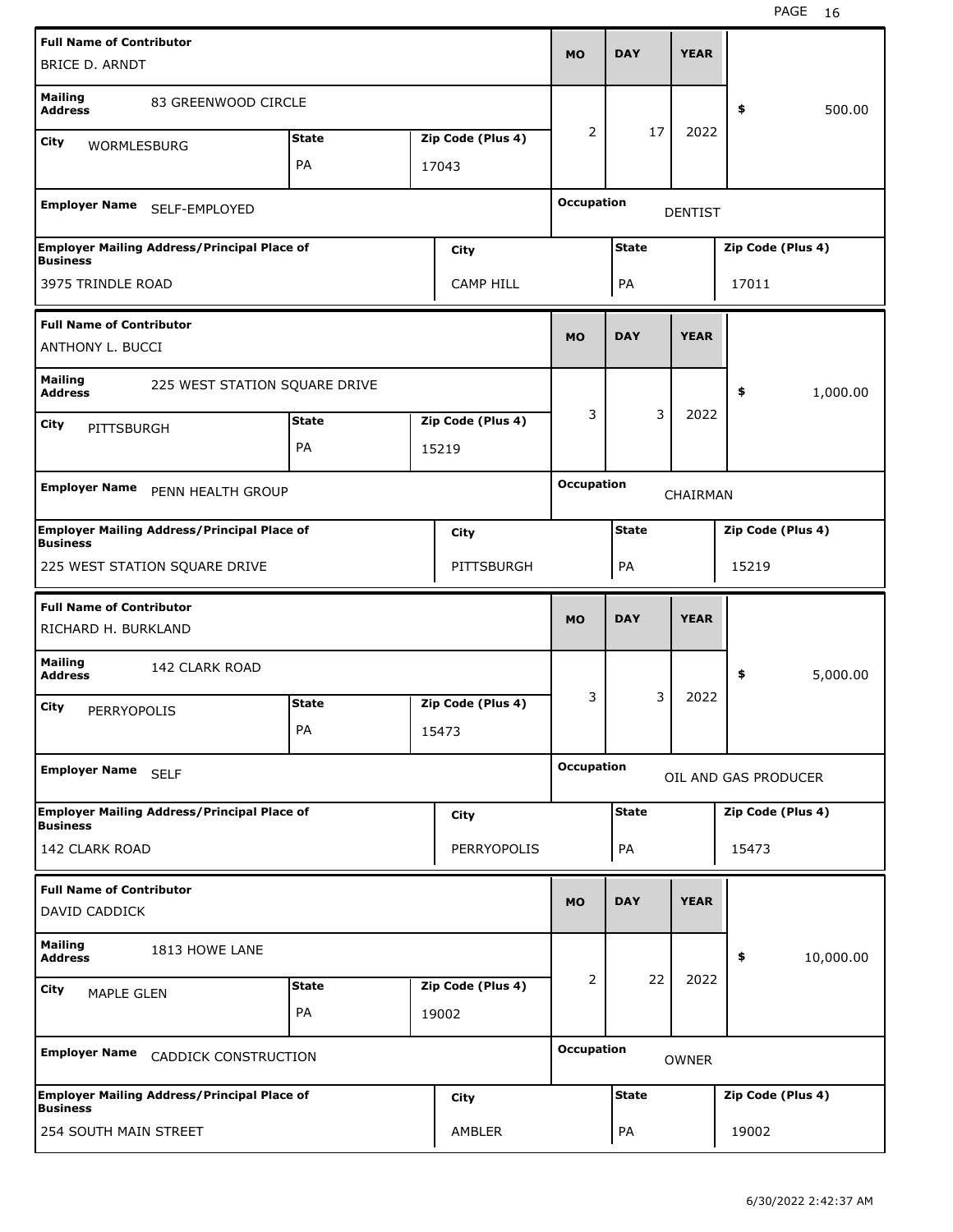| Full Name of Contributor | Mailing Address | City | State | Zip Code (Plus 4) | MO | DAY | YEAR | $ | Employer Name | Occupation | Employer Mailing Address/Principal Place of Business | City | State | Zip Code (Plus 4) |
|---|---|---|---|---|---|---|---|---|---|---|---|---|---|---|
| BRICE D. ARNDT | 83 GREENWOOD CIRCLE | WORMLESBURG | PA | 17043 | 2 | 17 | 2022 | 500.00 | SELF-EMPLOYED | DENTIST | 3975 TRINDLE ROAD | CAMP HILL | PA | 17011 |
| ANTHONY L. BUCCI | 225 WEST STATION SQUARE DRIVE | PITTSBURGH | PA | 15219 | 3 | 3 | 2022 | 1,000.00 | PENN HEALTH GROUP | CHAIRMAN | 225 WEST STATION SQUARE DRIVE | PITTSBURGH | PA | 15219 |
| RICHARD H. BURKLAND | 142 CLARK ROAD | PERRYOPOLIS | PA | 15473 | 3 | 3 | 2022 | 5,000.00 | SELF | OIL AND GAS PRODUCER | 142 CLARK ROAD | PERRYOPOLIS | PA | 15473 |
| DAVID CADDICK | 1813 HOWE LANE | MAPLE GLEN | PA | 19002 | 2 | 22 | 2022 | 10,000.00 | CADDICK CONSTRUCTION | OWNER | 254 SOUTH MAIN STREET | AMBLER | PA | 19002 |

6/30/2022 2:42:37 AM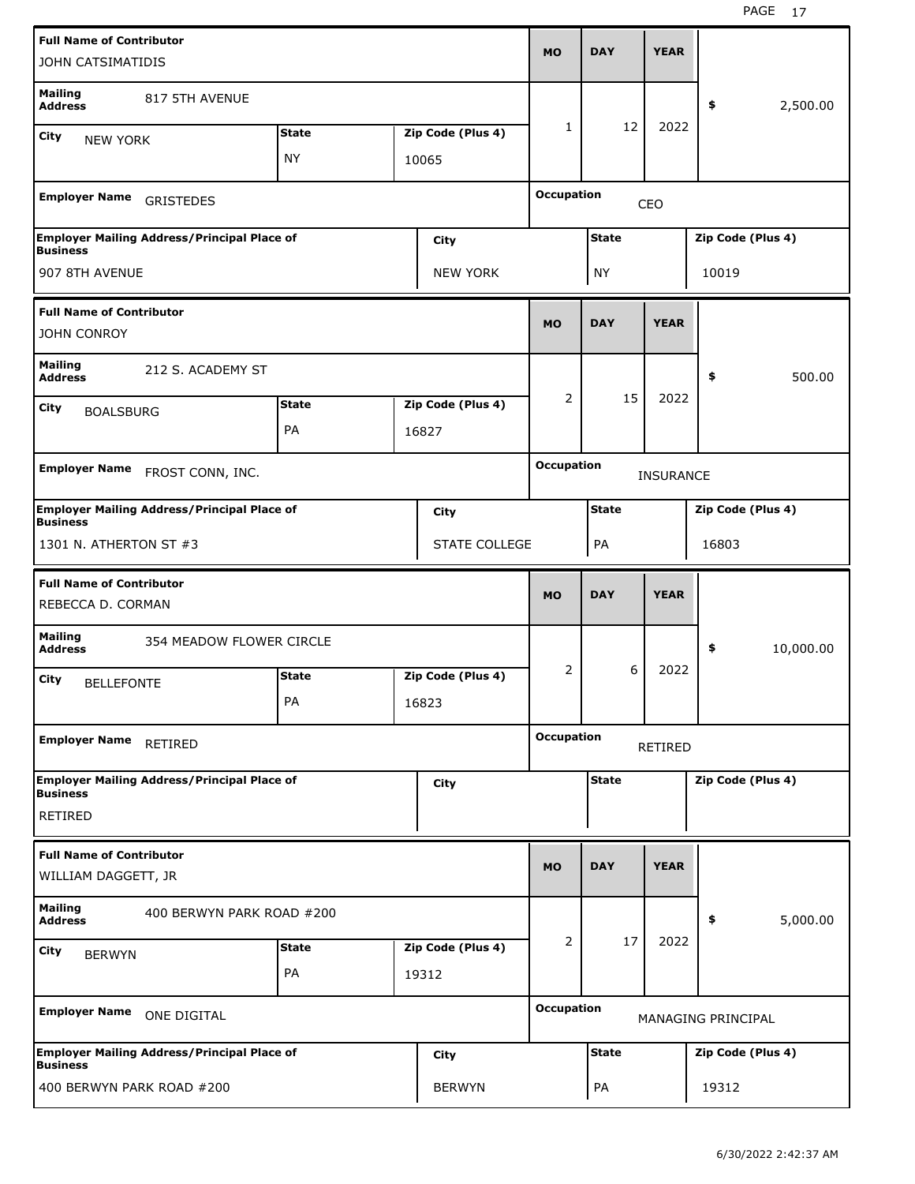| Full Name of Contributor | Mailing Address | City | State | Zip Code (Plus 4) | MO | DAY | YEAR | $ | Employer Name | Occupation | Employer Mailing Address/Principal Place of Business | City | State | Zip Code (Plus 4) |
|---|---|---|---|---|---|---|---|---|---|---|---|---|---|---|
| JOHN CATSIMATIDIS | 817 5TH AVENUE | NEW YORK | NY | 10065 | 1 | 12 | 2022 | 2,500.00 | GRISTEDES | CEO | 907 8TH AVENUE | NEW YORK | NY | 10019 |
| JOHN CONROY | 212 S. ACADEMY ST | BOALSBURG | PA | 16827 | 2 | 15 | 2022 | 500.00 | FROST CONN, INC. | INSURANCE | 1301 N. ATHERTON ST #3 | STATE COLLEGE | PA | 16803 |
| REBECCA D. CORMAN | 354 MEADOW FLOWER CIRCLE | BELLEFONTE | PA | 16823 | 2 | 6 | 2022 | 10,000.00 | RETIRED | RETIRED | RETIRED | | | |
| WILLIAM DAGGETT, JR | 400 BERWYN PARK ROAD #200 | BERWYN | PA | 19312 | 2 | 17 | 2022 | 5,000.00 | ONE DIGITAL | MANAGING PRINCIPAL | 400 BERWYN PARK ROAD #200 | BERWYN | PA | 19312 |

6/30/2022 2:42:37 AM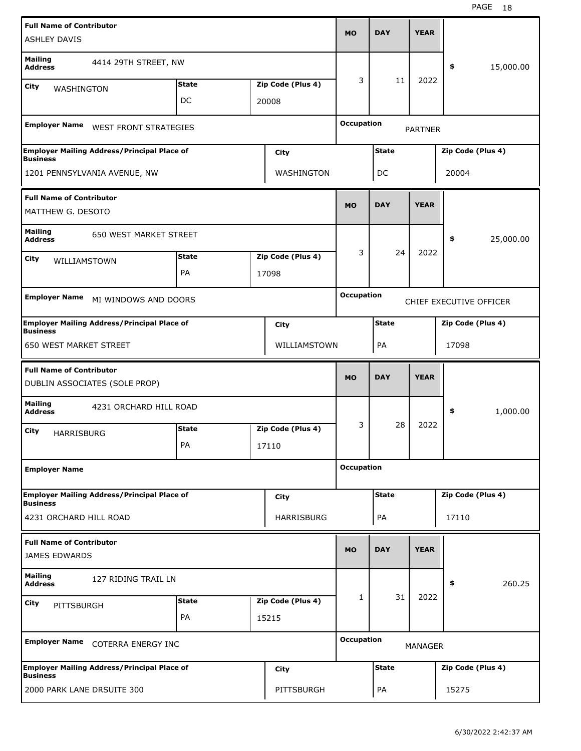| Full Name of Contributor | | | MO | DAY | YEAR | |
|---|---|---|---|---|---|---|
| ASHLEY DAVIS | | | | | | |
| Mailing Address: 4414 29TH STREET, NW | | | 3 | 11 | 2022 | $ 15,000.00 |
| City: WASHINGTON | State: DC | Zip Code (Plus 4): 20008 | | | | |
| Employer Name: WEST FRONT STRATEGIES | | | Occupation: PARTNER | | | |
| Employer Mailing Address/Principal Place of Business: 1201 PENNSYLVANIA AVENUE, NW | City: WASHINGTON | | State: DC | | Zip Code (Plus 4): 20004 | |

| Full Name of Contributor | | | MO | DAY | YEAR | |
|---|---|---|---|---|---|---|
| MATTHEW G. DESOTO | | | | | | |
| Mailing Address: 650 WEST MARKET STREET | | | 3 | 24 | 2022 | $ 25,000.00 |
| City: WILLIAMSTOWN | State: PA | Zip Code (Plus 4): 17098 | | | | |
| Employer Name: MI WINDOWS AND DOORS | | | Occupation: CHIEF EXECUTIVE OFFICER | | | |
| Employer Mailing Address/Principal Place of Business: 650 WEST MARKET STREET | City: WILLIAMSTOWN | | State: PA | | Zip Code (Plus 4): 17098 | |

| Full Name of Contributor | | | MO | DAY | YEAR | |
|---|---|---|---|---|---|---|
| DUBLIN ASSOCIATES (SOLE PROP) | | | | | | |
| Mailing Address: 4231 ORCHARD HILL ROAD | | | 3 | 28 | 2022 | $ 1,000.00 |
| City: HARRISBURG | State: PA | Zip Code (Plus 4): 17110 | | | | |
| Employer Name: | | | Occupation: | | | |
| Employer Mailing Address/Principal Place of Business: 4231 ORCHARD HILL ROAD | City: HARRISBURG | | State: PA | | Zip Code (Plus 4): 17110 | |

| Full Name of Contributor | | | MO | DAY | YEAR | |
|---|---|---|---|---|---|---|
| JAMES EDWARDS | | | | | | |
| Mailing Address: 127 RIDING TRAIL LN | | | 1 | 31 | 2022 | $ 260.25 |
| City: PITTSBURGH | State: PA | Zip Code (Plus 4): 15215 | | | | |
| Employer Name: COTERRA ENERGY INC | | | Occupation: MANAGER | | | |
| Employer Mailing Address/Principal Place of Business: 2000 PARK LANE DRSUITE 300 | City: PITTSBURGH | | State: PA | | Zip Code (Plus 4): 15275 | |

6/30/2022 2:42:37 AM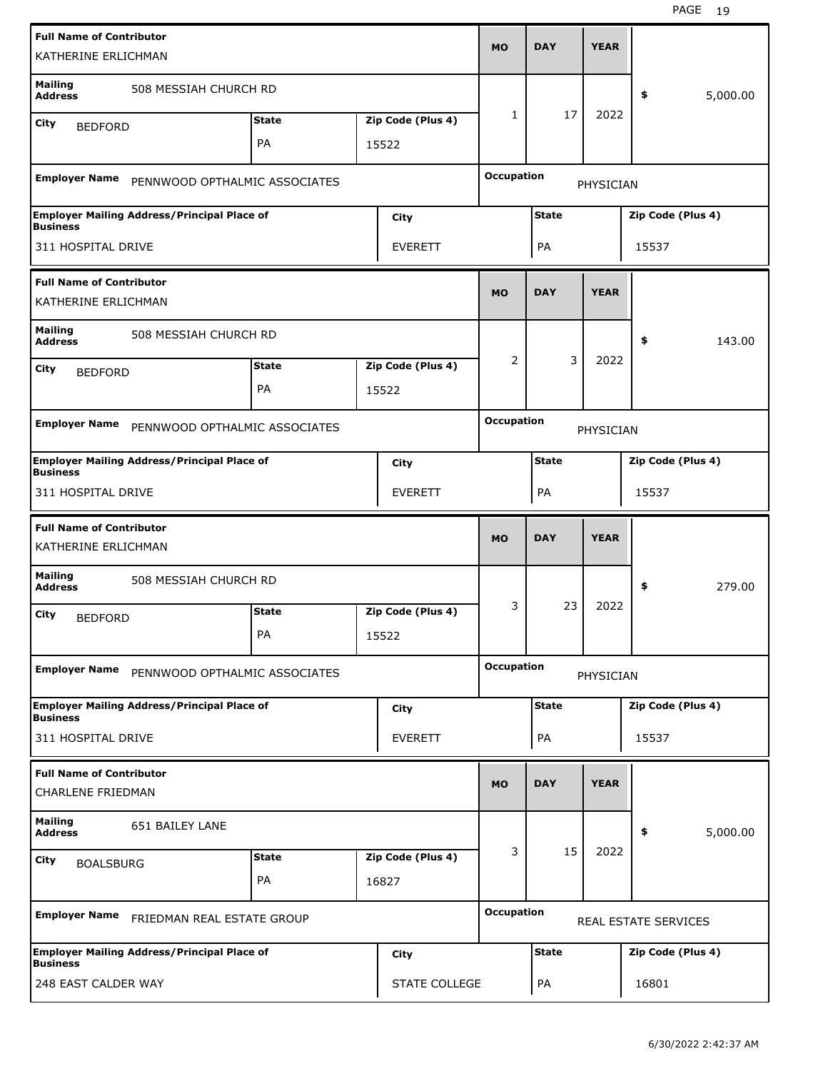| Full Name of Contributor | | | MO | DAY | YEAR | |
|---|---|---|---|---|---|---|
| KATHERINE ERLICHMAN | | | | | | |
| Mailing Address: 508 MESSIAH CHURCH RD | | | 1 | 17 | 2022 | $ 5,000.00 |
| City: BEDFORD | State: PA | Zip Code (Plus 4): 15522 | | | | |
| Employer Name: PENNWOOD OPTHALMIC ASSOCIATES | | | Occupation: PHYSICIAN | | | |
| Employer Mailing Address/Principal Place of Business: 311 HOSPITAL DRIVE | City: EVERETT | | State: PA | | Zip Code (Plus 4): 15537 | |

| Full Name of Contributor | | | MO | DAY | YEAR | |
|---|---|---|---|---|---|---|
| KATHERINE ERLICHMAN | | | | | | |
| Mailing Address: 508 MESSIAH CHURCH RD | | | 2 | 3 | 2022 | $ 143.00 |
| City: BEDFORD | State: PA | Zip Code (Plus 4): 15522 | | | | |
| Employer Name: PENNWOOD OPTHALMIC ASSOCIATES | | | Occupation: PHYSICIAN | | | |
| Employer Mailing Address/Principal Place of Business: 311 HOSPITAL DRIVE | City: EVERETT | | State: PA | | Zip Code (Plus 4): 15537 | |

| Full Name of Contributor | | | MO | DAY | YEAR | |
|---|---|---|---|---|---|---|
| KATHERINE ERLICHMAN | | | | | | |
| Mailing Address: 508 MESSIAH CHURCH RD | | | 3 | 23 | 2022 | $ 279.00 |
| City: BEDFORD | State: PA | Zip Code (Plus 4): 15522 | | | | |
| Employer Name: PENNWOOD OPTHALMIC ASSOCIATES | | | Occupation: PHYSICIAN | | | |
| Employer Mailing Address/Principal Place of Business: 311 HOSPITAL DRIVE | City: EVERETT | | State: PA | | Zip Code (Plus 4): 15537 | |

| Full Name of Contributor | | | MO | DAY | YEAR | |
|---|---|---|---|---|---|---|
| CHARLENE FRIEDMAN | | | | | | |
| Mailing Address: 651 BAILEY LANE | | | 3 | 15 | 2022 | $ 5,000.00 |
| City: BOALSBURG | State: PA | Zip Code (Plus 4): 16827 | | | | |
| Employer Name: FRIEDMAN REAL ESTATE GROUP | | | Occupation: REAL ESTATE SERVICES | | | |
| Employer Mailing Address/Principal Place of Business: 248 EAST CALDER WAY | City: STATE COLLEGE | | State: PA | | Zip Code (Plus 4): 16801 | |

6/30/2022 2:42:37 AM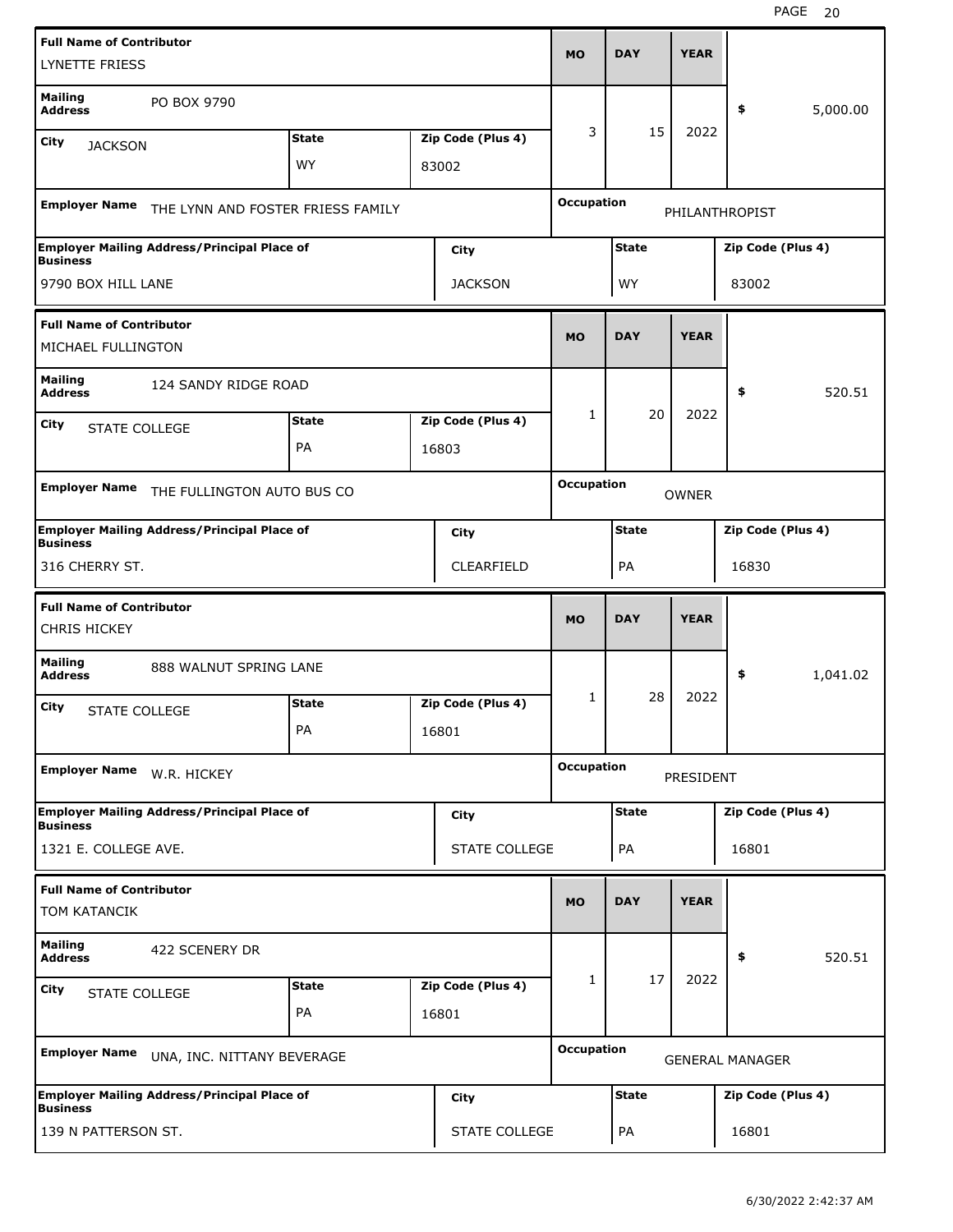| Full Name of Contributor | | | MO | DAY | YEAR | |
|---|---|---|---|---|---|---|
| LYNETTE FRIESS | | | 3 | 15 | 2022 | $ 5,000.00 |
| Mailing Address: PO BOX 9790 | | | | | | |
| City: JACKSON | State: WY | Zip Code (Plus 4): 83002 | | | | |
| Employer Name: THE LYNN AND FOSTER FRIESS FAMILY | | | Occupation: PHILANTHROPIST | | | |
| Employer Mailing Address/Principal Place of Business: 9790 BOX HILL LANE | | City: JACKSON | State: WY | | Zip Code (Plus 4): 83002 | |

| Full Name of Contributor | | | MO | DAY | YEAR | |
|---|---|---|---|---|---|---|
| MICHAEL FULLINGTON | | | 1 | 20 | 2022 | $ 520.51 |
| Mailing Address: 124 SANDY RIDGE ROAD | | | | | | |
| City: STATE COLLEGE | State: PA | Zip Code (Plus 4): 16803 | | | | |
| Employer Name: THE FULLINGTON AUTO BUS CO | | | Occupation: OWNER | | | |
| Employer Mailing Address/Principal Place of Business: 316 CHERRY ST. | | City: CLEARFIELD | State: PA | | Zip Code (Plus 4): 16830 | |

| Full Name of Contributor | | | MO | DAY | YEAR | |
|---|---|---|---|---|---|---|
| CHRIS HICKEY | | | 1 | 28 | 2022 | $ 1,041.02 |
| Mailing Address: 888 WALNUT SPRING LANE | | | | | | |
| City: STATE COLLEGE | State: PA | Zip Code (Plus 4): 16801 | | | | |
| Employer Name: W.R. HICKEY | | | Occupation: PRESIDENT | | | |
| Employer Mailing Address/Principal Place of Business: 1321 E. COLLEGE AVE. | | City: STATE COLLEGE | State: PA | | Zip Code (Plus 4): 16801 | |

| Full Name of Contributor | | | MO | DAY | YEAR | |
|---|---|---|---|---|---|---|
| TOM KATANCIK | | | 1 | 17 | 2022 | $ 520.51 |
| Mailing Address: 422 SCENERY DR | | | | | | |
| City: STATE COLLEGE | State: PA | Zip Code (Plus 4): 16801 | | | | |
| Employer Name: UNA, INC. NITTANY BEVERAGE | | | Occupation: GENERAL MANAGER | | | |
| Employer Mailing Address/Principal Place of Business: 139 N PATTERSON ST. | | City: STATE COLLEGE | State: PA | | Zip Code (Plus 4): 16801 | |

6/30/2022 2:42:37 AM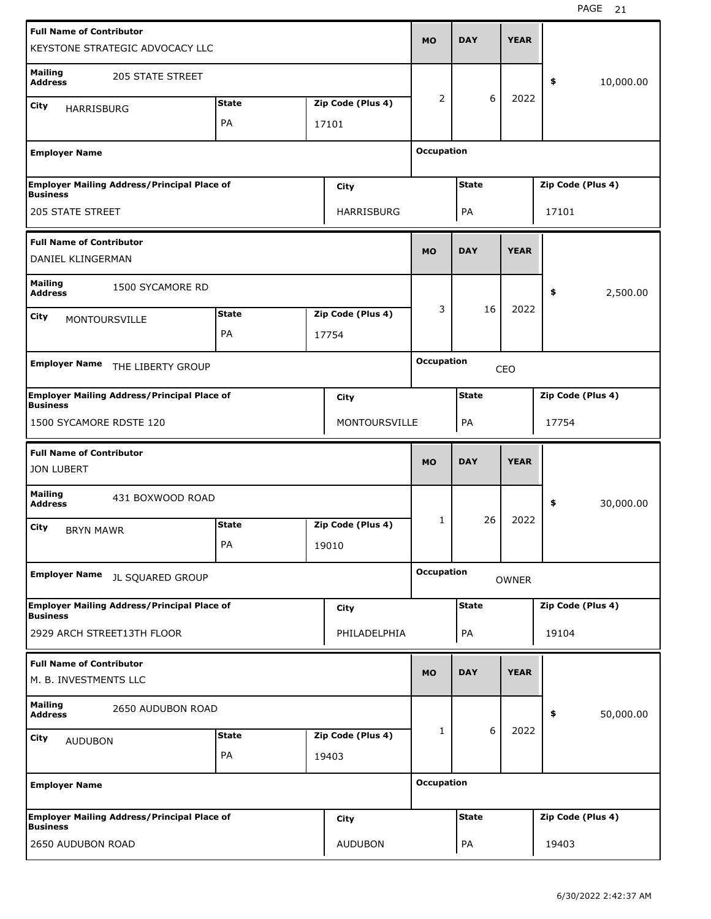| Full Name of Contributor | | | MO | DAY | YEAR | |
|---|---|---|---|---|---|---|
| KEYSTONE STRATEGIC ADVOCACY LLC | | | | | | |
| Mailing Address: 205 STATE STREET | | | 2 | 6 | 2022 | $ 10,000.00 |
| City: HARRISBURG | State: PA | Zip Code (Plus 4): 17101 | | | | |
| Employer Name: | | | Occupation: | | | |
| Employer Mailing Address/Principal Place of Business: 205 STATE STREET | | City: HARRISBURG | State: PA | | Zip Code (Plus 4): 17101 | |

| Full Name of Contributor | | | MO | DAY | YEAR | |
|---|---|---|---|---|---|---|
| DANIEL KLINGERMAN | | | | | | |
| Mailing Address: 1500 SYCAMORE RD | | | 3 | 16 | 2022 | $ 2,500.00 |
| City: MONTOURSVILLE | State: PA | Zip Code (Plus 4): 17754 | | | | |
| Employer Name: THE LIBERTY GROUP | | | Occupation: CEO | | | |
| Employer Mailing Address/Principal Place of Business: 1500 SYCAMORE RDSTE 120 | | City: MONTOURSVILLE | State: PA | | Zip Code (Plus 4): 17754 | |

| Full Name of Contributor | | | MO | DAY | YEAR | |
|---|---|---|---|---|---|---|
| JON LUBERT | | | | | | |
| Mailing Address: 431 BOXWOOD ROAD | | | 1 | 26 | 2022 | $ 30,000.00 |
| City: BRYN MAWR | State: PA | Zip Code (Plus 4): 19010 | | | | |
| Employer Name: JL SQUARED GROUP | | | Occupation: OWNER | | | |
| Employer Mailing Address/Principal Place of Business: 2929 ARCH STREET13TH FLOOR | | City: PHILADELPHIA | State: PA | | Zip Code (Plus 4): 19104 | |

| Full Name of Contributor | | | MO | DAY | YEAR | |
|---|---|---|---|---|---|---|
| M. B. INVESTMENTS LLC | | | | | | |
| Mailing Address: 2650 AUDUBON ROAD | | | 1 | 6 | 2022 | $ 50,000.00 |
| City: AUDUBON | State: PA | Zip Code (Plus 4): 19403 | | | | |
| Employer Name: | | | Occupation: | | | |
| Employer Mailing Address/Principal Place of Business: 2650 AUDUBON ROAD | | City: AUDUBON | State: PA | | Zip Code (Plus 4): 19403 | |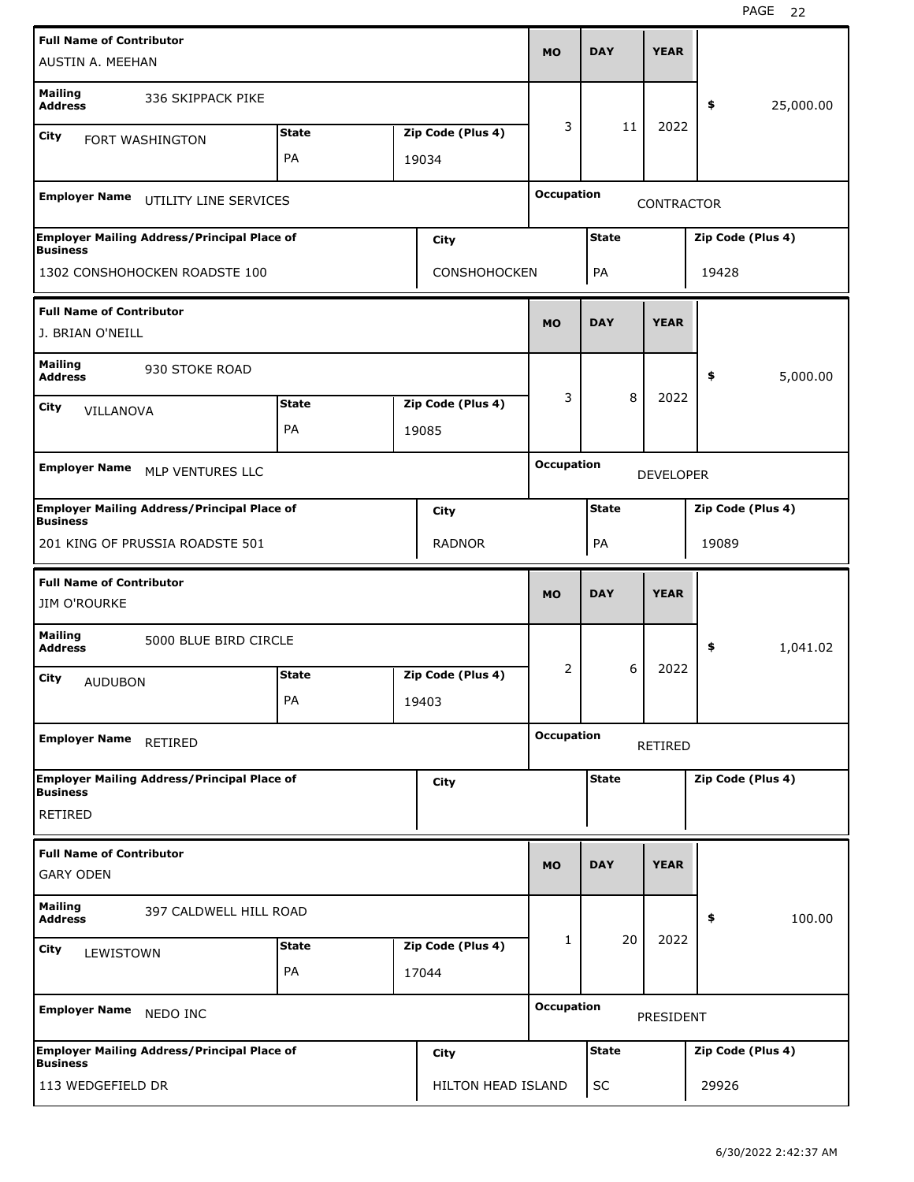| Full Name of Contributor | Mailing Address | City | State | Zip Code (Plus 4) | MO | DAY | YEAR | $ | Employer Name | Occupation | Employer Mailing Address/Principal Place of Business | City | State | Zip Code (Plus 4) |
|---|---|---|---|---|---|---|---|---|---|---|---|---|---|---|
| AUSTIN A. MEEHAN | 336 SKIPPACK PIKE | FORT WASHINGTON | PA | 19034 | 3 | 11 | 2022 | 25,000.00 | UTILITY LINE SERVICES | CONTRACTOR | 1302 CONSHOHOCKEN ROADSTE 100 | CONSHOHOCKEN | PA | 19428 |
| J. BRIAN O'NEILL | 930 STOKE ROAD | VILLANOVA | PA | 19085 | 3 | 8 | 2022 | 5,000.00 | MLP VENTURES LLC | DEVELOPER | 201 KING OF PRUSSIA ROADSTE 501 | RADNOR | PA | 19089 |
| JIM O'ROURKE | 5000 BLUE BIRD CIRCLE | AUDUBON | PA | 19403 | 2 | 6 | 2022 | 1,041.02 | RETIRED | RETIRED | RETIRED | | | |
| GARY ODEN | 397 CALDWELL HILL ROAD | LEWISTOWN | PA | 17044 | 1 | 20 | 2022 | 100.00 | NEDO INC | PRESIDENT | 113 WEDGEFIELD DR | HILTON HEAD ISLAND | SC | 29926 |

6/30/2022 2:42:37 AM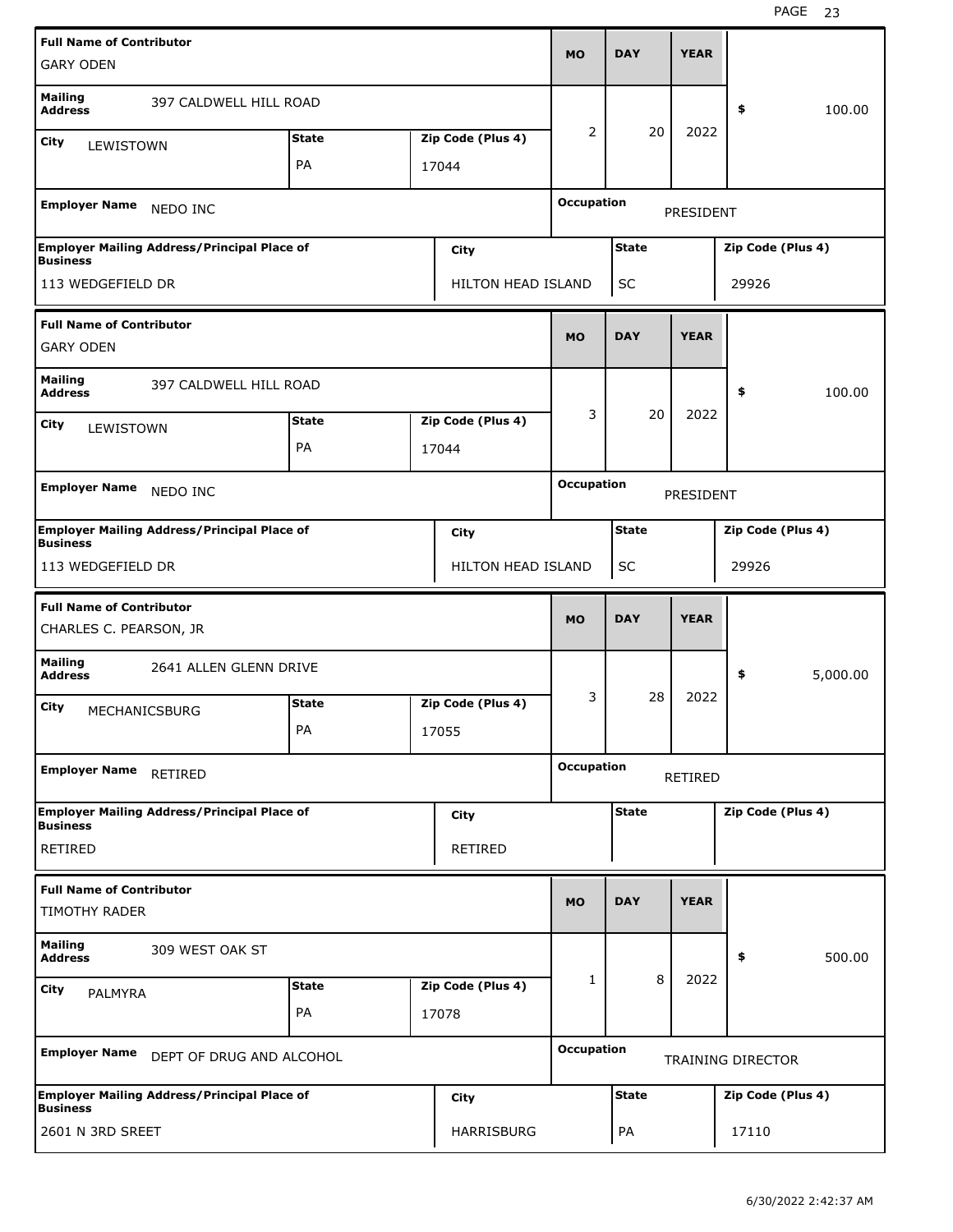| Full Name of Contributor | | | MO | DAY | YEAR | |
|---|---|---|---|---|---|---|
| GARY ODEN | | | | | | |
| Mailing Address: 397 CALDWELL HILL ROAD | | | 2 | 20 | 2022 | $ 100.00 |
| City: LEWISTOWN | State: PA | Zip Code (Plus 4): 17044 | | | | |
| Employer Name: NEDO INC | | | Occupation: PRESIDENT | | | |
| Employer Mailing Address/Principal Place of Business: 113 WEDGEFIELD DR | City: HILTON HEAD ISLAND | | State: SC | | Zip Code (Plus 4): 29926 | |

| Full Name of Contributor | | | MO | DAY | YEAR | |
|---|---|---|---|---|---|---|
| GARY ODEN | | | | | | |
| Mailing Address: 397 CALDWELL HILL ROAD | | | 3 | 20 | 2022 | $ 100.00 |
| City: LEWISTOWN | State: PA | Zip Code (Plus 4): 17044 | | | | |
| Employer Name: NEDO INC | | | Occupation: PRESIDENT | | | |
| Employer Mailing Address/Principal Place of Business: 113 WEDGEFIELD DR | City: HILTON HEAD ISLAND | | State: SC | | Zip Code (Plus 4): 29926 | |

| Full Name of Contributor | | | MO | DAY | YEAR | |
|---|---|---|---|---|---|---|
| CHARLES C. PEARSON, JR | | | | | | |
| Mailing Address: 2641 ALLEN GLENN DRIVE | | | 3 | 28 | 2022 | $ 5,000.00 |
| City: MECHANICSBURG | State: PA | Zip Code (Plus 4): 17055 | | | | |
| Employer Name: RETIRED | | | Occupation: RETIRED | | | |
| Employer Mailing Address/Principal Place of Business: RETIRED | City: RETIRED | | State: | | Zip Code (Plus 4): | |

| Full Name of Contributor | | | MO | DAY | YEAR | |
|---|---|---|---|---|---|---|
| TIMOTHY RADER | | | | | | |
| Mailing Address: 309 WEST OAK ST | | | 1 | 8 | 2022 | $ 500.00 |
| City: PALMYRA | State: PA | Zip Code (Plus 4): 17078 | | | | |
| Employer Name: DEPT OF DRUG AND ALCOHOL | | | Occupation: TRAINING DIRECTOR | | | |
| Employer Mailing Address/Principal Place of Business: 2601 N 3RD SREET | City: HARRISBURG | | State: PA | | Zip Code (Plus 4): 17110 | |

6/30/2022 2:42:37 AM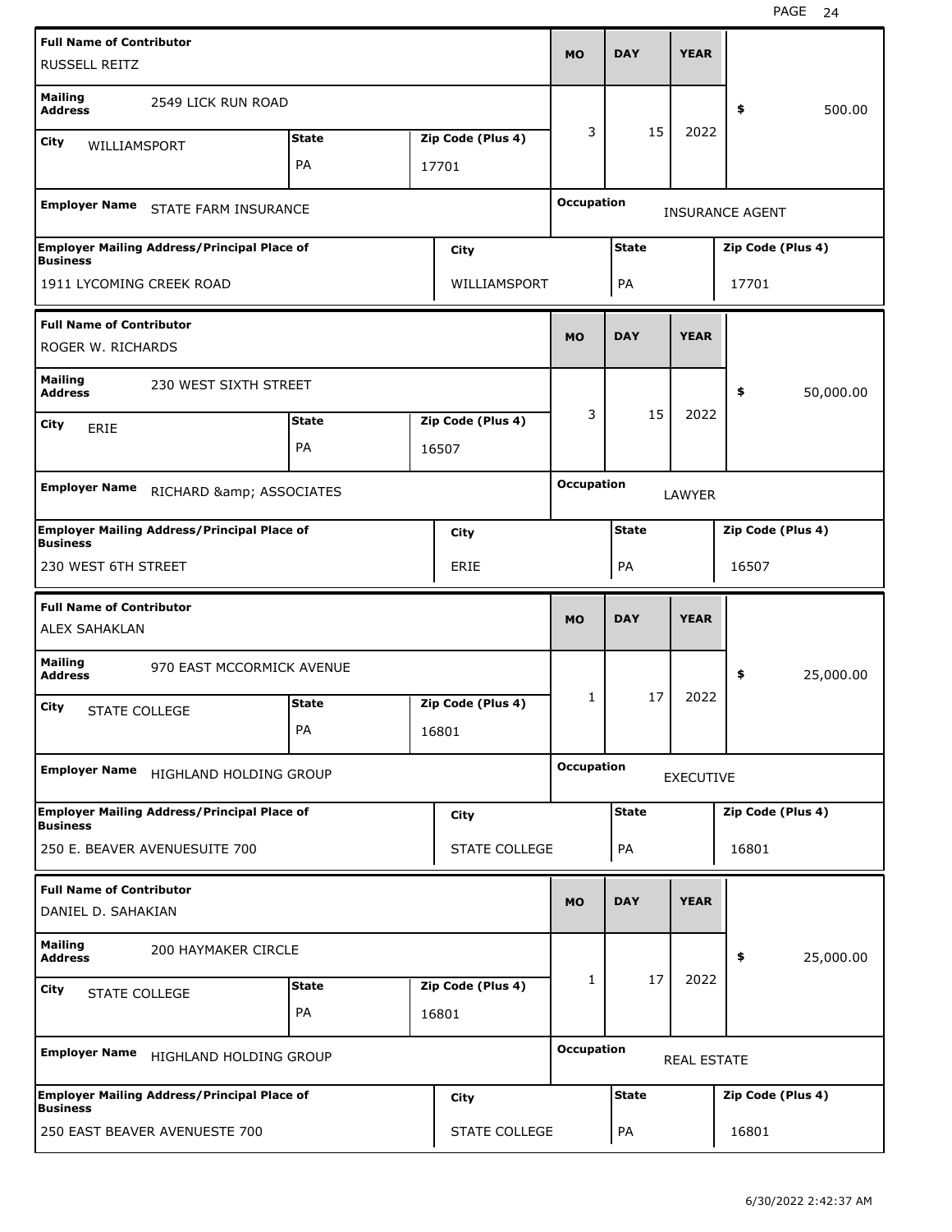| Full Name of Contributor | | | MO | DAY | YEAR | |
|---|---|---|---|---|---|---|
| RUSSELL REITZ | | | | | | |
| Mailing Address: 2549 LICK RUN ROAD | | | 3 | 15 | 2022 | $ 500.00 |
| City: WILLIAMSPORT | State: PA | Zip Code (Plus 4): 17701 | | | | |
| Employer Name: STATE FARM INSURANCE | | | Occupation: INSURANCE AGENT | | | |
| Employer Mailing Address/Principal Place of Business: 1911 LYCOMING CREEK ROAD | City: WILLIAMSPORT | | State: PA | | Zip Code (Plus 4): 17701 | |

| Full Name of Contributor | | | MO | DAY | YEAR | |
|---|---|---|---|---|---|---|
| ROGER W. RICHARDS | | | | | | |
| Mailing Address: 230 WEST SIXTH STREET | | | 3 | 15 | 2022 | $ 50,000.00 |
| City: ERIE | State: PA | Zip Code (Plus 4): 16507 | | | | |
| Employer Name: RICHARD &amp; ASSOCIATES | | | Occupation: LAWYER | | | |
| Employer Mailing Address/Principal Place of Business: 230 WEST 6TH STREET | City: ERIE | | State: PA | | Zip Code (Plus 4): 16507 | |

| Full Name of Contributor | | | MO | DAY | YEAR | |
|---|---|---|---|---|---|---|
| ALEX SAHAKLAN | | | | | | |
| Mailing Address: 970 EAST MCCORMICK AVENUE | | | 1 | 17 | 2022 | $ 25,000.00 |
| City: STATE COLLEGE | State: PA | Zip Code (Plus 4): 16801 | | | | |
| Employer Name: HIGHLAND HOLDING GROUP | | | Occupation: EXECUTIVE | | | |
| Employer Mailing Address/Principal Place of Business: 250 E. BEAVER AVENUESUITE 700 | City: STATE COLLEGE | | State: PA | | Zip Code (Plus 4): 16801 | |

| Full Name of Contributor | | | MO | DAY | YEAR | |
|---|---|---|---|---|---|---|
| DANIEL D. SAHAKIAN | | | | | | |
| Mailing Address: 200 HAYMAKER CIRCLE | | | 1 | 17 | 2022 | $ 25,000.00 |
| City: STATE COLLEGE | State: PA | Zip Code (Plus 4): 16801 | | | | |
| Employer Name: HIGHLAND HOLDING GROUP | | | Occupation: REAL ESTATE | | | |
| Employer Mailing Address/Principal Place of Business: 250 EAST BEAVER AVENUESTE 700 | City: STATE COLLEGE | | State: PA | | Zip Code (Plus 4): 16801 | |

6/30/2022 2:42:37 AM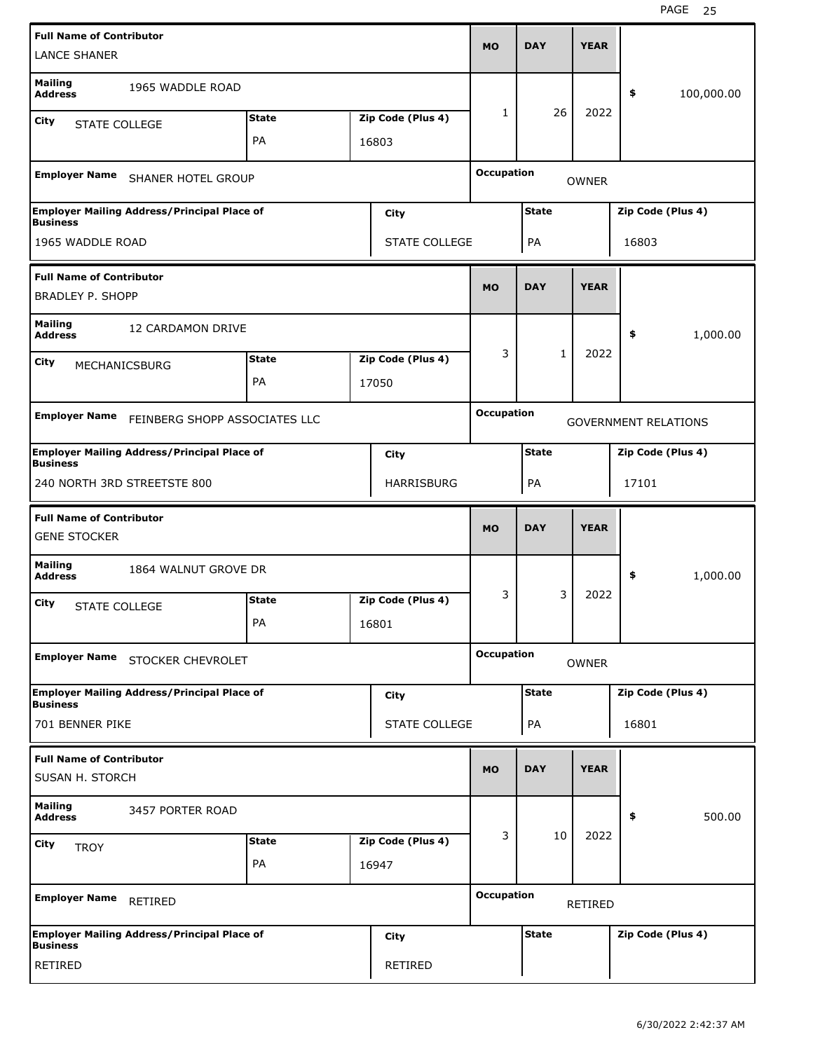| Full Name of Contributor | | | MO | DAY | YEAR | |
|---|---|---|---|---|---|---|
| LANCE SHANER | | | | | | |
| Mailing Address | 1965 WADDLE ROAD | | 1 | 26 | 2022 | $ 100,000.00 |
| City: STATE COLLEGE | State: PA | Zip Code (Plus 4): 16803 | | | | |
| Employer Name | SHANER HOTEL GROUP | | Occupation | OWNER | | |
| Employer Mailing Address/Principal Place of Business | City | | State | | Zip Code (Plus 4) | |
| 1965 WADDLE ROAD | STATE COLLEGE | | PA | | 16803 | |

| Full Name of Contributor | | | MO | DAY | YEAR | |
|---|---|---|---|---|---|---|
| BRADLEY P. SHOPP | | | | | | |
| Mailing Address | 12 CARDAMON DRIVE | | 3 | 1 | 2022 | $ 1,000.00 |
| City: MECHANICSBURG | State: PA | Zip Code (Plus 4): 17050 | | | | |
| Employer Name | FEINBERG SHOPP ASSOCIATES LLC | | Occupation | GOVERNMENT RELATIONS | | |
| Employer Mailing Address/Principal Place of Business | City | | State | | Zip Code (Plus 4) | |
| 240 NORTH 3RD STREETSTE 800 | HARRISBURG | | PA | | 17101 | |

| Full Name of Contributor | | | MO | DAY | YEAR | |
|---|---|---|---|---|---|---|
| GENE STOCKER | | | | | | |
| Mailing Address | 1864 WALNUT GROVE DR | | 3 | 3 | 2022 | $ 1,000.00 |
| City: STATE COLLEGE | State: PA | Zip Code (Plus 4): 16801 | | | | |
| Employer Name | STOCKER CHEVROLET | | Occupation | OWNER | | |
| Employer Mailing Address/Principal Place of Business | City | | State | | Zip Code (Plus 4) | |
| 701 BENNER PIKE | STATE COLLEGE | | PA | | 16801 | |

| Full Name of Contributor | | | MO | DAY | YEAR | |
|---|---|---|---|---|---|---|
| SUSAN H. STORCH | | | | | | |
| Mailing Address | 3457 PORTER ROAD | | 3 | 10 | 2022 | $ 500.00 |
| City: TROY | State: PA | Zip Code (Plus 4): 16947 | | | | |
| Employer Name | RETIRED | | Occupation | RETIRED | | |
| Employer Mailing Address/Principal Place of Business | City | | State | | Zip Code (Plus 4) | |
| RETIRED | RETIRED | | | | | |

6/30/2022 2:42:37 AM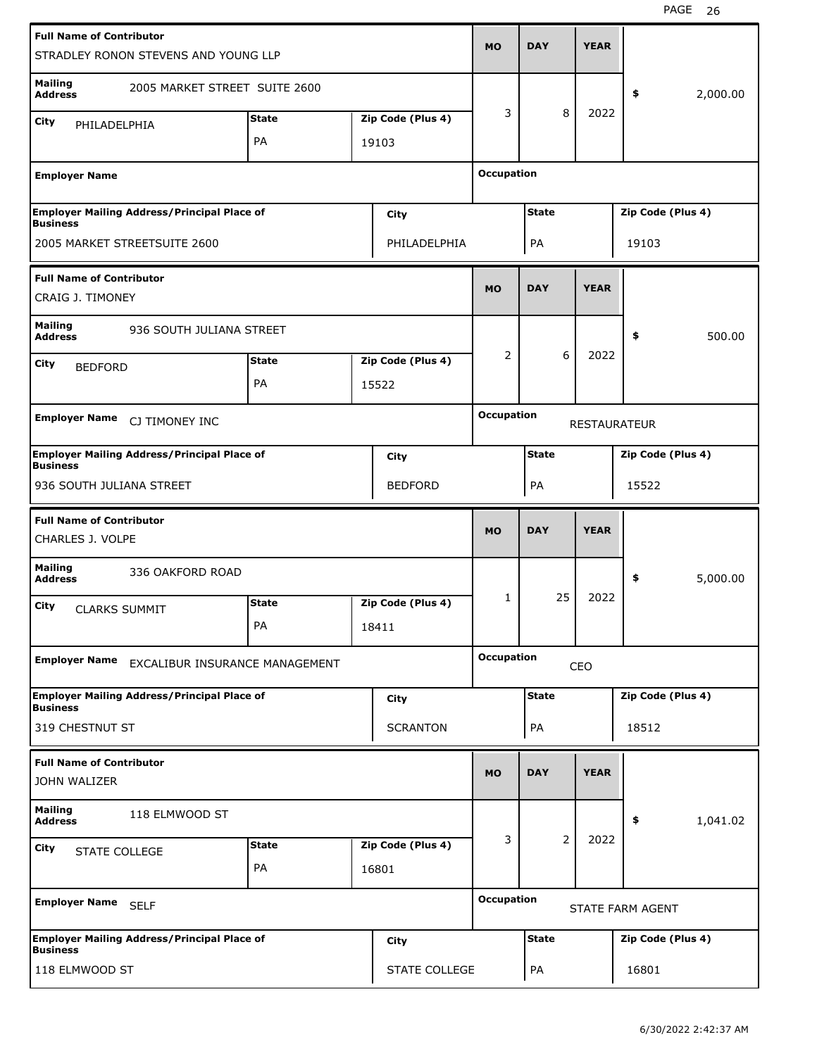| Full Name of Contributor | | | MO | DAY | YEAR | |
|---|---|---|---|---|---|---|
| STRADLEY RONON STEVENS AND YOUNG LLP | | | | | | |
| Mailing Address | 2005 MARKET STREET SUITE 2600 | | 3 | 8 | 2022 | $ 2,000.00 |
| City: PHILADELPHIA | State: PA | Zip Code (Plus 4): 19103 | | | | |
| Employer Name | | | Occupation | | | |
| Employer Mailing Address/Principal Place of Business: 2005 MARKET STREETSUITE 2600 | | City: PHILADELPHIA | State: PA | | Zip Code (Plus 4): 19103 | |

| Full Name of Contributor | | | MO | DAY | YEAR | |
|---|---|---|---|---|---|---|
| CRAIG J. TIMONEY | | | | | | |
| Mailing Address | 936 SOUTH JULIANA STREET | | 2 | 6 | 2022 | $ 500.00 |
| City: BEDFORD | State: PA | Zip Code (Plus 4): 15522 | | | | |
| Employer Name | CJ TIMONEY INC | | Occupation | RESTAURATEUR | | |
| Employer Mailing Address/Principal Place of Business: 936 SOUTH JULIANA STREET | | City: BEDFORD | State: PA | | Zip Code (Plus 4): 15522 | |

| Full Name of Contributor | | | MO | DAY | YEAR | |
|---|---|---|---|---|---|---|
| CHARLES J. VOLPE | | | | | | |
| Mailing Address | 336 OAKFORD ROAD | | 1 | 25 | 2022 | $ 5,000.00 |
| City: CLARKS SUMMIT | State: PA | Zip Code (Plus 4): 18411 | | | | |
| Employer Name | EXCALIBUR INSURANCE MANAGEMENT | | Occupation | CEO | | |
| Employer Mailing Address/Principal Place of Business: 319 CHESTNUT ST | | City: SCRANTON | State: PA | | Zip Code (Plus 4): 18512 | |

| Full Name of Contributor | | | MO | DAY | YEAR | |
|---|---|---|---|---|---|---|
| JOHN WALIZER | | | | | | |
| Mailing Address | 118 ELMWOOD ST | | 3 | 2 | 2022 | $ 1,041.02 |
| City: STATE COLLEGE | State: PA | Zip Code (Plus 4): 16801 | | | | |
| Employer Name | SELF | | Occupation | STATE FARM AGENT | | |
| Employer Mailing Address/Principal Place of Business: 118 ELMWOOD ST | | City: STATE COLLEGE | State: PA | | Zip Code (Plus 4): 16801 | |

6/30/2022 2:42:37 AM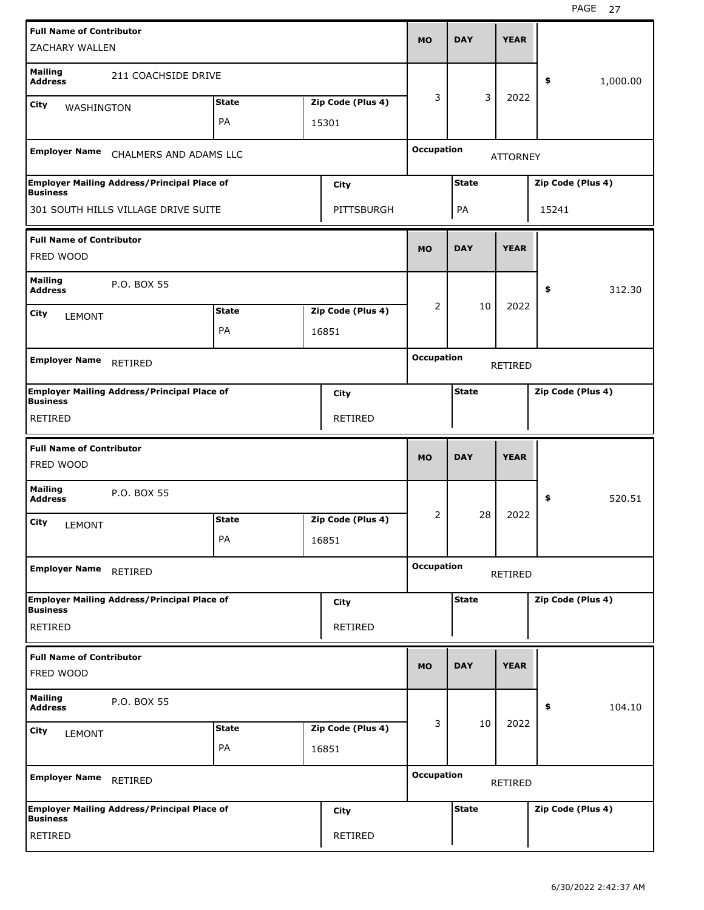| Full Name of Contributor | | | MO | DAY | YEAR | |
|---|---|---|---|---|---|---|
| ZACHARY WALLEN | | | | | | |
| Mailing Address: 211 COACHSIDE DRIVE | | | 3 | 3 | 2022 | $ 1,000.00 |
| City: WASHINGTON | State: PA | Zip Code (Plus 4): 15301 | | | | |
| Employer Name: CHALMERS AND ADAMS LLC | | | Occupation: ATTORNEY | | | |
| Employer Mailing Address/Principal Place of Business: 301 SOUTH HILLS VILLAGE DRIVE SUITE | City: PITTSBURGH | | State: PA | | Zip Code (Plus 4): 15241 | |

| Full Name of Contributor | | | MO | DAY | YEAR | |
|---|---|---|---|---|---|---|
| FRED WOOD | | | | | | |
| Mailing Address: P.O. BOX 55 | | | 2 | 10 | 2022 | $ 312.30 |
| City: LEMONT | State: PA | Zip Code (Plus 4): 16851 | | | | |
| Employer Name: RETIRED | | | Occupation: RETIRED | | | |
| Employer Mailing Address/Principal Place of Business: RETIRED | City: RETIRED | | State: | | Zip Code (Plus 4): | |

| Full Name of Contributor | | | MO | DAY | YEAR | |
|---|---|---|---|---|---|---|
| FRED WOOD | | | | | | |
| Mailing Address: P.O. BOX 55 | | | 2 | 28 | 2022 | $ 520.51 |
| City: LEMONT | State: PA | Zip Code (Plus 4): 16851 | | | | |
| Employer Name: RETIRED | | | Occupation: RETIRED | | | |
| Employer Mailing Address/Principal Place of Business: RETIRED | City: RETIRED | | State: | | Zip Code (Plus 4): | |

| Full Name of Contributor | | | MO | DAY | YEAR | |
|---|---|---|---|---|---|---|
| FRED WOOD | | | | | | |
| Mailing Address: P.O. BOX 55 | | | 3 | 10 | 2022 | $ 104.10 |
| City: LEMONT | State: PA | Zip Code (Plus 4): 16851 | | | | |
| Employer Name: RETIRED | | | Occupation: RETIRED | | | |
| Employer Mailing Address/Principal Place of Business: RETIRED | City: RETIRED | | State: | | Zip Code (Plus 4): | |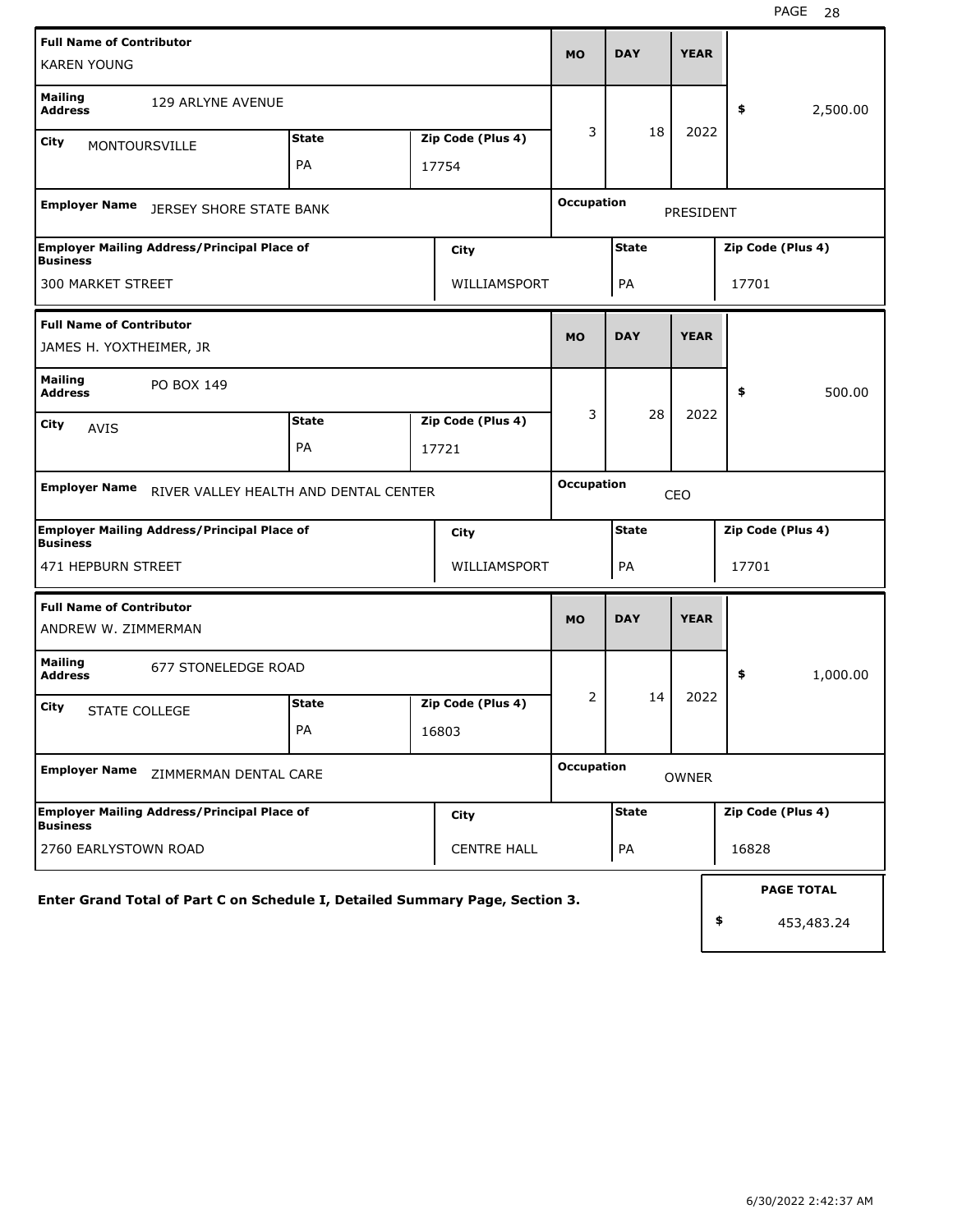| Full Name of Contributor | | | MO | DAY | YEAR | |
|---|---|---|---|---|---|---|
| KAREN YOUNG | | | | | | |
| Mailing Address: 129 ARLYNE AVENUE | | | 3 | 18 | 2022 | $ 2,500.00 |
| City: MONTOURSVILLE | State: PA | Zip Code (Plus 4): 17754 | | | | |
| Employer Name: JERSEY SHORE STATE BANK | | | Occupation: PRESIDENT | | | |
| Employer Mailing Address/Principal Place of Business: 300 MARKET STREET | City: WILLIAMSPORT | | State: PA | | Zip Code (Plus 4): 17701 | |

| Full Name of Contributor | | | MO | DAY | YEAR | |
|---|---|---|---|---|---|---|
| JAMES H. YOXTHEIMER, JR | | | | | | |
| Mailing Address: PO BOX 149 | | | 3 | 28 | 2022 | $ 500.00 |
| City: AVIS | State: PA | Zip Code (Plus 4): 17721 | | | | |
| Employer Name: RIVER VALLEY HEALTH AND DENTAL CENTER | | | Occupation: CEO | | | |
| Employer Mailing Address/Principal Place of Business: 471 HEPBURN STREET | City: WILLIAMSPORT | | State: PA | | Zip Code (Plus 4): 17701 | |

| Full Name of Contributor | | | MO | DAY | YEAR | |
|---|---|---|---|---|---|---|
| ANDREW W. ZIMMERMAN | | | | | | |
| Mailing Address: 677 STONELEDGE ROAD | | | 2 | 14 | 2022 | $ 1,000.00 |
| City: STATE COLLEGE | State: PA | Zip Code (Plus 4): 16803 | | | | |
| Employer Name: ZIMMERMAN DENTAL CARE | | | Occupation: OWNER | | | |
| Employer Mailing Address/Principal Place of Business: 2760 EARLYSTOWN ROAD | City: CENTRE HALL | | State: PA | | Zip Code (Plus 4): 16828 | |

**Enter Grand Total of Part C on Schedule I, Detailed Summary Page, Section 3.**

| PAGE TOTAL |
|---|
| $ 453,483.24 |

6/30/2022 2:42:37 AM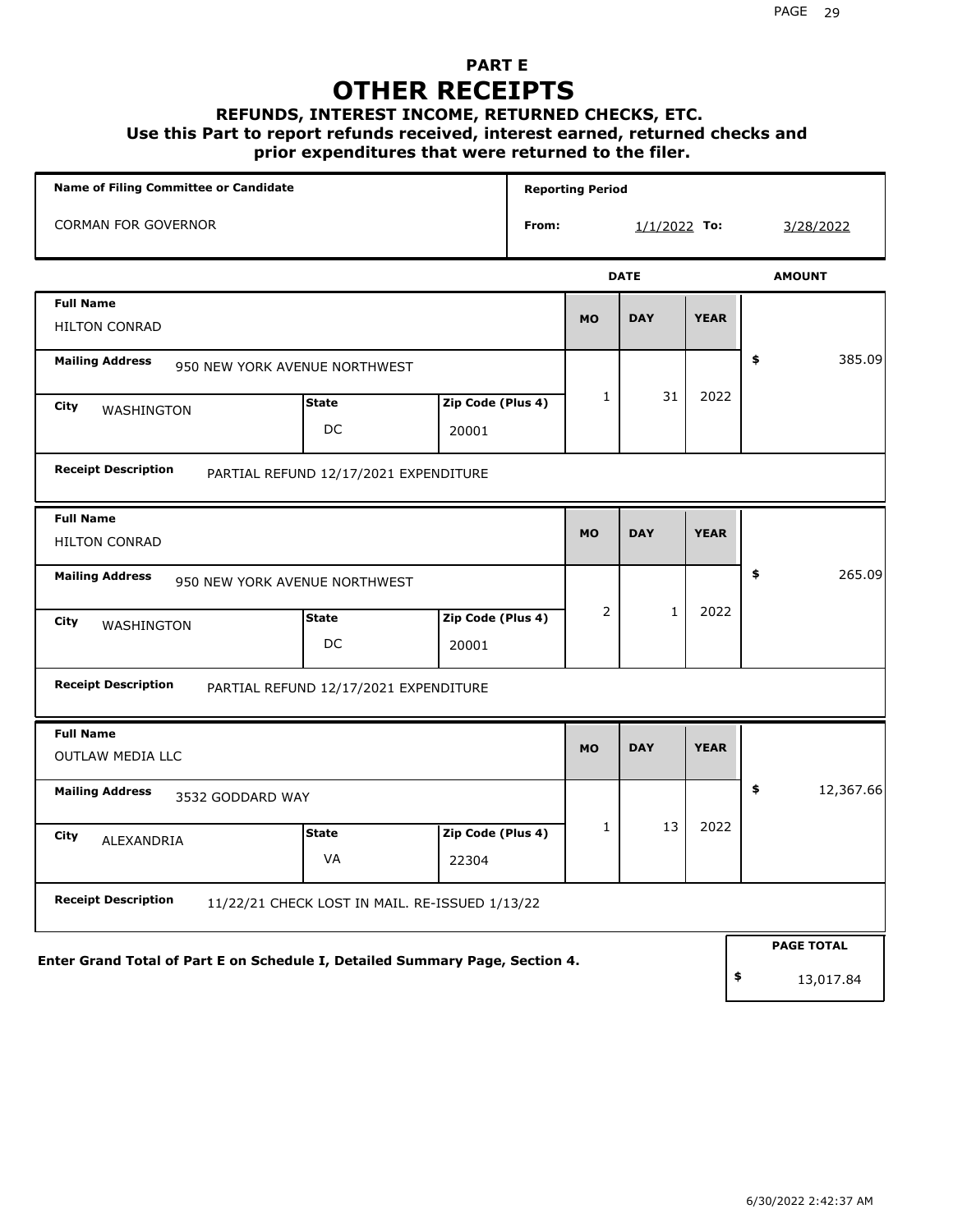# PART E
# OTHER RECEIPTS
### REFUNDS, INTEREST INCOME, RETURNED CHECKS, ETC.
### Use this Part to report refunds received, interest earned, returned checks and prior expenditures that were returned to the filer.

| Name of Filing Committee or Candidate | Reporting Period |
|---|---|
| CORMAN FOR GOVERNOR | From: 1/1/2022 To: 3/28/2022 |

| Full Name | Mailing Address | City | State | Zip Code (Plus 4) | MO | DAY | YEAR | AMOUNT | Receipt Description |
|---|---|---|---|---|---|---|---|---|---|
| HILTON CONRAD | 950 NEW YORK AVENUE NORTHWEST | WASHINGTON | DC | 20001 | 1 | 31 | 2022 | $ 385.09 | PARTIAL REFUND 12/17/2021 EXPENDITURE |
| HILTON CONRAD | 950 NEW YORK AVENUE NORTHWEST | WASHINGTON | DC | 20001 | 2 | 1 | 2022 | $ 265.09 | PARTIAL REFUND 12/17/2021 EXPENDITURE |
| OUTLAW MEDIA LLC | 3532 GODDARD WAY | ALEXANDRIA | VA | 22304 | 1 | 13 | 2022 | $ 12,367.66 | 11/22/21 CHECK LOST IN MAIL. RE-ISSUED 1/13/22 |

**Enter Grand Total of Part E on Schedule I, Detailed Summary Page, Section 4.**

**PAGE TOTAL** $ 13,017.84

6/30/2022 2:42:37 AM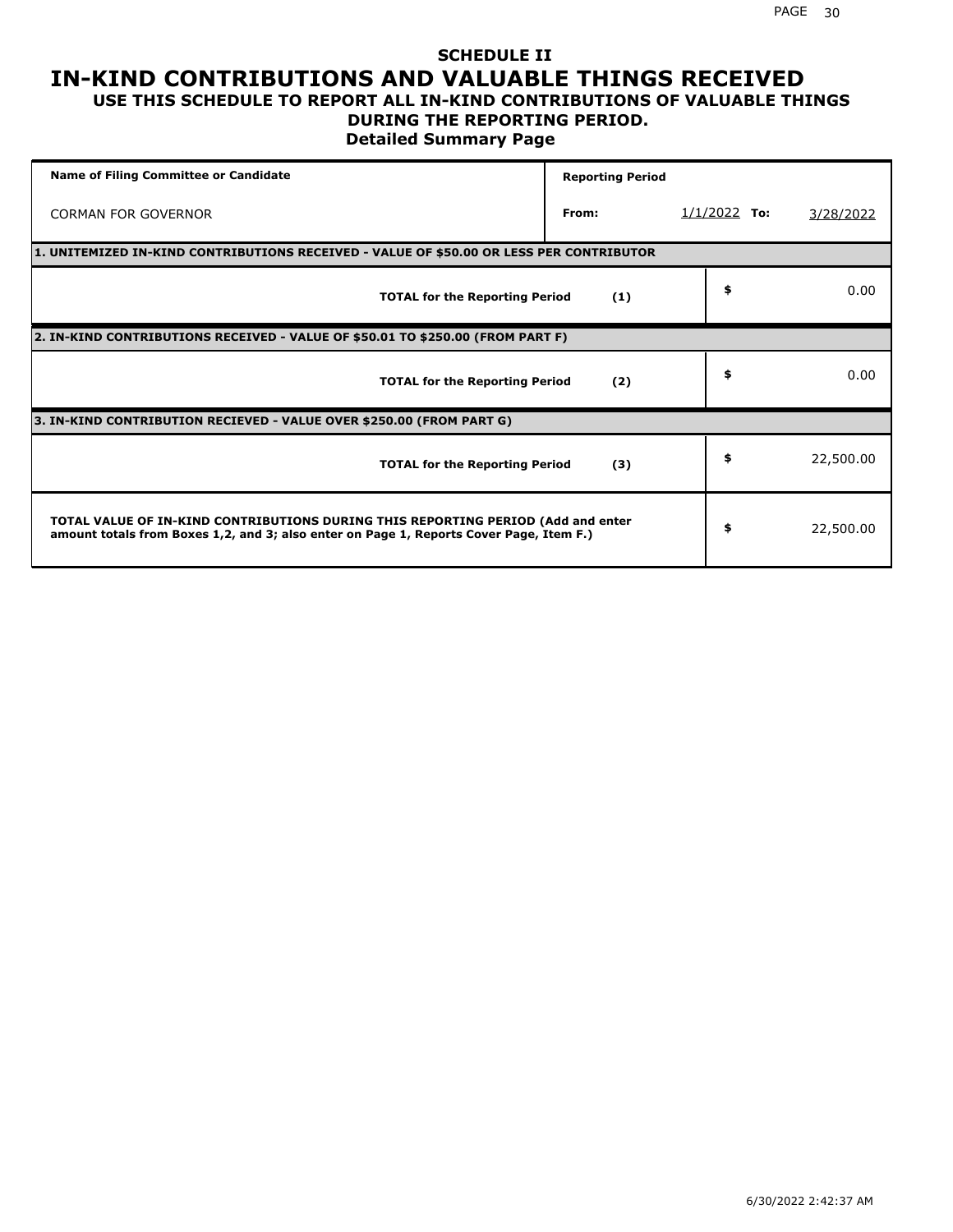## SCHEDULE II

# IN-KIND CONTRIBUTIONS AND VALUABLE THINGS RECEIVED

### USE THIS SCHEDULE TO REPORT ALL IN-KIND CONTRIBUTIONS OF VALUABLE THINGS DURING THE REPORTING PERIOD.

### Detailed Summary Page

| Name of Filing Committee or Candidate | Reporting Period | | |
|---|---|---|---|
| CORMAN FOR GOVERNOR | From: | 1/1/2022 To: | 3/28/2022 |

**1. UNITEMIZED IN-KIND CONTRIBUTIONS RECEIVED - VALUE OF $50.00 OR LESS PER CONTRIBUTOR**

| | | |
|---|---|---|
| **TOTAL for the Reporting Period** | **(1)** | $ 0.00 |

**2. IN-KIND CONTRIBUTIONS RECEIVED - VALUE OF $50.01 TO $250.00 (FROM PART F)**

| | | |
|---|---|---|
| **TOTAL for the Reporting Period** | **(2)** | $ 0.00 |

**3. IN-KIND CONTRIBUTION RECIEVED - VALUE OVER $250.00 (FROM PART G)**

| | | |
|---|---|---|
| **TOTAL for the Reporting Period** | **(3)** | $ 22,500.00 |

| | |
|---|---|
| **TOTAL VALUE OF IN-KIND CONTRIBUTIONS DURING THIS REPORTING PERIOD (Add and enter amount totals from Boxes 1,2, and 3; also enter on Page 1, Reports Cover Page, Item F.)** | $ 22,500.00 |

6/30/2022 2:42:37 AM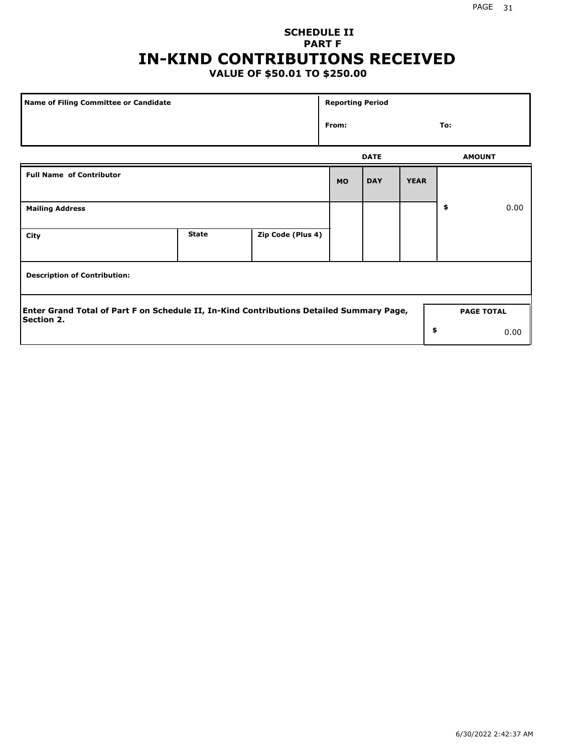# SCHEDULE II
## PART F
# IN-KIND CONTRIBUTIONS RECEIVED
### VALUE OF $50.01 TO $250.00

| Name of Filing Committee or Candidate | Reporting Period | |
|---|---|---|
| | From: | To: |

| Full Name of Contributor | | | DATE | | | AMOUNT |
|---|---|---|---|---|---|---|
| | | | MO | DAY | YEAR | |
| Mailing Address | | | | | | $ 0.00 |
| City | State | Zip Code (Plus 4) | | | | |
| Description of Contribution: | | | | | | |

Enter Grand Total of Part F on Schedule II, In-Kind Contributions Detailed Summary Page, Section 2.

| PAGE TOTAL |
|---|
| $ 0.00 |

6/30/2022 2:42:37 AM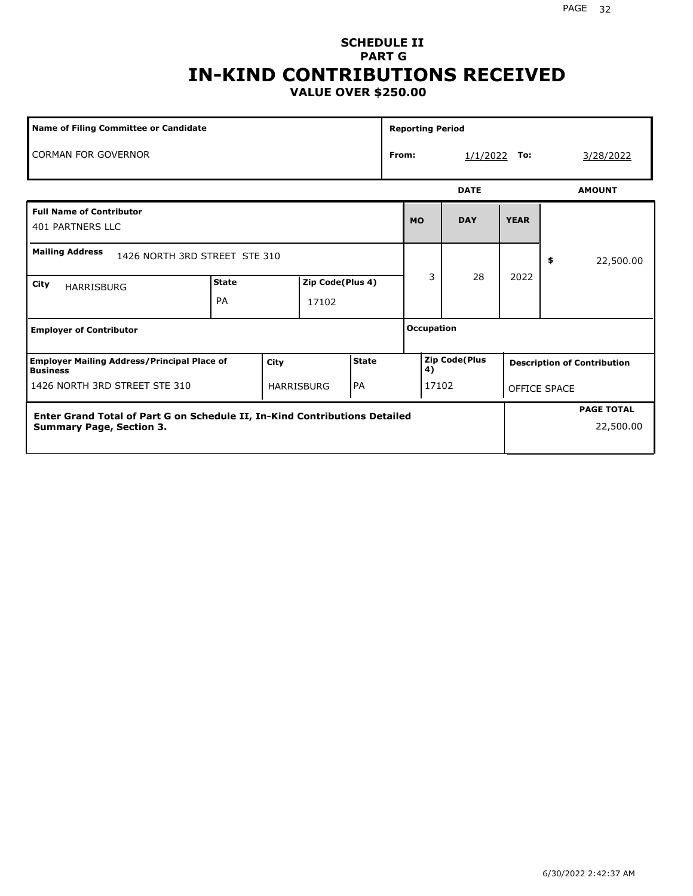# SCHEDULE II
## PART G
# IN-KIND CONTRIBUTIONS RECEIVED
### VALUE OVER $250.00

| Name of Filing Committee or Candidate | Reporting Period | | | |
|---|---|---|---|---|
| CORMAN FOR GOVERNOR | From: | 1/1/2022 | To: | 3/28/2022 |

| Field | Value |
|---|---|
| Full Name of Contributor | 401 PARTNERS LLC |
| Mailing Address | 1426 NORTH 3RD STREET STE 310 |
| City | HARRISBURG |
| State | PA |
| Zip Code(Plus 4) | 17102 |
| Date (MO / DAY / YEAR) | 3 / 28 / 2022 |
| Amount | $ 22,500.00 |
| Employer of Contributor | |
| Occupation | |
| Employer Mailing Address/Principal Place of Business | 1426 NORTH 3RD STREET STE 310 |
| City | HARRISBURG |
| State | PA |
| Zip Code(Plus 4) | 17102 |
| Description of Contribution | OFFICE SPACE |

**Enter Grand Total of Part G on Schedule II, In-Kind Contributions Detailed Summary Page, Section 3.**

**PAGE TOTAL** 22,500.00

6/30/2022 2:42:37 AM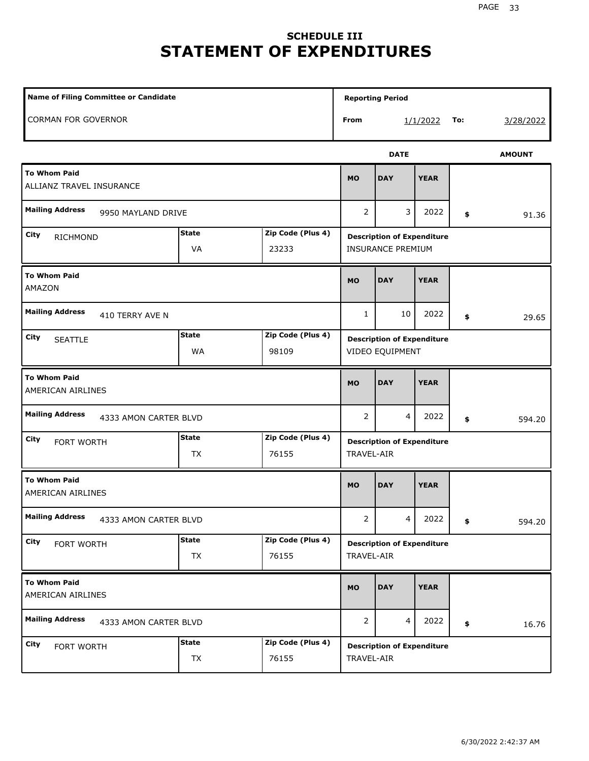## SCHEDULE III
# STATEMENT OF EXPENDITURES

| Name of Filing Committee or Candidate | Reporting Period | | | |
|---|---|---|---|---|
| CORMAN FOR GOVERNOR | From | 1/1/2022 | To: | 3/28/2022 |

| To Whom Paid | Mailing Address | City | State | Zip Code (Plus 4) | MO | DAY | YEAR | AMOUNT | Description of Expenditure |
|---|---|---|---|---|---|---|---|---|---|
| ALLIANZ TRAVEL INSURANCE | 9950 MAYLAND DRIVE | RICHMOND | VA | 23233 | 2 | 3 | 2022 | $ 91.36 | INSURANCE PREMIUM |
| AMAZON | 410 TERRY AVE N | SEATTLE | WA | 98109 | 1 | 10 | 2022 | $ 29.65 | VIDEO EQUIPMENT |
| AMERICAN AIRLINES | 4333 AMON CARTER BLVD | FORT WORTH | TX | 76155 | 2 | 4 | 2022 | $ 594.20 | TRAVEL-AIR |
| AMERICAN AIRLINES | 4333 AMON CARTER BLVD | FORT WORTH | TX | 76155 | 2 | 4 | 2022 | $ 594.20 | TRAVEL-AIR |
| AMERICAN AIRLINES | 4333 AMON CARTER BLVD | FORT WORTH | TX | 76155 | 2 | 4 | 2022 | $ 16.76 | TRAVEL-AIR |

6/30/2022 2:42:37 AM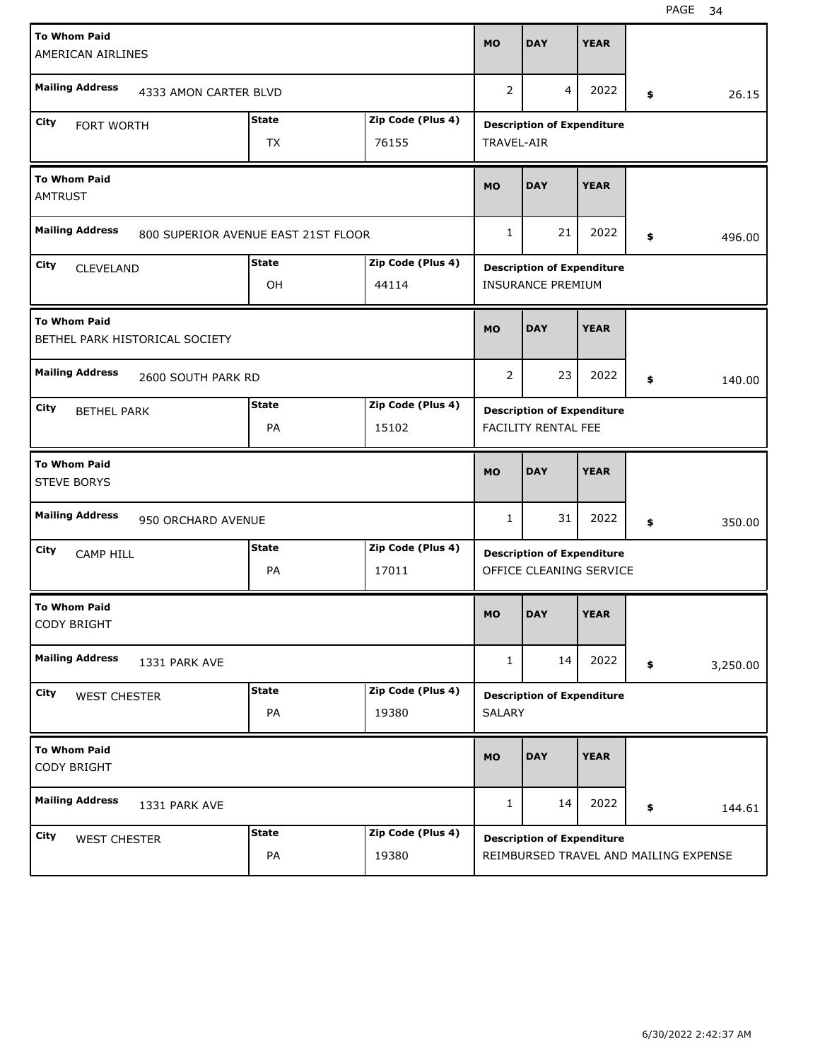| To Whom Paid | Mailing Address | City | State | Zip Code (Plus 4) | MO | DAY | YEAR | Amount | Description of Expenditure |
|---|---|---|---|---|---|---|---|---|---|
| AMERICAN AIRLINES | 4333 AMON CARTER BLVD | FORT WORTH | TX | 76155 | 2 | 4 | 2022 | $ 26.15 | TRAVEL-AIR |
| AMTRUST | 800 SUPERIOR AVENUE EAST 21ST FLOOR | CLEVELAND | OH | 44114 | 1 | 21 | 2022 | $ 496.00 | INSURANCE PREMIUM |
| BETHEL PARK HISTORICAL SOCIETY | 2600 SOUTH PARK RD | BETHEL PARK | PA | 15102 | 2 | 23 | 2022 | $ 140.00 | FACILITY RENTAL FEE |
| STEVE BORYS | 950 ORCHARD AVENUE | CAMP HILL | PA | 17011 | 1 | 31 | 2022 | $ 350.00 | OFFICE CLEANING SERVICE |
| CODY BRIGHT | 1331 PARK AVE | WEST CHESTER | PA | 19380 | 1 | 14 | 2022 | $ 3,250.00 | SALARY |
| CODY BRIGHT | 1331 PARK AVE | WEST CHESTER | PA | 19380 | 1 | 14 | 2022 | $ 144.61 | REIMBURSED TRAVEL AND MAILING EXPENSE |

6/30/2022 2:42:37 AM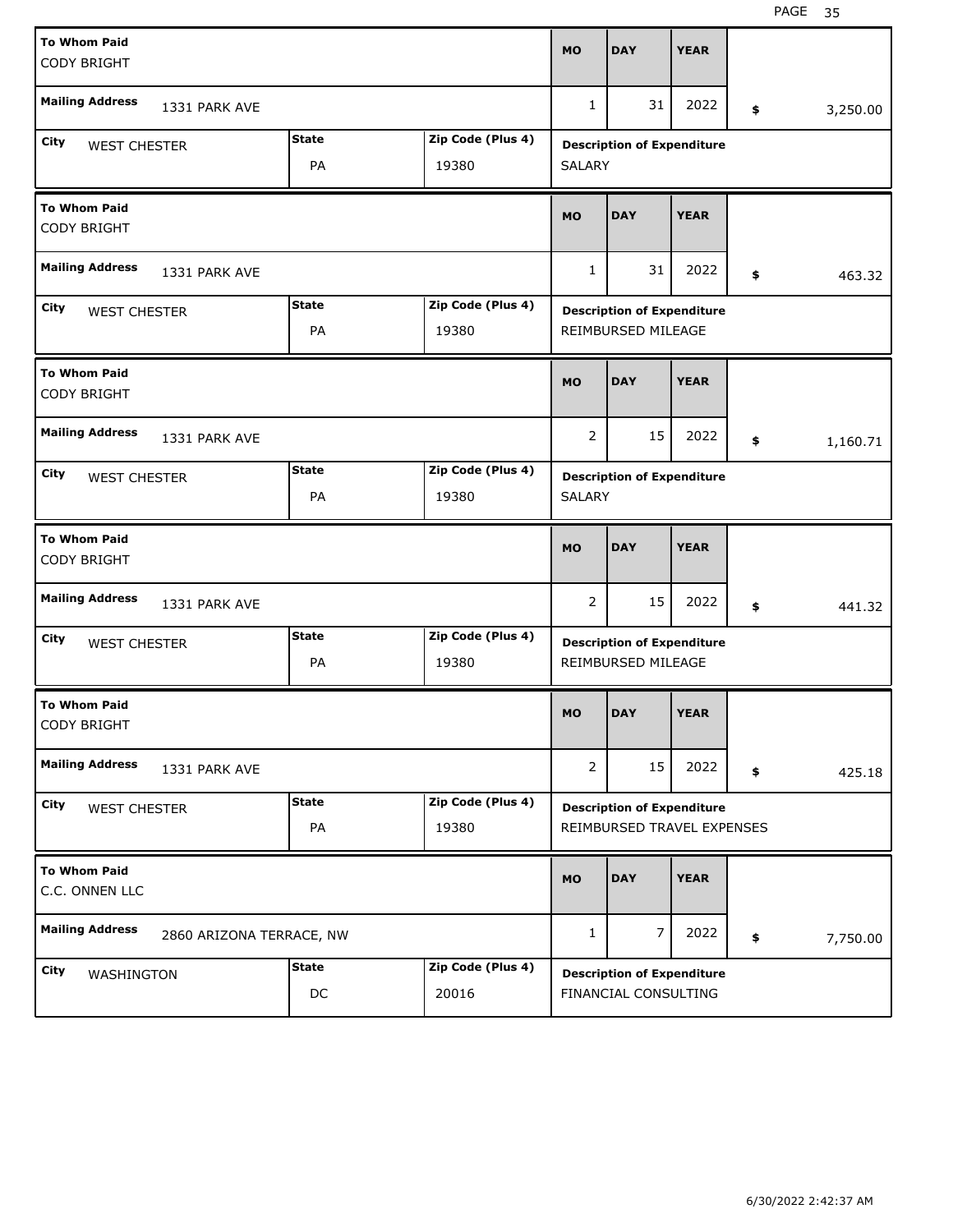| To Whom Paid | Mailing Address | City | State | Zip Code (Plus 4) | MO | DAY | YEAR | Amount | Description of Expenditure |
|---|---|---|---|---|---|---|---|---|---|
| CODY BRIGHT | 1331 PARK AVE | WEST CHESTER | PA | 19380 | 1 | 31 | 2022 | $ 3,250.00 | SALARY |
| CODY BRIGHT | 1331 PARK AVE | WEST CHESTER | PA | 19380 | 1 | 31 | 2022 | $ 463.32 | REIMBURSED MILEAGE |
| CODY BRIGHT | 1331 PARK AVE | WEST CHESTER | PA | 19380 | 2 | 15 | 2022 | $ 1,160.71 | SALARY |
| CODY BRIGHT | 1331 PARK AVE | WEST CHESTER | PA | 19380 | 2 | 15 | 2022 | $ 441.32 | REIMBURSED MILEAGE |
| CODY BRIGHT | 1331 PARK AVE | WEST CHESTER | PA | 19380 | 2 | 15 | 2022 | $ 425.18 | REIMBURSED TRAVEL EXPENSES |
| C.C. ONNEN LLC | 2860 ARIZONA TERRACE, NW | WASHINGTON | DC | 20016 | 1 | 7 | 2022 | $ 7,750.00 | FINANCIAL CONSULTING |

6/30/2022 2:42:37 AM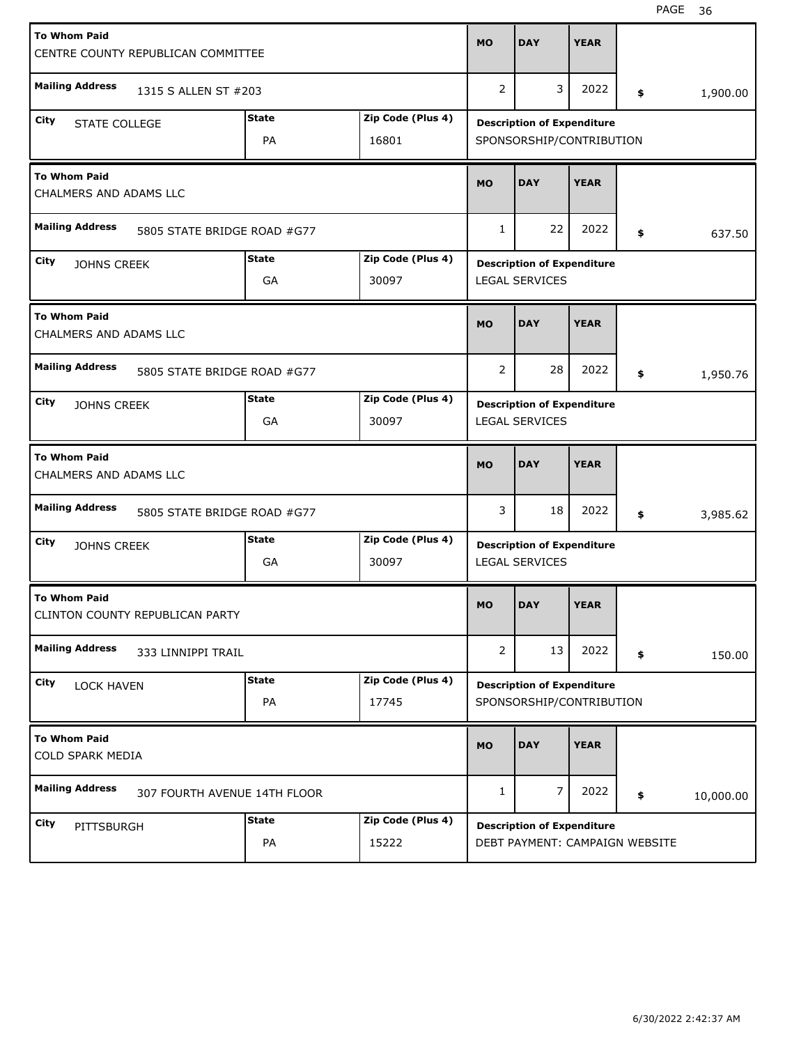| To Whom Paid | Mailing Address | City | State | Zip Code (Plus 4) | MO | DAY | YEAR | Amount | Description of Expenditure |
|---|---|---|---|---|---|---|---|---|---|
| CENTRE COUNTY REPUBLICAN COMMITTEE | 1315 S ALLEN ST #203 | STATE COLLEGE | PA | 16801 | 2 | 3 | 2022 | $ 1,900.00 | SPONSORSHIP/CONTRIBUTION |
| CHALMERS AND ADAMS LLC | 5805 STATE BRIDGE ROAD #G77 | JOHNS CREEK | GA | 30097 | 1 | 22 | 2022 | $ 637.50 | LEGAL SERVICES |
| CHALMERS AND ADAMS LLC | 5805 STATE BRIDGE ROAD #G77 | JOHNS CREEK | GA | 30097 | 2 | 28 | 2022 | $ 1,950.76 | LEGAL SERVICES |
| CHALMERS AND ADAMS LLC | 5805 STATE BRIDGE ROAD #G77 | JOHNS CREEK | GA | 30097 | 3 | 18 | 2022 | $ 3,985.62 | LEGAL SERVICES |
| CLINTON COUNTY REPUBLICAN PARTY | 333 LINNIPPI TRAIL | LOCK HAVEN | PA | 17745 | 2 | 13 | 2022 | $ 150.00 | SPONSORSHIP/CONTRIBUTION |
| COLD SPARK MEDIA | 307 FOURTH AVENUE 14TH FLOOR | PITTSBURGH | PA | 15222 | 1 | 7 | 2022 | $ 10,000.00 | DEBT PAYMENT: CAMPAIGN WEBSITE |

6/30/2022 2:42:37 AM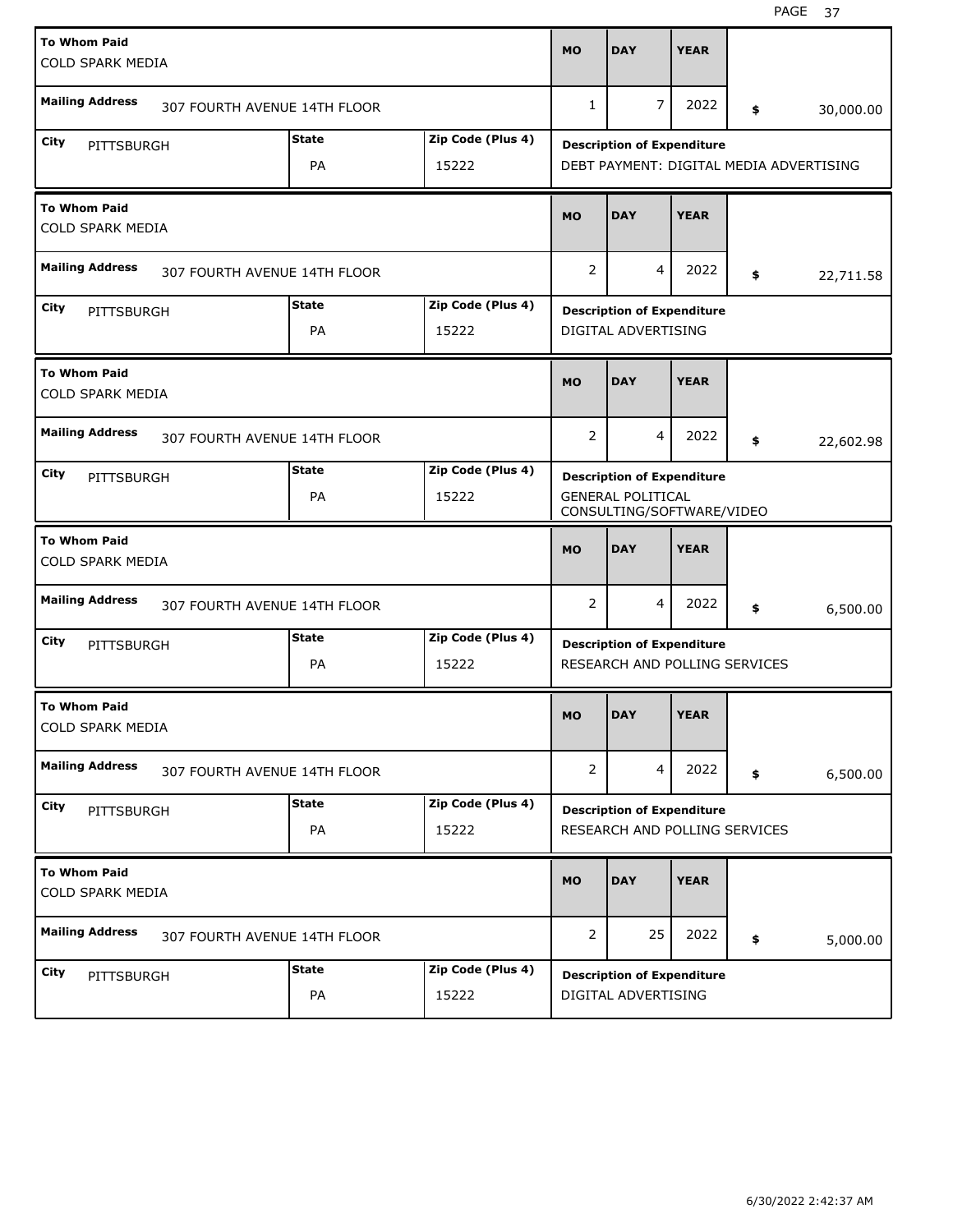| To Whom Paid | Mailing Address | City | State | Zip Code (Plus 4) | MO | DAY | YEAR | Amount | Description of Expenditure |
|---|---|---|---|---|---|---|---|---|---|
| COLD SPARK MEDIA | 307 FOURTH AVENUE 14TH FLOOR | PITTSBURGH | PA | 15222 | 1 | 7 | 2022 | $ 30,000.00 | DEBT PAYMENT: DIGITAL MEDIA ADVERTISING |
| COLD SPARK MEDIA | 307 FOURTH AVENUE 14TH FLOOR | PITTSBURGH | PA | 15222 | 2 | 4 | 2022 | $ 22,711.58 | DIGITAL ADVERTISING |
| COLD SPARK MEDIA | 307 FOURTH AVENUE 14TH FLOOR | PITTSBURGH | PA | 15222 | 2 | 4 | 2022 | $ 22,602.98 | GENERAL POLITICAL CONSULTING/SOFTWARE/VIDEO |
| COLD SPARK MEDIA | 307 FOURTH AVENUE 14TH FLOOR | PITTSBURGH | PA | 15222 | 2 | 4 | 2022 | $ 6,500.00 | RESEARCH AND POLLING SERVICES |
| COLD SPARK MEDIA | 307 FOURTH AVENUE 14TH FLOOR | PITTSBURGH | PA | 15222 | 2 | 4 | 2022 | $ 6,500.00 | RESEARCH AND POLLING SERVICES |
| COLD SPARK MEDIA | 307 FOURTH AVENUE 14TH FLOOR | PITTSBURGH | PA | 15222 | 2 | 25 | 2022 | $ 5,000.00 | DIGITAL ADVERTISING |

6/30/2022 2:42:37 AM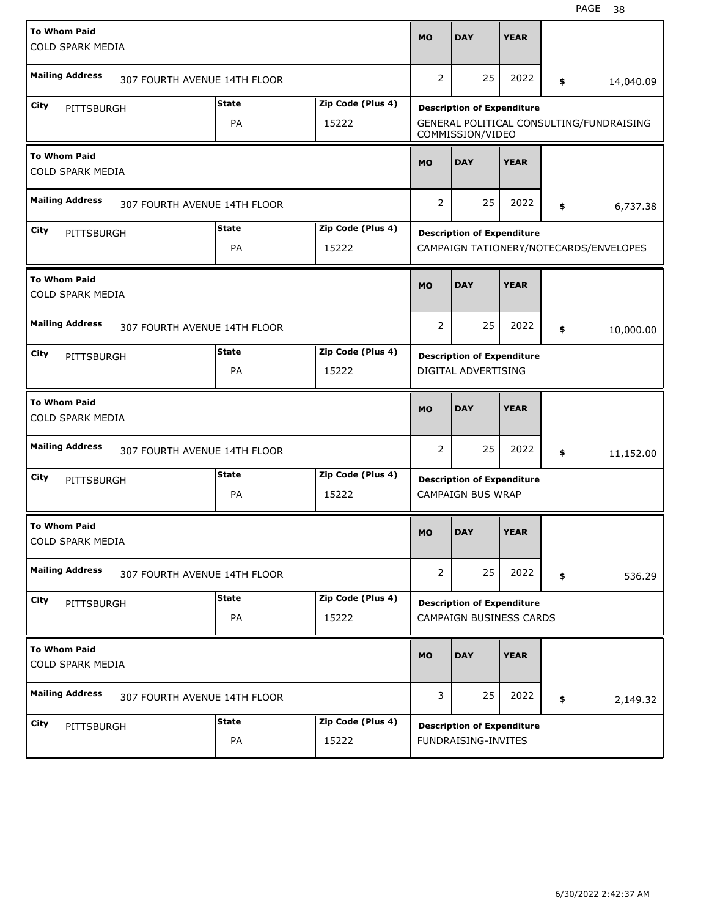| To Whom Paid | Mailing Address | City | State | Zip Code (Plus 4) | MO | DAY | YEAR | Amount | Description of Expenditure |
|---|---|---|---|---|---|---|---|---|---|
| COLD SPARK MEDIA | 307 FOURTH AVENUE 14TH FLOOR | PITTSBURGH | PA | 15222 | 2 | 25 | 2022 | $ 14,040.09 | GENERAL POLITICAL CONSULTING/FUNDRAISING COMMISSION/VIDEO |
| COLD SPARK MEDIA | 307 FOURTH AVENUE 14TH FLOOR | PITTSBURGH | PA | 15222 | 2 | 25 | 2022 | $ 6,737.38 | CAMPAIGN TATIONERY/NOTECARDS/ENVELOPES |
| COLD SPARK MEDIA | 307 FOURTH AVENUE 14TH FLOOR | PITTSBURGH | PA | 15222 | 2 | 25 | 2022 | $ 10,000.00 | DIGITAL ADVERTISING |
| COLD SPARK MEDIA | 307 FOURTH AVENUE 14TH FLOOR | PITTSBURGH | PA | 15222 | 2 | 25 | 2022 | $ 11,152.00 | CAMPAIGN BUS WRAP |
| COLD SPARK MEDIA | 307 FOURTH AVENUE 14TH FLOOR | PITTSBURGH | PA | 15222 | 2 | 25 | 2022 | $ 536.29 | CAMPAIGN BUSINESS CARDS |
| COLD SPARK MEDIA | 307 FOURTH AVENUE 14TH FLOOR | PITTSBURGH | PA | 15222 | 3 | 25 | 2022 | $ 2,149.32 | FUNDRAISING-INVITES |

6/30/2022 2:42:37 AM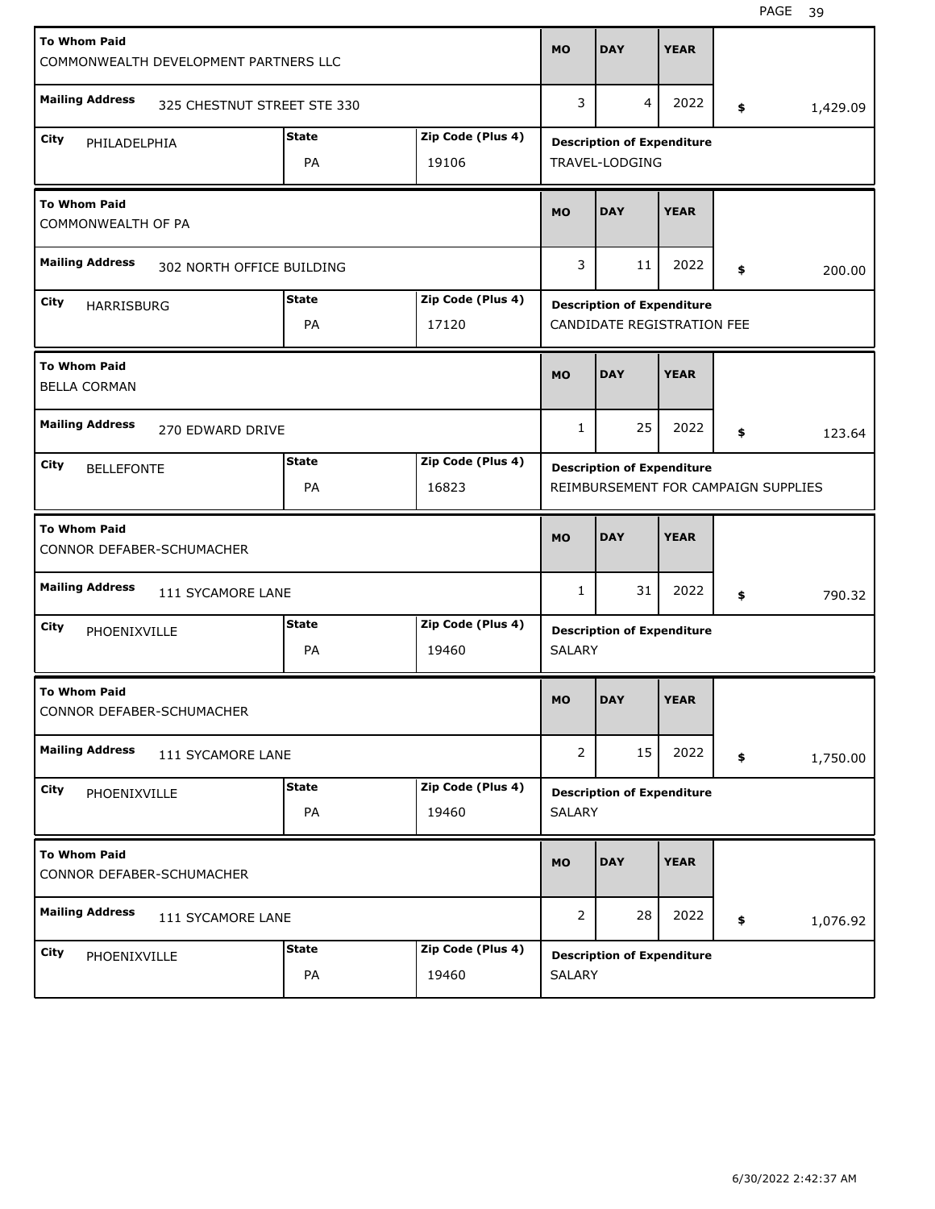| To Whom Paid | Mailing Address | City | State | Zip Code (Plus 4) | MO | DAY | YEAR | Amount | Description of Expenditure |
|---|---|---|---|---|---|---|---|---|---|
| COMMONWEALTH DEVELOPMENT PARTNERS LLC | 325 CHESTNUT STREET STE 330 | PHILADELPHIA | PA | 19106 | 3 | 4 | 2022 | $ 1,429.09 | TRAVEL-LODGING |
| COMMONWEALTH OF PA | 302 NORTH OFFICE BUILDING | HARRISBURG | PA | 17120 | 3 | 11 | 2022 | $ 200.00 | CANDIDATE REGISTRATION FEE |
| BELLA CORMAN | 270 EDWARD DRIVE | BELLEFONTE | PA | 16823 | 1 | 25 | 2022 | $ 123.64 | REIMBURSEMENT FOR CAMPAIGN SUPPLIES |
| CONNOR DEFABER-SCHUMACHER | 111 SYCAMORE LANE | PHOENIXVILLE | PA | 19460 | 1 | 31 | 2022 | $ 790.32 | SALARY |
| CONNOR DEFABER-SCHUMACHER | 111 SYCAMORE LANE | PHOENIXVILLE | PA | 19460 | 2 | 15 | 2022 | $ 1,750.00 | SALARY |
| CONNOR DEFABER-SCHUMACHER | 111 SYCAMORE LANE | PHOENIXVILLE | PA | 19460 | 2 | 28 | 2022 | $ 1,076.92 | SALARY |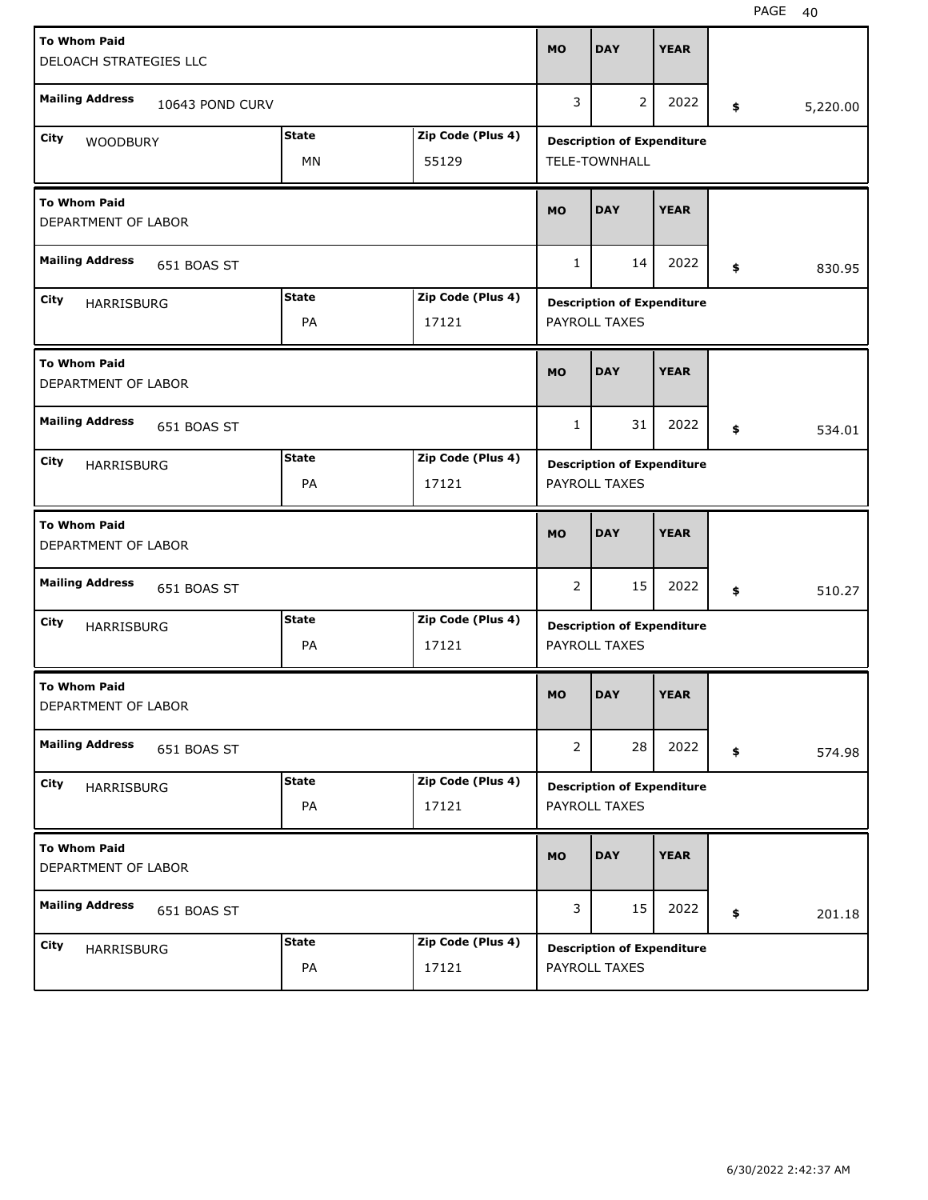| To Whom Paid | Mailing Address | City | State | Zip Code (Plus 4) | MO | DAY | YEAR | Amount | Description of Expenditure |
|---|---|---|---|---|---|---|---|---|---|
| DELOACH STRATEGIES LLC | 10643 POND CURV | WOODBURY | MN | 55129 | 3 | 2 | 2022 | $ 5,220.00 | TELE-TOWNHALL |
| DEPARTMENT OF LABOR | 651 BOAS ST | HARRISBURG | PA | 17121 | 1 | 14 | 2022 | $ 830.95 | PAYROLL TAXES |
| DEPARTMENT OF LABOR | 651 BOAS ST | HARRISBURG | PA | 17121 | 1 | 31 | 2022 | $ 534.01 | PAYROLL TAXES |
| DEPARTMENT OF LABOR | 651 BOAS ST | HARRISBURG | PA | 17121 | 2 | 15 | 2022 | $ 510.27 | PAYROLL TAXES |
| DEPARTMENT OF LABOR | 651 BOAS ST | HARRISBURG | PA | 17121 | 2 | 28 | 2022 | $ 574.98 | PAYROLL TAXES |
| DEPARTMENT OF LABOR | 651 BOAS ST | HARRISBURG | PA | 17121 | 3 | 15 | 2022 | $ 201.18 | PAYROLL TAXES |

6/30/2022 2:42:37 AM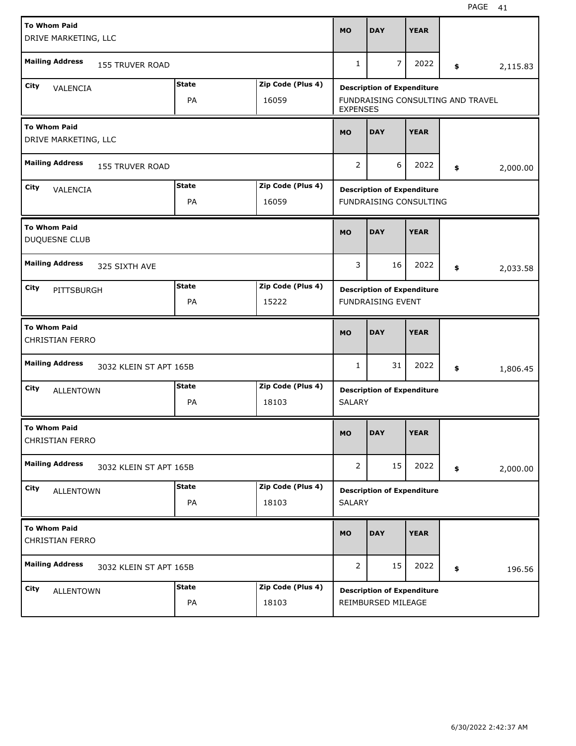| To Whom Paid | Mailing Address | City | State | Zip Code (Plus 4) | MO | DAY | YEAR | Amount | Description of Expenditure |
|---|---|---|---|---|---|---|---|---|---|
| DRIVE MARKETING, LLC | 155 TRUVER ROAD | VALENCIA | PA | 16059 | 1 | 7 | 2022 | $ 2,115.83 | FUNDRAISING CONSULTING AND TRAVEL EXPENSES |
| DRIVE MARKETING, LLC | 155 TRUVER ROAD | VALENCIA | PA | 16059 | 2 | 6 | 2022 | $ 2,000.00 | FUNDRAISING CONSULTING |
| DUQUESNE CLUB | 325 SIXTH AVE | PITTSBURGH | PA | 15222 | 3 | 16 | 2022 | $ 2,033.58 | FUNDRAISING EVENT |
| CHRISTIAN FERRO | 3032 KLEIN ST APT 165B | ALLENTOWN | PA | 18103 | 1 | 31 | 2022 | $ 1,806.45 | SALARY |
| CHRISTIAN FERRO | 3032 KLEIN ST APT 165B | ALLENTOWN | PA | 18103 | 2 | 15 | 2022 | $ 2,000.00 | SALARY |
| CHRISTIAN FERRO | 3032 KLEIN ST APT 165B | ALLENTOWN | PA | 18103 | 2 | 15 | 2022 | $ 196.56 | REIMBURSED MILEAGE |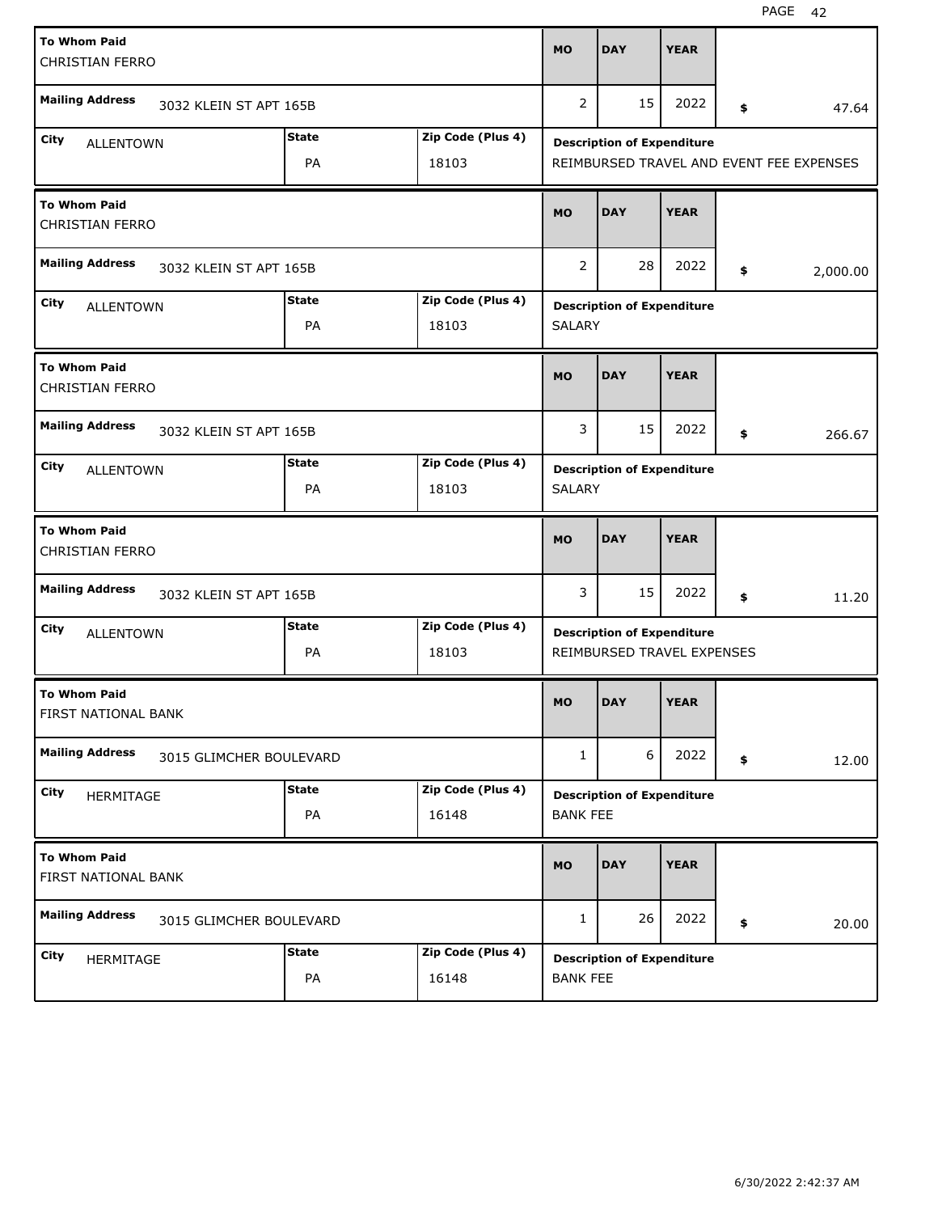| To Whom Paid | Mailing Address | City | State | Zip Code (Plus 4) | MO | DAY | YEAR | Amount | Description of Expenditure |
|---|---|---|---|---|---|---|---|---|---|
| CHRISTIAN FERRO | 3032 KLEIN ST APT 165B | ALLENTOWN | PA | 18103 | 2 | 15 | 2022 | $ 47.64 | REIMBURSED TRAVEL AND EVENT FEE EXPENSES |
| CHRISTIAN FERRO | 3032 KLEIN ST APT 165B | ALLENTOWN | PA | 18103 | 2 | 28 | 2022 | $ 2,000.00 | SALARY |
| CHRISTIAN FERRO | 3032 KLEIN ST APT 165B | ALLENTOWN | PA | 18103 | 3 | 15 | 2022 | $ 266.67 | SALARY |
| CHRISTIAN FERRO | 3032 KLEIN ST APT 165B | ALLENTOWN | PA | 18103 | 3 | 15 | 2022 | $ 11.20 | REIMBURSED TRAVEL EXPENSES |
| FIRST NATIONAL BANK | 3015 GLIMCHER BOULEVARD | HERMITAGE | PA | 16148 | 1 | 6 | 2022 | $ 12.00 | BANK FEE |
| FIRST NATIONAL BANK | 3015 GLIMCHER BOULEVARD | HERMITAGE | PA | 16148 | 1 | 26 | 2022 | $ 20.00 | BANK FEE |

6/30/2022 2:42:37 AM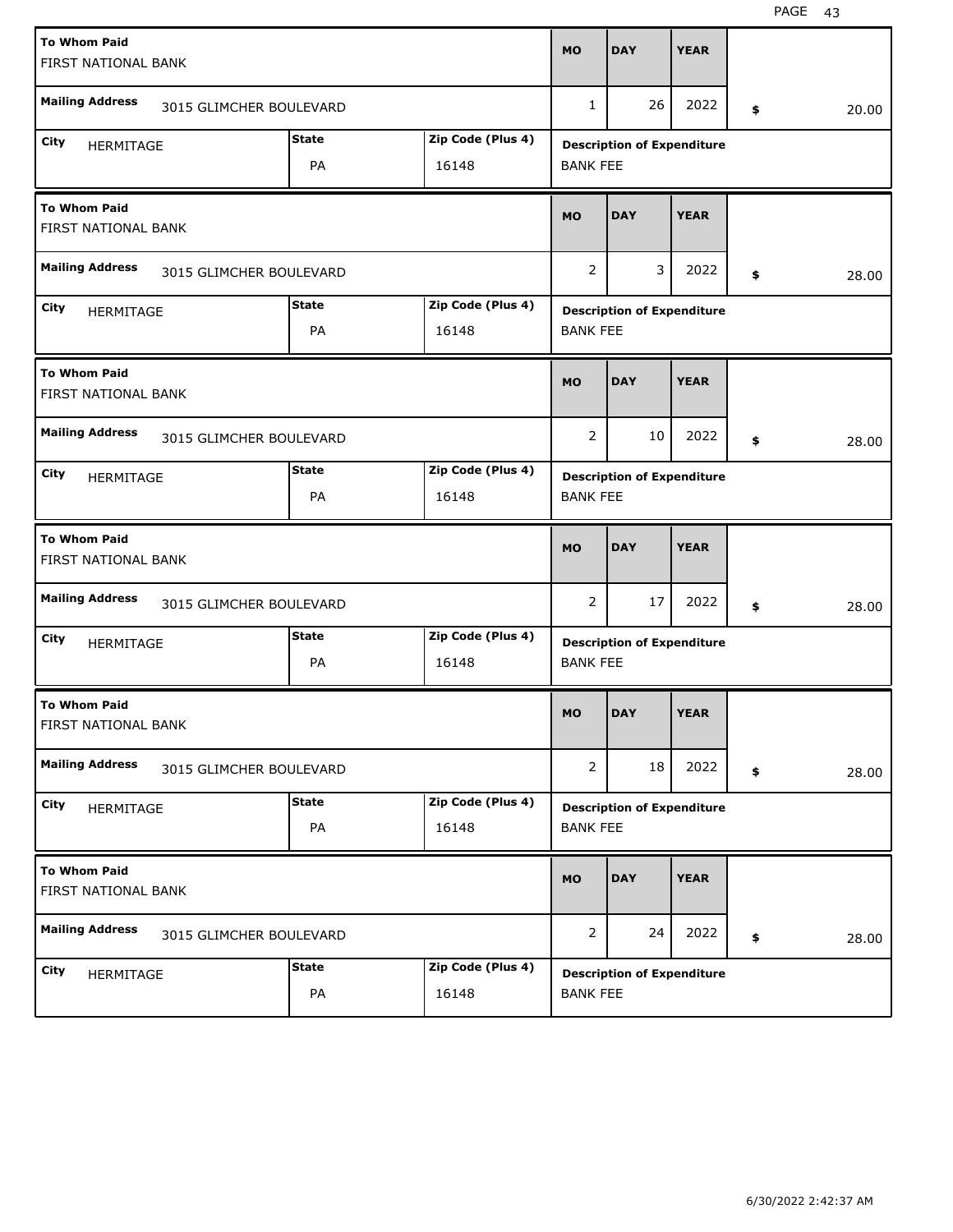| To Whom Paid | | | MO | DAY | YEAR | |
|---|---|---|---|---|---|---|
| FIRST NATIONAL BANK | | | | | | |
| Mailing Address: 3015 GLIMCHER BOULEVARD | | | 1 | 26 | 2022 | $ 20.00 |
| City: HERMITAGE | State: PA | Zip Code (Plus 4): 16148 | Description of Expenditure: BANK FEE | | | |

| To Whom Paid | | | MO | DAY | YEAR | |
|---|---|---|---|---|---|---|
| FIRST NATIONAL BANK | | | | | | |
| Mailing Address: 3015 GLIMCHER BOULEVARD | | | 2 | 3 | 2022 | $ 28.00 |
| City: HERMITAGE | State: PA | Zip Code (Plus 4): 16148 | Description of Expenditure: BANK FEE | | | |

| To Whom Paid | | | MO | DAY | YEAR | |
|---|---|---|---|---|---|---|
| FIRST NATIONAL BANK | | | | | | |
| Mailing Address: 3015 GLIMCHER BOULEVARD | | | 2 | 10 | 2022 | $ 28.00 |
| City: HERMITAGE | State: PA | Zip Code (Plus 4): 16148 | Description of Expenditure: BANK FEE | | | |

| To Whom Paid | | | MO | DAY | YEAR | |
|---|---|---|---|---|---|---|
| FIRST NATIONAL BANK | | | | | | |
| Mailing Address: 3015 GLIMCHER BOULEVARD | | | 2 | 17 | 2022 | $ 28.00 |
| City: HERMITAGE | State: PA | Zip Code (Plus 4): 16148 | Description of Expenditure: BANK FEE | | | |

| To Whom Paid | | | MO | DAY | YEAR | |
|---|---|---|---|---|---|---|
| FIRST NATIONAL BANK | | | | | | |
| Mailing Address: 3015 GLIMCHER BOULEVARD | | | 2 | 18 | 2022 | $ 28.00 |
| City: HERMITAGE | State: PA | Zip Code (Plus 4): 16148 | Description of Expenditure: BANK FEE | | | |

| To Whom Paid | | | MO | DAY | YEAR | |
|---|---|---|---|---|---|---|
| FIRST NATIONAL BANK | | | | | | |
| Mailing Address: 3015 GLIMCHER BOULEVARD | | | 2 | 24 | 2022 | $ 28.00 |
| City: HERMITAGE | State: PA | Zip Code (Plus 4): 16148 | Description of Expenditure: BANK FEE | | | |

6/30/2022 2:42:37 AM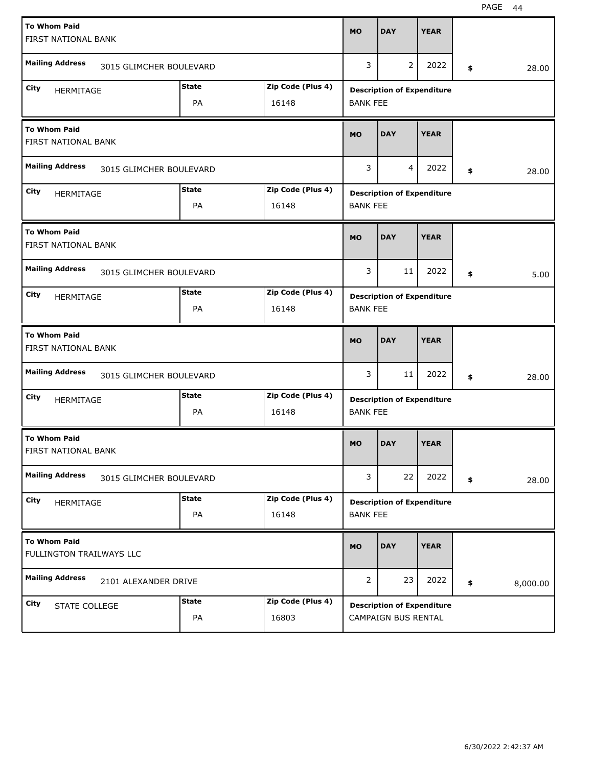| To Whom Paid | Mailing Address | City | State | Zip Code (Plus 4) | MO | DAY | YEAR | Amount | Description of Expenditure |
|---|---|---|---|---|---|---|---|---|---|
| FIRST NATIONAL BANK | 3015 GLIMCHER BOULEVARD | HERMITAGE | PA | 16148 | 3 | 2 | 2022 | $ 28.00 | BANK FEE |
| FIRST NATIONAL BANK | 3015 GLIMCHER BOULEVARD | HERMITAGE | PA | 16148 | 3 | 4 | 2022 | $ 28.00 | BANK FEE |
| FIRST NATIONAL BANK | 3015 GLIMCHER BOULEVARD | HERMITAGE | PA | 16148 | 3 | 11 | 2022 | $ 5.00 | BANK FEE |
| FIRST NATIONAL BANK | 3015 GLIMCHER BOULEVARD | HERMITAGE | PA | 16148 | 3 | 11 | 2022 | $ 28.00 | BANK FEE |
| FIRST NATIONAL BANK | 3015 GLIMCHER BOULEVARD | HERMITAGE | PA | 16148 | 3 | 22 | 2022 | $ 28.00 | BANK FEE |
| FULLINGTON TRAILWAYS LLC | 2101 ALEXANDER DRIVE | STATE COLLEGE | PA | 16803 | 2 | 23 | 2022 | $ 8,000.00 | CAMPAIGN BUS RENTAL |

6/30/2022 2:42:37 AM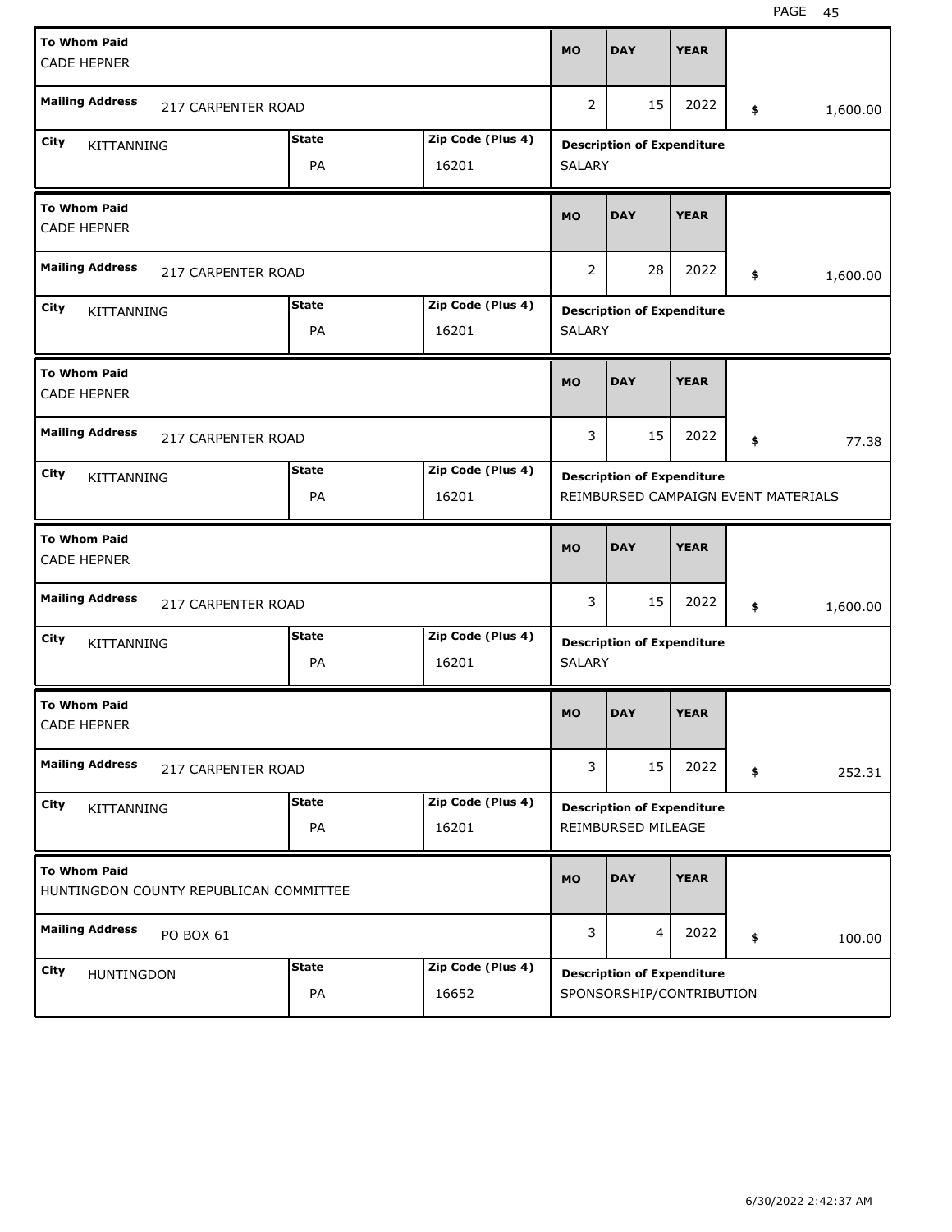| To Whom Paid | Mailing Address | City | State | Zip Code (Plus 4) | MO | DAY | YEAR | Amount | Description of Expenditure |
|---|---|---|---|---|---|---|---|---|---|
| CADE HEPNER | 217 CARPENTER ROAD | KITTANNING | PA | 16201 | 2 | 15 | 2022 | $ 1,600.00 | SALARY |
| CADE HEPNER | 217 CARPENTER ROAD | KITTANNING | PA | 16201 | 2 | 28 | 2022 | $ 1,600.00 | SALARY |
| CADE HEPNER | 217 CARPENTER ROAD | KITTANNING | PA | 16201 | 3 | 15 | 2022 | $ 77.38 | REIMBURSED CAMPAIGN EVENT MATERIALS |
| CADE HEPNER | 217 CARPENTER ROAD | KITTANNING | PA | 16201 | 3 | 15 | 2022 | $ 1,600.00 | SALARY |
| CADE HEPNER | 217 CARPENTER ROAD | KITTANNING | PA | 16201 | 3 | 15 | 2022 | $ 252.31 | REIMBURSED MILEAGE |
| HUNTINGDON COUNTY REPUBLICAN COMMITTEE | PO BOX 61 | HUNTINGDON | PA | 16652 | 3 | 4 | 2022 | $ 100.00 | SPONSORSHIP/CONTRIBUTION |

6/30/2022 2:42:37 AM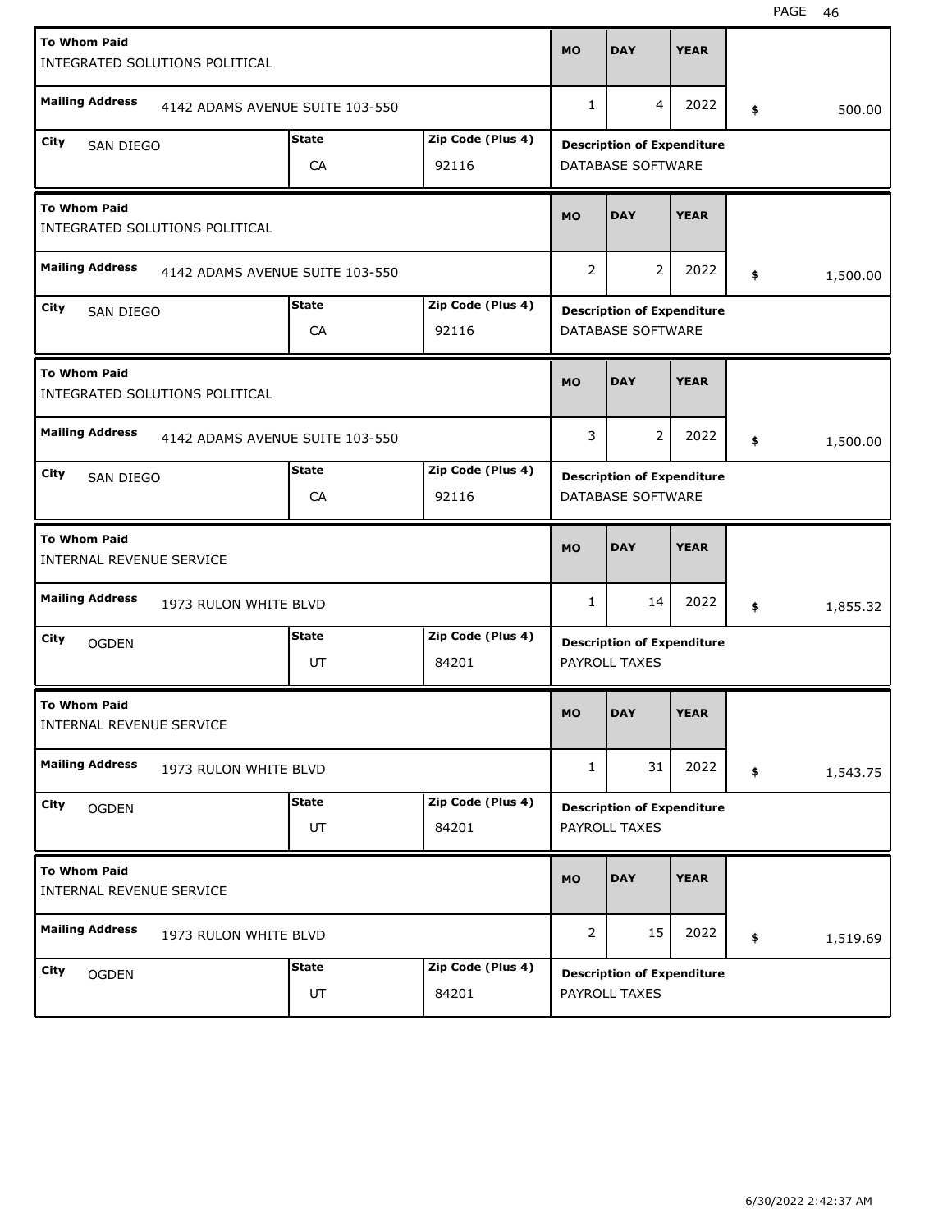| To Whom Paid | Mailing Address | City | State | Zip Code (Plus 4) | MO | DAY | YEAR | Amount | Description of Expenditure |
|---|---|---|---|---|---|---|---|---|---|
| INTEGRATED SOLUTIONS POLITICAL | 4142 ADAMS AVENUE SUITE 103-550 | SAN DIEGO | CA | 92116 | 1 | 4 | 2022 | $ 500.00 | DATABASE SOFTWARE |
| INTEGRATED SOLUTIONS POLITICAL | 4142 ADAMS AVENUE SUITE 103-550 | SAN DIEGO | CA | 92116 | 2 | 2 | 2022 | $ 1,500.00 | DATABASE SOFTWARE |
| INTEGRATED SOLUTIONS POLITICAL | 4142 ADAMS AVENUE SUITE 103-550 | SAN DIEGO | CA | 92116 | 3 | 2 | 2022 | $ 1,500.00 | DATABASE SOFTWARE |
| INTERNAL REVENUE SERVICE | 1973 RULON WHITE BLVD | OGDEN | UT | 84201 | 1 | 14 | 2022 | $ 1,855.32 | PAYROLL TAXES |
| INTERNAL REVENUE SERVICE | 1973 RULON WHITE BLVD | OGDEN | UT | 84201 | 1 | 31 | 2022 | $ 1,543.75 | PAYROLL TAXES |
| INTERNAL REVENUE SERVICE | 1973 RULON WHITE BLVD | OGDEN | UT | 84201 | 2 | 15 | 2022 | $ 1,519.69 | PAYROLL TAXES |

6/30/2022 2:42:37 AM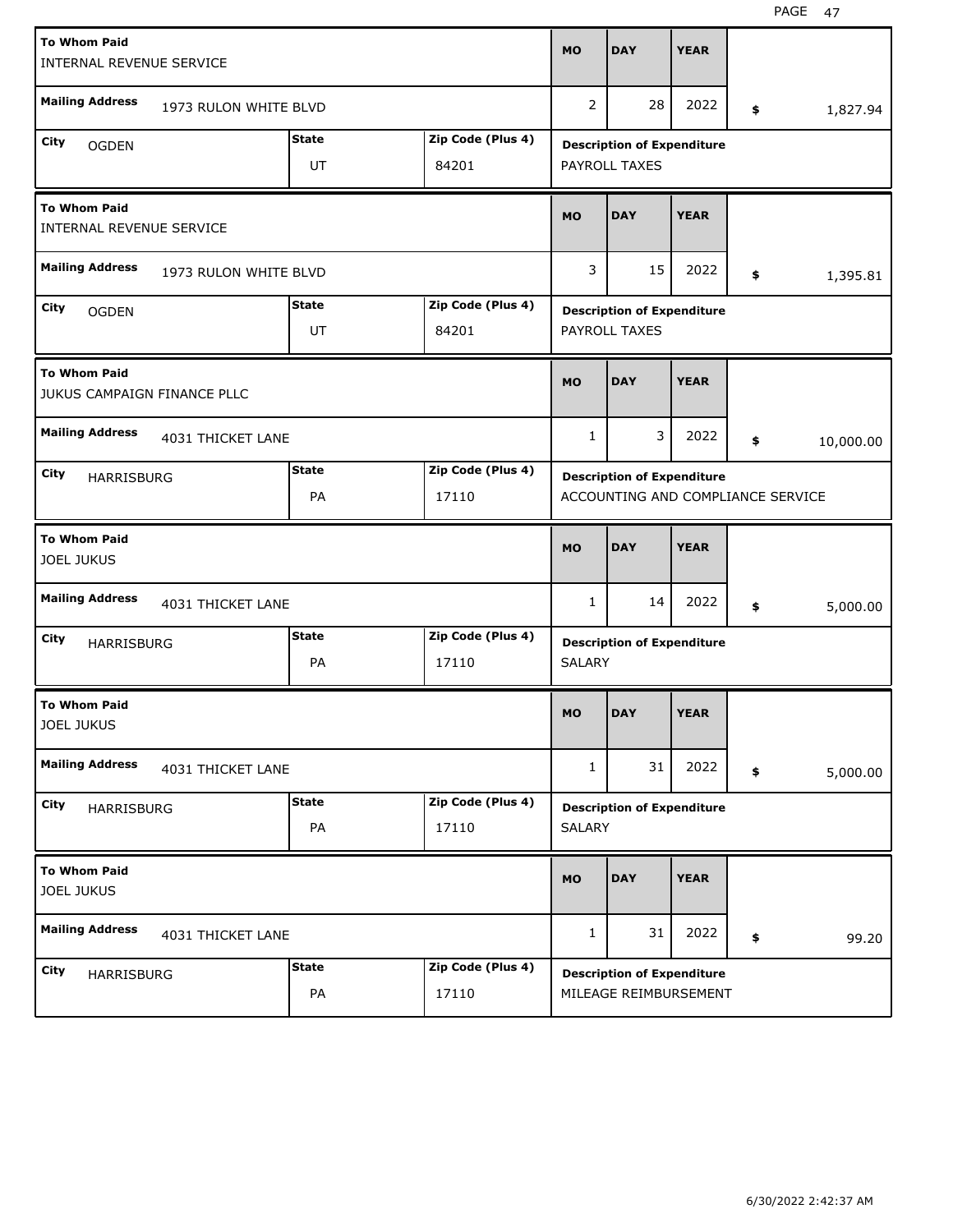| To Whom Paid | Mailing Address | City | State | Zip Code (Plus 4) | MO | DAY | YEAR | Amount | Description of Expenditure |
| --- | --- | --- | --- | --- | --- | --- | --- | --- | --- |
| INTERNAL REVENUE SERVICE | 1973 RULON WHITE BLVD | OGDEN | UT | 84201 | 2 | 28 | 2022 | $ 1,827.94 | PAYROLL TAXES |
| INTERNAL REVENUE SERVICE | 1973 RULON WHITE BLVD | OGDEN | UT | 84201 | 3 | 15 | 2022 | $ 1,395.81 | PAYROLL TAXES |
| JUKUS CAMPAIGN FINANCE PLLC | 4031 THICKET LANE | HARRISBURG | PA | 17110 | 1 | 3 | 2022 | $ 10,000.00 | ACCOUNTING AND COMPLIANCE SERVICE |
| JOEL JUKUS | 4031 THICKET LANE | HARRISBURG | PA | 17110 | 1 | 14 | 2022 | $ 5,000.00 | SALARY |
| JOEL JUKUS | 4031 THICKET LANE | HARRISBURG | PA | 17110 | 1 | 31 | 2022 | $ 5,000.00 | SALARY |
| JOEL JUKUS | 4031 THICKET LANE | HARRISBURG | PA | 17110 | 1 | 31 | 2022 | $ 99.20 | MILEAGE REIMBURSEMENT |

6/30/2022 2:42:37 AM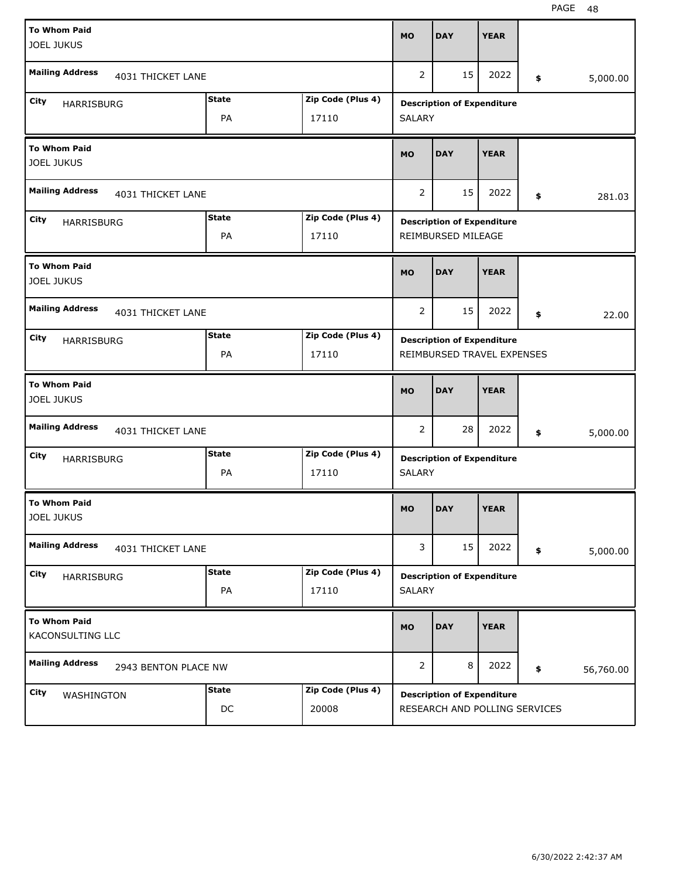| To Whom Paid | Mailing Address | City | State | Zip Code (Plus 4) | MO | DAY | YEAR | Amount | Description of Expenditure |
| --- | --- | --- | --- | --- | --- | --- | --- | --- | --- |
| JOEL JUKUS | 4031 THICKET LANE | HARRISBURG | PA | 17110 | 2 | 15 | 2022 | $ 5,000.00 | SALARY |
| JOEL JUKUS | 4031 THICKET LANE | HARRISBURG | PA | 17110 | 2 | 15 | 2022 | $ 281.03 | REIMBURSED MILEAGE |
| JOEL JUKUS | 4031 THICKET LANE | HARRISBURG | PA | 17110 | 2 | 15 | 2022 | $ 22.00 | REIMBURSED TRAVEL EXPENSES |
| JOEL JUKUS | 4031 THICKET LANE | HARRISBURG | PA | 17110 | 2 | 28 | 2022 | $ 5,000.00 | SALARY |
| JOEL JUKUS | 4031 THICKET LANE | HARRISBURG | PA | 17110 | 3 | 15 | 2022 | $ 5,000.00 | SALARY |
| KACONSULTING LLC | 2943 BENTON PLACE NW | WASHINGTON | DC | 20008 | 2 | 8 | 2022 | $ 56,760.00 | RESEARCH AND POLLING SERVICES |

6/30/2022 2:42:37 AM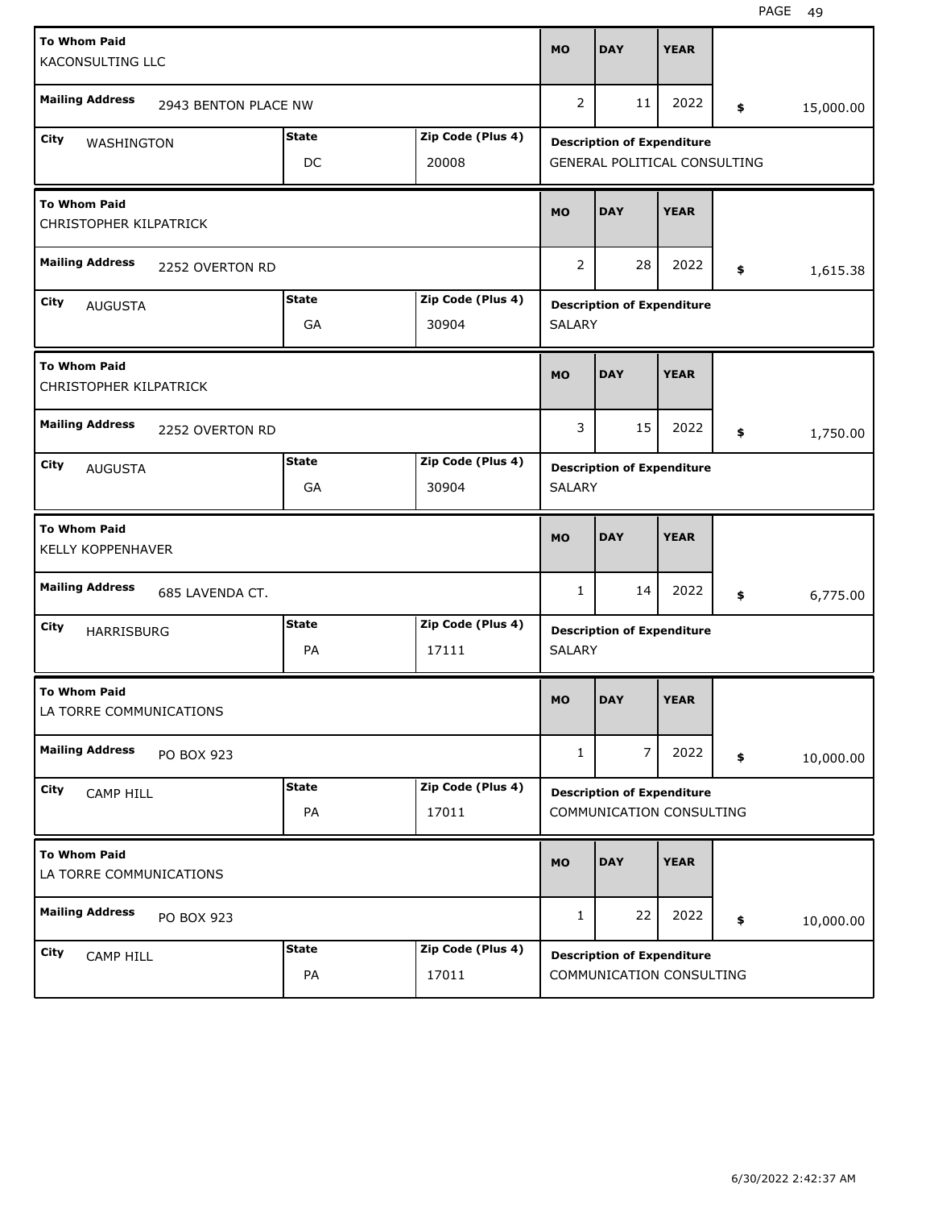| To Whom Paid | Mailing Address | City | State | Zip Code (Plus 4) | MO | DAY | YEAR | Amount | Description of Expenditure |
|---|---|---|---|---|---|---|---|---|---|
| KACONSULTING LLC | 2943 BENTON PLACE NW | WASHINGTON | DC | 20008 | 2 | 11 | 2022 | $ 15,000.00 | GENERAL POLITICAL CONSULTING |
| CHRISTOPHER KILPATRICK | 2252 OVERTON RD | AUGUSTA | GA | 30904 | 2 | 28 | 2022 | $ 1,615.38 | SALARY |
| CHRISTOPHER KILPATRICK | 2252 OVERTON RD | AUGUSTA | GA | 30904 | 3 | 15 | 2022 | $ 1,750.00 | SALARY |
| KELLY KOPPENHAVER | 685 LAVENDA CT. | HARRISBURG | PA | 17111 | 1 | 14 | 2022 | $ 6,775.00 | SALARY |
| LA TORRE COMMUNICATIONS | PO BOX 923 | CAMP HILL | PA | 17011 | 1 | 7 | 2022 | $ 10,000.00 | COMMUNICATION CONSULTING |
| LA TORRE COMMUNICATIONS | PO BOX 923 | CAMP HILL | PA | 17011 | 1 | 22 | 2022 | $ 10,000.00 | COMMUNICATION CONSULTING |

6/30/2022 2:42:37 AM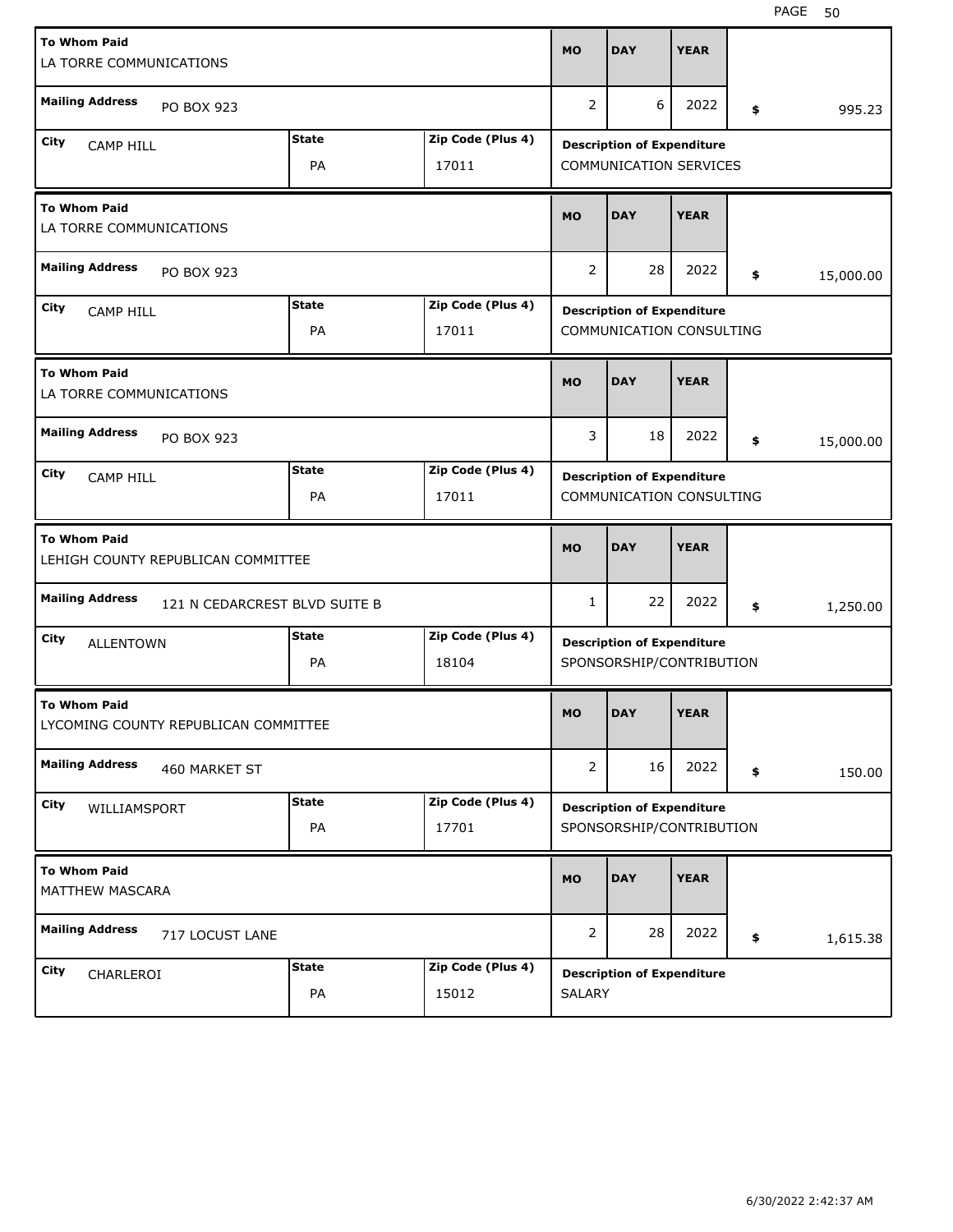| To Whom Paid | Mailing Address | City | State | Zip Code (Plus 4) | MO | DAY | YEAR | Amount | Description of Expenditure |
|---|---|---|---|---|---|---|---|---|---|
| LA TORRE COMMUNICATIONS | PO BOX 923 | CAMP HILL | PA | 17011 | 2 | 6 | 2022 | $ 995.23 | COMMUNICATION SERVICES |
| LA TORRE COMMUNICATIONS | PO BOX 923 | CAMP HILL | PA | 17011 | 2 | 28 | 2022 | $ 15,000.00 | COMMUNICATION CONSULTING |
| LA TORRE COMMUNICATIONS | PO BOX 923 | CAMP HILL | PA | 17011 | 3 | 18 | 2022 | $ 15,000.00 | COMMUNICATION CONSULTING |
| LEHIGH COUNTY REPUBLICAN COMMITTEE | 121 N CEDARCREST BLVD SUITE B | ALLENTOWN | PA | 18104 | 1 | 22 | 2022 | $ 1,250.00 | SPONSORSHIP/CONTRIBUTION |
| LYCOMING COUNTY REPUBLICAN COMMITTEE | 460 MARKET ST | WILLIAMSPORT | PA | 17701 | 2 | 16 | 2022 | $ 150.00 | SPONSORSHIP/CONTRIBUTION |
| MATTHEW MASCARA | 717 LOCUST LANE | CHARLEROI | PA | 15012 | 2 | 28 | 2022 | $ 1,615.38 | SALARY |

6/30/2022 2:42:37 AM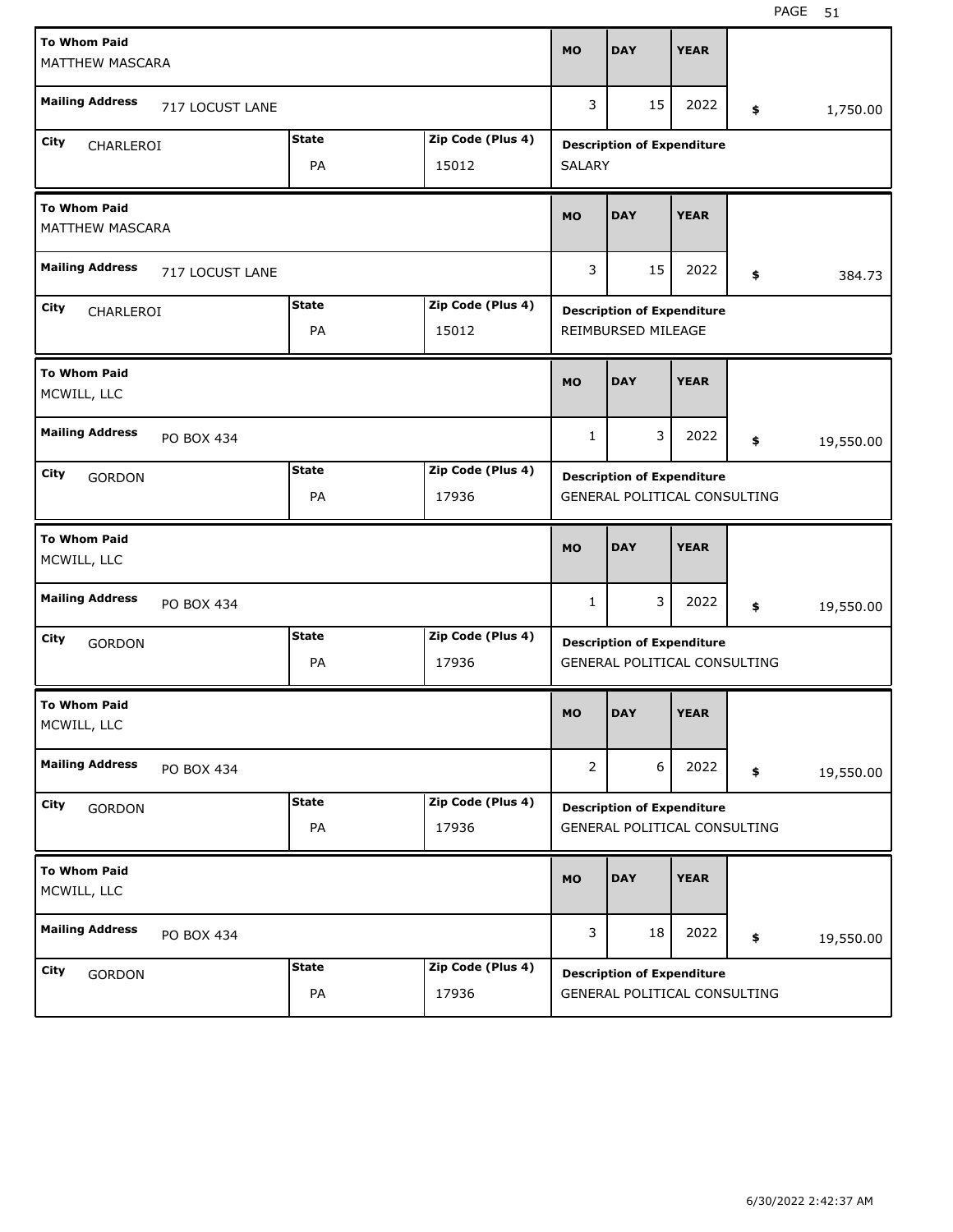| To Whom Paid | Mailing Address | City | State | Zip Code (Plus 4) | MO | DAY | YEAR | Amount | Description of Expenditure |
|---|---|---|---|---|---|---|---|---|---|
| MATTHEW MASCARA | 717 LOCUST LANE | CHARLEROI | PA | 15012 | 3 | 15 | 2022 | $ 1,750.00 | SALARY |
| MATTHEW MASCARA | 717 LOCUST LANE | CHARLEROI | PA | 15012 | 3 | 15 | 2022 | $ 384.73 | REIMBURSED MILEAGE |
| MCWILL, LLC | PO BOX 434 | GORDON | PA | 17936 | 1 | 3 | 2022 | $ 19,550.00 | GENERAL POLITICAL CONSULTING |
| MCWILL, LLC | PO BOX 434 | GORDON | PA | 17936 | 1 | 3 | 2022 | $ 19,550.00 | GENERAL POLITICAL CONSULTING |
| MCWILL, LLC | PO BOX 434 | GORDON | PA | 17936 | 2 | 6 | 2022 | $ 19,550.00 | GENERAL POLITICAL CONSULTING |
| MCWILL, LLC | PO BOX 434 | GORDON | PA | 17936 | 3 | 18 | 2022 | $ 19,550.00 | GENERAL POLITICAL CONSULTING |

6/30/2022 2:42:37 AM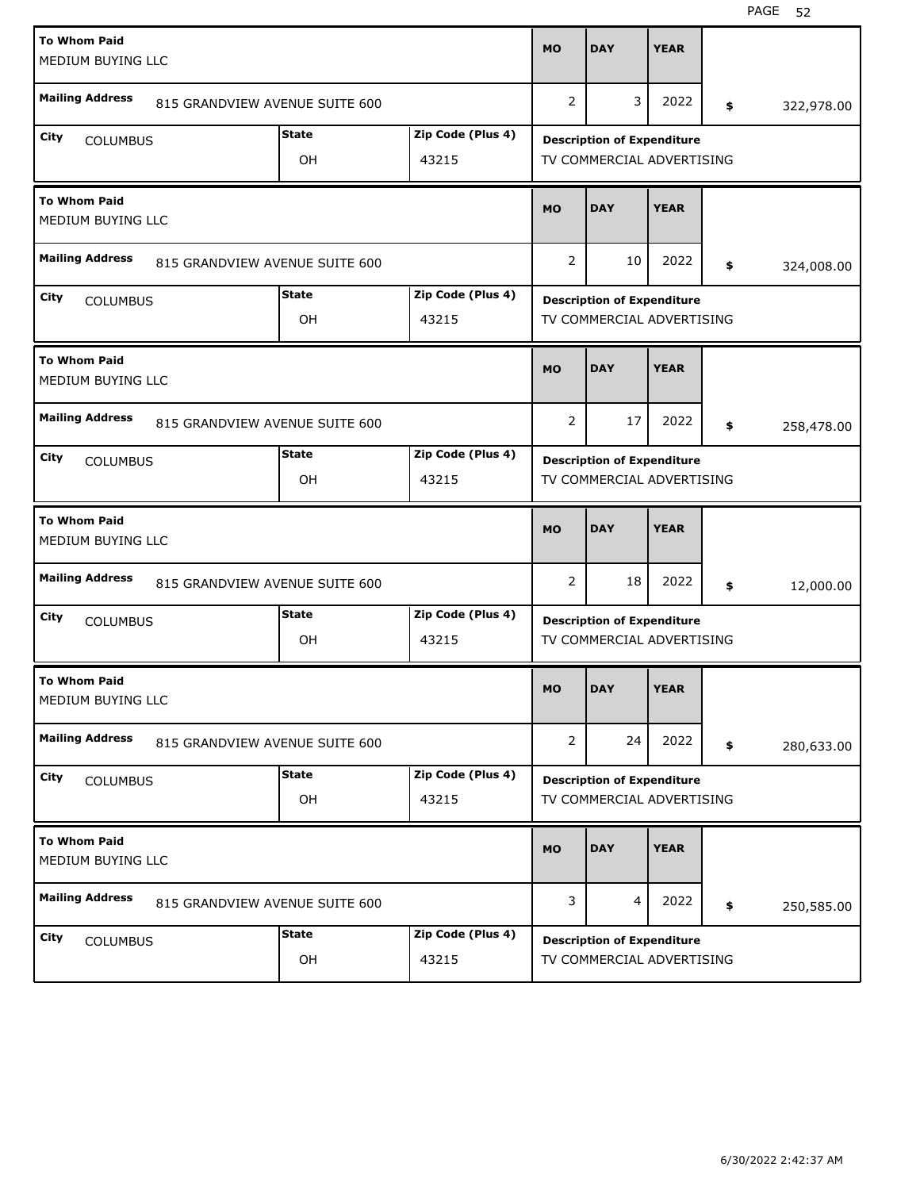| To Whom Paid | Mailing Address | City | State | Zip Code (Plus 4) | MO | DAY | YEAR | Amount | Description of Expenditure |
|---|---|---|---|---|---|---|---|---|---|
| MEDIUM BUYING LLC | 815 GRANDVIEW AVENUE SUITE 600 | COLUMBUS | OH | 43215 | 2 | 3 | 2022 | $ 322,978.00 | TV COMMERCIAL ADVERTISING |
| MEDIUM BUYING LLC | 815 GRANDVIEW AVENUE SUITE 600 | COLUMBUS | OH | 43215 | 2 | 10 | 2022 | $ 324,008.00 | TV COMMERCIAL ADVERTISING |
| MEDIUM BUYING LLC | 815 GRANDVIEW AVENUE SUITE 600 | COLUMBUS | OH | 43215 | 2 | 17 | 2022 | $ 258,478.00 | TV COMMERCIAL ADVERTISING |
| MEDIUM BUYING LLC | 815 GRANDVIEW AVENUE SUITE 600 | COLUMBUS | OH | 43215 | 2 | 18 | 2022 | $ 12,000.00 | TV COMMERCIAL ADVERTISING |
| MEDIUM BUYING LLC | 815 GRANDVIEW AVENUE SUITE 600 | COLUMBUS | OH | 43215 | 2 | 24 | 2022 | $ 280,633.00 | TV COMMERCIAL ADVERTISING |
| MEDIUM BUYING LLC | 815 GRANDVIEW AVENUE SUITE 600 | COLUMBUS | OH | 43215 | 3 | 4 | 2022 | $ 250,585.00 | TV COMMERCIAL ADVERTISING |

6/30/2022 2:42:37 AM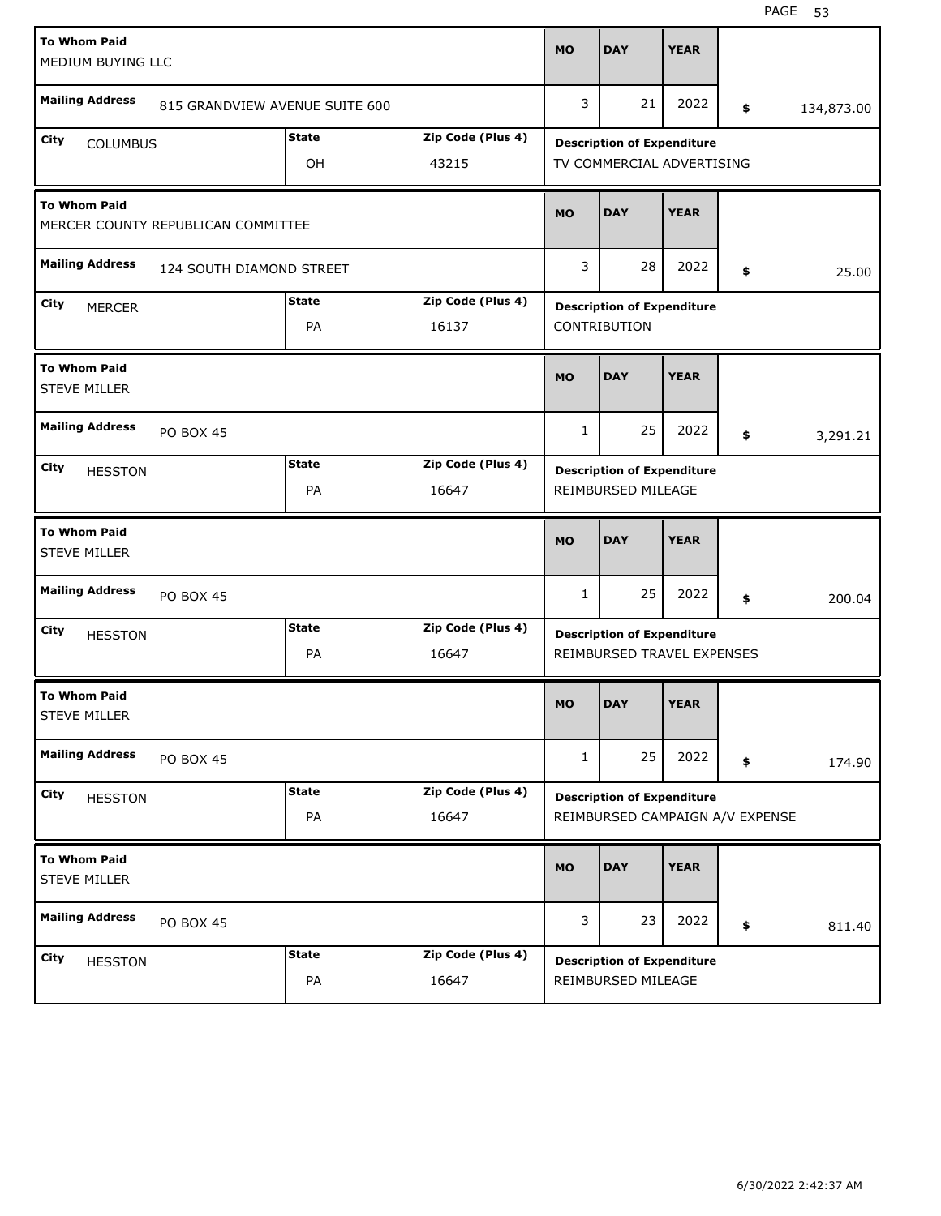| To Whom Paid | Mailing Address | City | State | Zip Code (Plus 4) | MO | DAY | YEAR | Amount | Description of Expenditure |
|---|---|---|---|---|---|---|---|---|---|
| MEDIUM BUYING LLC | 815 GRANDVIEW AVENUE SUITE 600 | COLUMBUS | OH | 43215 | 3 | 21 | 2022 | $ 134,873.00 | TV COMMERCIAL ADVERTISING |
| MERCER COUNTY REPUBLICAN COMMITTEE | 124 SOUTH DIAMOND STREET | MERCER | PA | 16137 | 3 | 28 | 2022 | $ 25.00 | CONTRIBUTION |
| STEVE MILLER | PO BOX 45 | HESSTON | PA | 16647 | 1 | 25 | 2022 | $ 3,291.21 | REIMBURSED MILEAGE |
| STEVE MILLER | PO BOX 45 | HESSTON | PA | 16647 | 1 | 25 | 2022 | $ 200.04 | REIMBURSED TRAVEL EXPENSES |
| STEVE MILLER | PO BOX 45 | HESSTON | PA | 16647 | 1 | 25 | 2022 | $ 174.90 | REIMBURSED CAMPAIGN A/V EXPENSE |
| STEVE MILLER | PO BOX 45 | HESSTON | PA | 16647 | 3 | 23 | 2022 | $ 811.40 | REIMBURSED MILEAGE |

6/30/2022 2:42:37 AM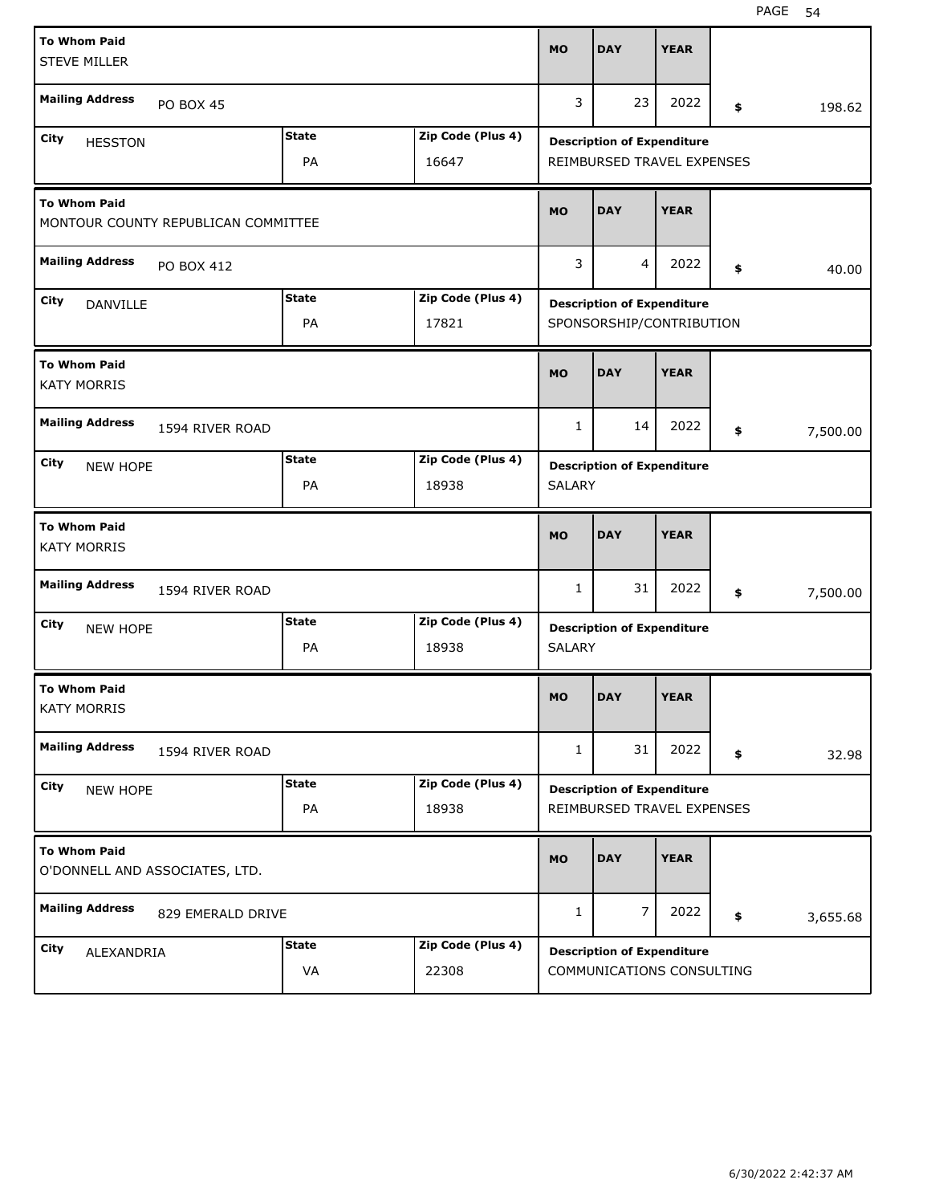| To Whom Paid | Mailing Address | City | State | Zip Code (Plus 4) | MO | DAY | YEAR | $ | Description of Expenditure |
|---|---|---|---|---|---|---|---|---|---|
| STEVE MILLER | PO BOX 45 | HESSTON | PA | 16647 | 3 | 23 | 2022 | 198.62 | REIMBURSED TRAVEL EXPENSES |
| MONTOUR COUNTY REPUBLICAN COMMITTEE | PO BOX 412 | DANVILLE | PA | 17821 | 3 | 4 | 2022 | 40.00 | SPONSORSHIP/CONTRIBUTION |
| KATY MORRIS | 1594 RIVER ROAD | NEW HOPE | PA | 18938 | 1 | 14 | 2022 | 7,500.00 | SALARY |
| KATY MORRIS | 1594 RIVER ROAD | NEW HOPE | PA | 18938 | 1 | 31 | 2022 | 7,500.00 | SALARY |
| KATY MORRIS | 1594 RIVER ROAD | NEW HOPE | PA | 18938 | 1 | 31 | 2022 | 32.98 | REIMBURSED TRAVEL EXPENSES |
| O'DONNELL AND ASSOCIATES, LTD. | 829 EMERALD DRIVE | ALEXANDRIA | VA | 22308 | 1 | 7 | 2022 | 3,655.68 | COMMUNICATIONS CONSULTING |

6/30/2022 2:42:37 AM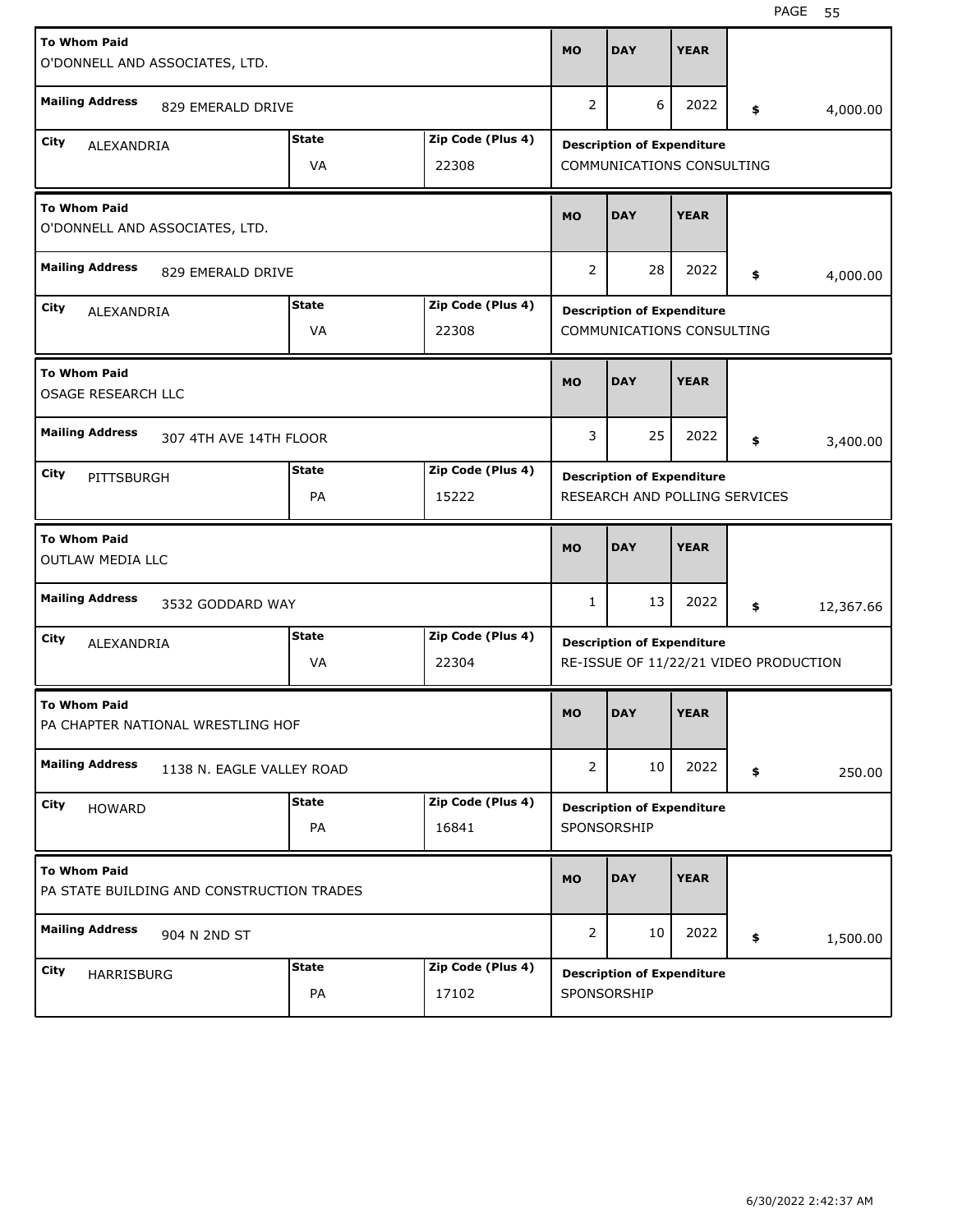| To Whom Paid | Mailing Address | City | State | Zip Code (Plus 4) | MO | DAY | YEAR | Amount | Description of Expenditure |
|---|---|---|---|---|---|---|---|---|---|
| O'DONNELL AND ASSOCIATES, LTD. | 829 EMERALD DRIVE | ALEXANDRIA | VA | 22308 | 2 | 6 | 2022 | $ 4,000.00 | COMMUNICATIONS CONSULTING |
| O'DONNELL AND ASSOCIATES, LTD. | 829 EMERALD DRIVE | ALEXANDRIA | VA | 22308 | 2 | 28 | 2022 | $ 4,000.00 | COMMUNICATIONS CONSULTING |
| OSAGE RESEARCH LLC | 307 4TH AVE 14TH FLOOR | PITTSBURGH | PA | 15222 | 3 | 25 | 2022 | $ 3,400.00 | RESEARCH AND POLLING SERVICES |
| OUTLAW MEDIA LLC | 3532 GODDARD WAY | ALEXANDRIA | VA | 22304 | 1 | 13 | 2022 | $ 12,367.66 | RE-ISSUE OF 11/22/21 VIDEO PRODUCTION |
| PA CHAPTER NATIONAL WRESTLING HOF | 1138 N. EAGLE VALLEY ROAD | HOWARD | PA | 16841 | 2 | 10 | 2022 | $ 250.00 | SPONSORSHIP |
| PA STATE BUILDING AND CONSTRUCTION TRADES | 904 N 2ND ST | HARRISBURG | PA | 17102 | 2 | 10 | 2022 | $ 1,500.00 | SPONSORSHIP |

6/30/2022 2:42:37 AM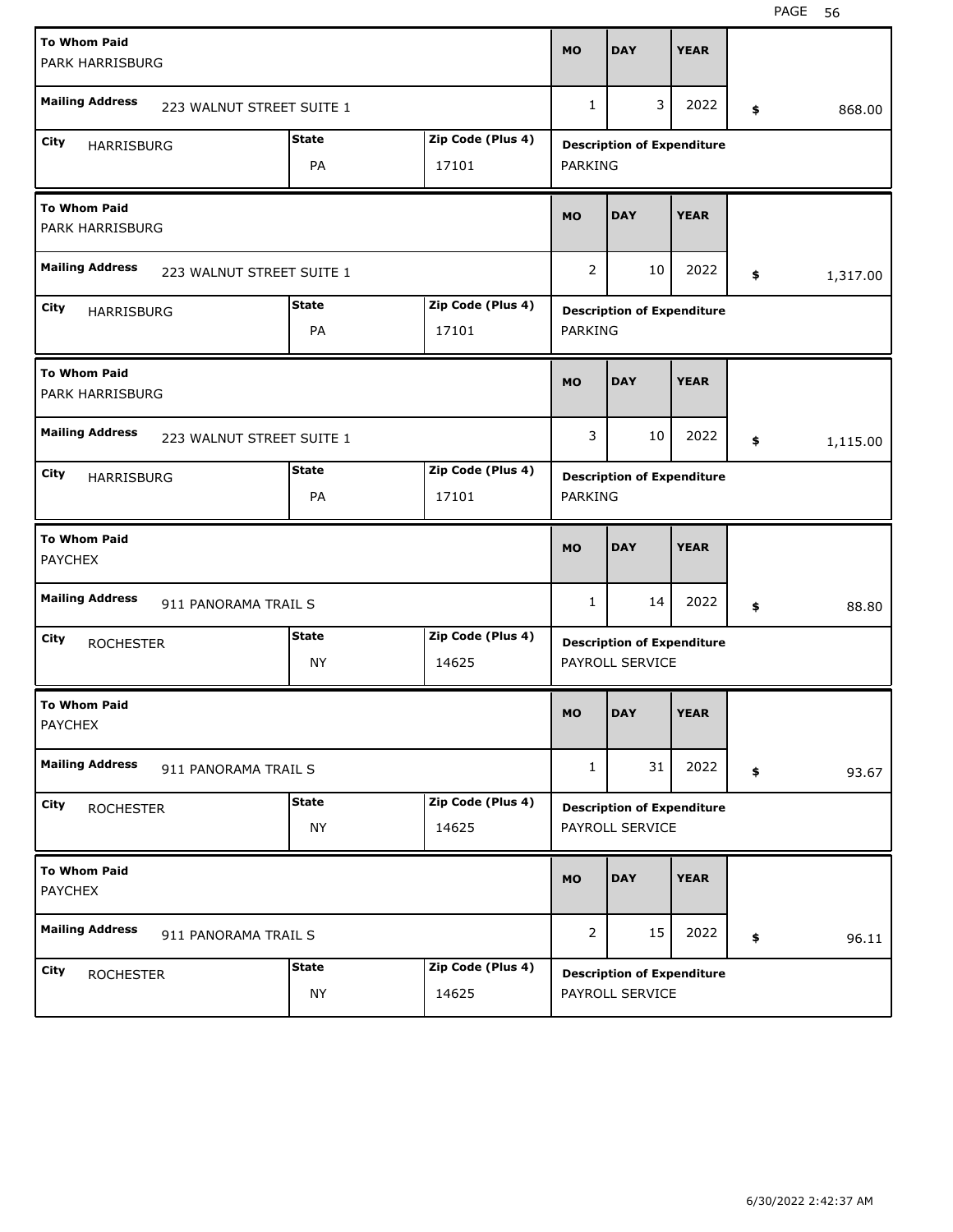| To Whom Paid | Mailing Address | City | State | Zip Code (Plus 4) | MO | DAY | YEAR | Amount | Description of Expenditure |
|---|---|---|---|---|---|---|---|---|---|
| PARK HARRISBURG | 223 WALNUT STREET SUITE 1 | HARRISBURG | PA | 17101 | 1 | 3 | 2022 | $ 868.00 | PARKING |
| PARK HARRISBURG | 223 WALNUT STREET SUITE 1 | HARRISBURG | PA | 17101 | 2 | 10 | 2022 | $ 1,317.00 | PARKING |
| PARK HARRISBURG | 223 WALNUT STREET SUITE 1 | HARRISBURG | PA | 17101 | 3 | 10 | 2022 | $ 1,115.00 | PARKING |
| PAYCHEX | 911 PANORAMA TRAIL S | ROCHESTER | NY | 14625 | 1 | 14 | 2022 | $ 88.80 | PAYROLL SERVICE |
| PAYCHEX | 911 PANORAMA TRAIL S | ROCHESTER | NY | 14625 | 1 | 31 | 2022 | $ 93.67 | PAYROLL SERVICE |
| PAYCHEX | 911 PANORAMA TRAIL S | ROCHESTER | NY | 14625 | 2 | 15 | 2022 | $ 96.11 | PAYROLL SERVICE |

6/30/2022 2:42:37 AM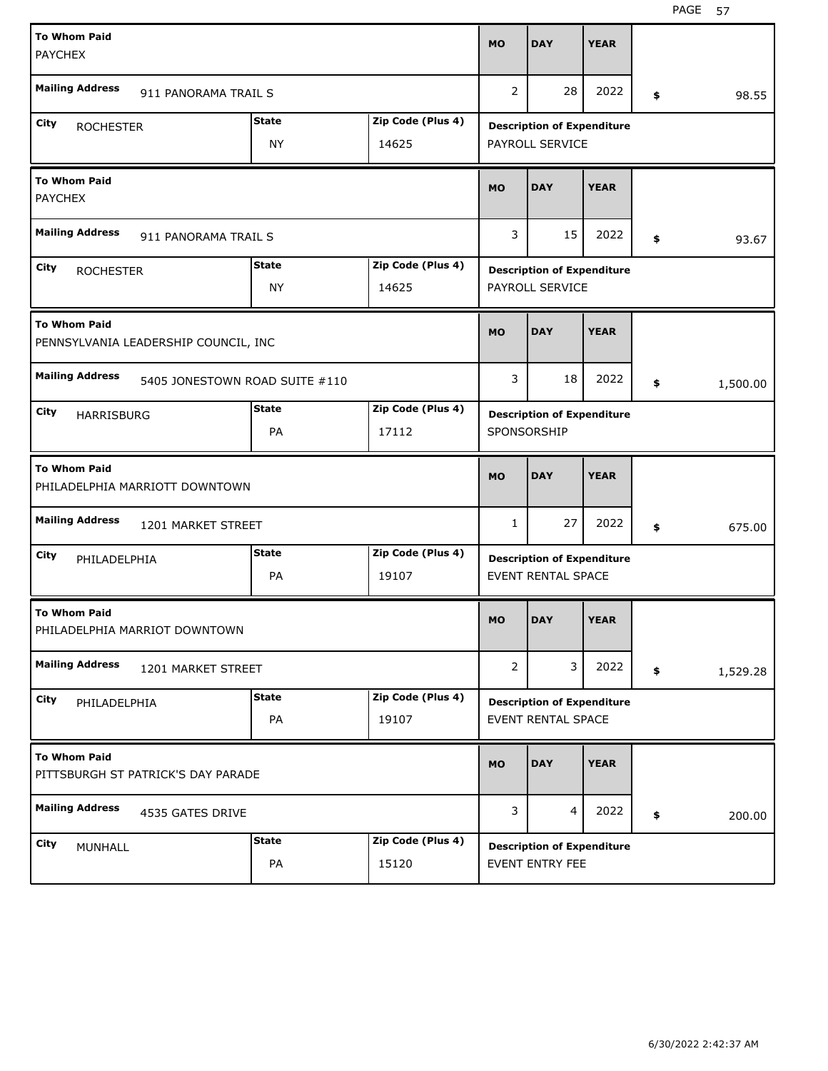| To Whom Paid | | | MO | DAY | YEAR | |
|---|---|---|---|---|---|---|
| PAYCHEX | | | | | | |
| Mailing Address: 911 PANORAMA TRAIL S | | | 2 | 28 | 2022 | $ 98.55 |
| City: ROCHESTER | State: NY | Zip Code (Plus 4): 14625 | Description of Expenditure: PAYROLL SERVICE | | | |

| To Whom Paid | | | MO | DAY | YEAR | |
|---|---|---|---|---|---|---|
| PAYCHEX | | | | | | |
| Mailing Address: 911 PANORAMA TRAIL S | | | 3 | 15 | 2022 | $ 93.67 |
| City: ROCHESTER | State: NY | Zip Code (Plus 4): 14625 | Description of Expenditure: PAYROLL SERVICE | | | |

| To Whom Paid | | | MO | DAY | YEAR | |
|---|---|---|---|---|---|---|
| PENNSYLVANIA LEADERSHIP COUNCIL, INC | | | | | | |
| Mailing Address: 5405 JONESTOWN ROAD SUITE #110 | | | 3 | 18 | 2022 | $ 1,500.00 |
| City: HARRISBURG | State: PA | Zip Code (Plus 4): 17112 | Description of Expenditure: SPONSORSHIP | | | |

| To Whom Paid | | | MO | DAY | YEAR | |
|---|---|---|---|---|---|---|
| PHILADELPHIA MARRIOTT DOWNTOWN | | | | | | |
| Mailing Address: 1201 MARKET STREET | | | 1 | 27 | 2022 | $ 675.00 |
| City: PHILADELPHIA | State: PA | Zip Code (Plus 4): 19107 | Description of Expenditure: EVENT RENTAL SPACE | | | |

| To Whom Paid | | | MO | DAY | YEAR | |
|---|---|---|---|---|---|---|
| PHILADELPHIA MARRIOT DOWNTOWN | | | | | | |
| Mailing Address: 1201 MARKET STREET | | | 2 | 3 | 2022 | $ 1,529.28 |
| City: PHILADELPHIA | State: PA | Zip Code (Plus 4): 19107 | Description of Expenditure: EVENT RENTAL SPACE | | | |

| To Whom Paid | | | MO | DAY | YEAR | |
|---|---|---|---|---|---|---|
| PITTSBURGH ST PATRICK'S DAY PARADE | | | | | | |
| Mailing Address: 4535 GATES DRIVE | | | 3 | 4 | 2022 | $ 200.00 |
| City: MUNHALL | State: PA | Zip Code (Plus 4): 15120 | Description of Expenditure: EVENT ENTRY FEE | | | |

6/30/2022 2:42:37 AM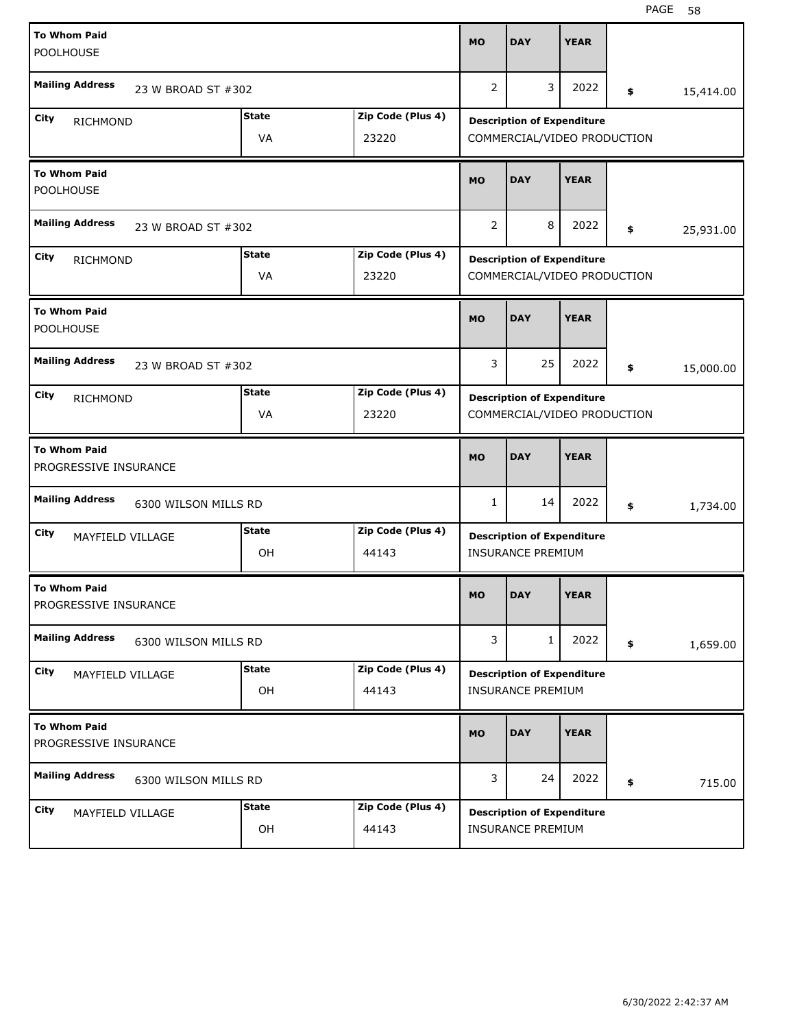| To Whom Paid | Mailing Address | City | State | Zip Code (Plus 4) | MO | DAY | YEAR | Amount | Description of Expenditure |
|---|---|---|---|---|---|---|---|---|---|
| POOLHOUSE | 23 W BROAD ST #302 | RICHMOND | VA | 23220 | 2 | 3 | 2022 | $ 15,414.00 | COMMERCIAL/VIDEO PRODUCTION |
| POOLHOUSE | 23 W BROAD ST #302 | RICHMOND | VA | 23220 | 2 | 8 | 2022 | $ 25,931.00 | COMMERCIAL/VIDEO PRODUCTION |
| POOLHOUSE | 23 W BROAD ST #302 | RICHMOND | VA | 23220 | 3 | 25 | 2022 | $ 15,000.00 | COMMERCIAL/VIDEO PRODUCTION |
| PROGRESSIVE INSURANCE | 6300 WILSON MILLS RD | MAYFIELD VILLAGE | OH | 44143 | 1 | 14 | 2022 | $ 1,734.00 | INSURANCE PREMIUM |
| PROGRESSIVE INSURANCE | 6300 WILSON MILLS RD | MAYFIELD VILLAGE | OH | 44143 | 3 | 1 | 2022 | $ 1,659.00 | INSURANCE PREMIUM |
| PROGRESSIVE INSURANCE | 6300 WILSON MILLS RD | MAYFIELD VILLAGE | OH | 44143 | 3 | 24 | 2022 | $ 715.00 | INSURANCE PREMIUM |

6/30/2022 2:42:37 AM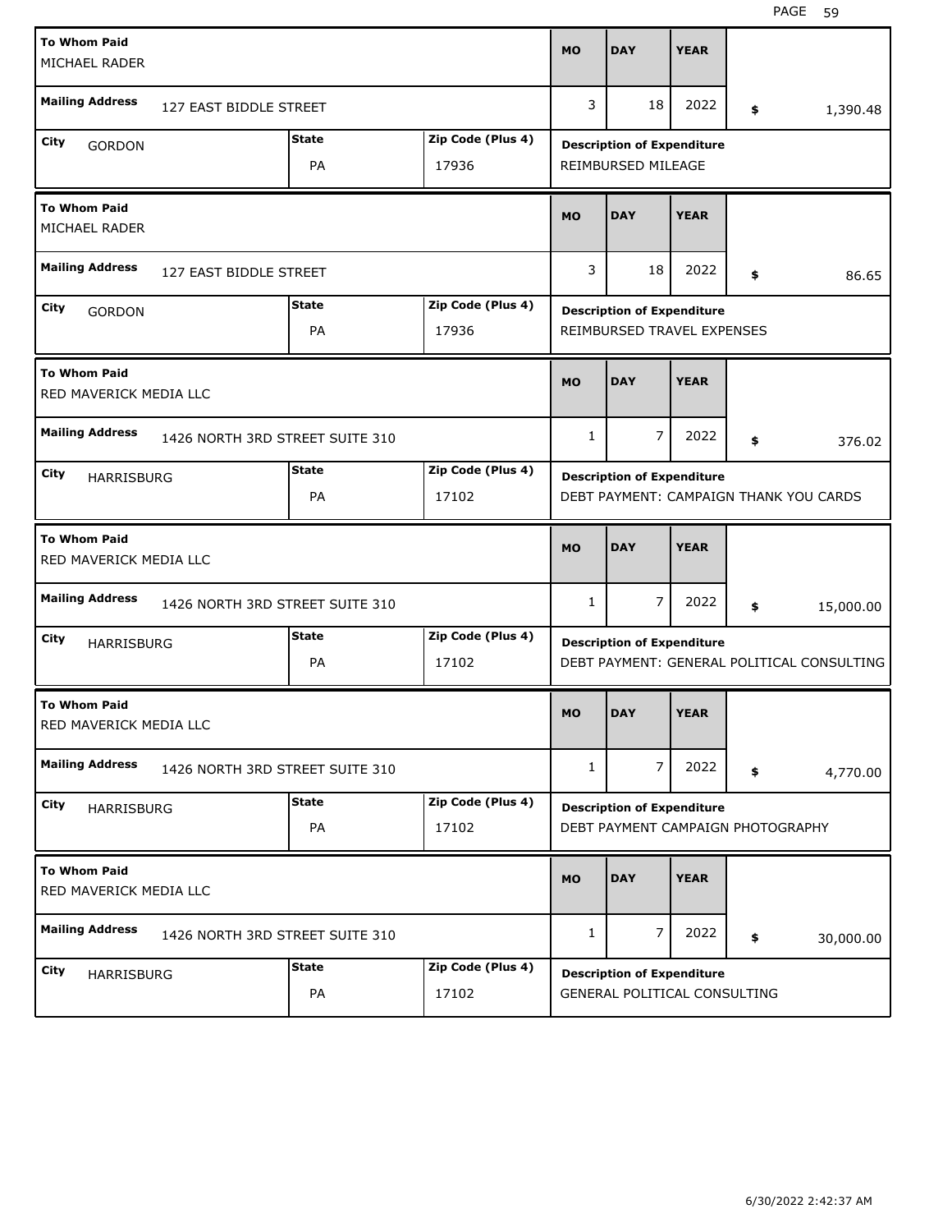| To Whom Paid | Mailing Address | City | State | Zip Code (Plus 4) | MO | DAY | YEAR | Amount | Description of Expenditure |
|---|---|---|---|---|---|---|---|---|---|
| MICHAEL RADER | 127 EAST BIDDLE STREET | GORDON | PA | 17936 | 3 | 18 | 2022 | $ 1,390.48 | REIMBURSED MILEAGE |
| MICHAEL RADER | 127 EAST BIDDLE STREET | GORDON | PA | 17936 | 3 | 18 | 2022 | $ 86.65 | REIMBURSED TRAVEL EXPENSES |
| RED MAVERICK MEDIA LLC | 1426 NORTH 3RD STREET SUITE 310 | HARRISBURG | PA | 17102 | 1 | 7 | 2022 | $ 376.02 | DEBT PAYMENT: CAMPAIGN THANK YOU CARDS |
| RED MAVERICK MEDIA LLC | 1426 NORTH 3RD STREET SUITE 310 | HARRISBURG | PA | 17102 | 1 | 7 | 2022 | $ 15,000.00 | DEBT PAYMENT: GENERAL POLITICAL CONSULTING |
| RED MAVERICK MEDIA LLC | 1426 NORTH 3RD STREET SUITE 310 | HARRISBURG | PA | 17102 | 1 | 7 | 2022 | $ 4,770.00 | DEBT PAYMENT CAMPAIGN PHOTOGRAPHY |
| RED MAVERICK MEDIA LLC | 1426 NORTH 3RD STREET SUITE 310 | HARRISBURG | PA | 17102 | 1 | 7 | 2022 | $ 30,000.00 | GENERAL POLITICAL CONSULTING |

6/30/2022 2:42:37 AM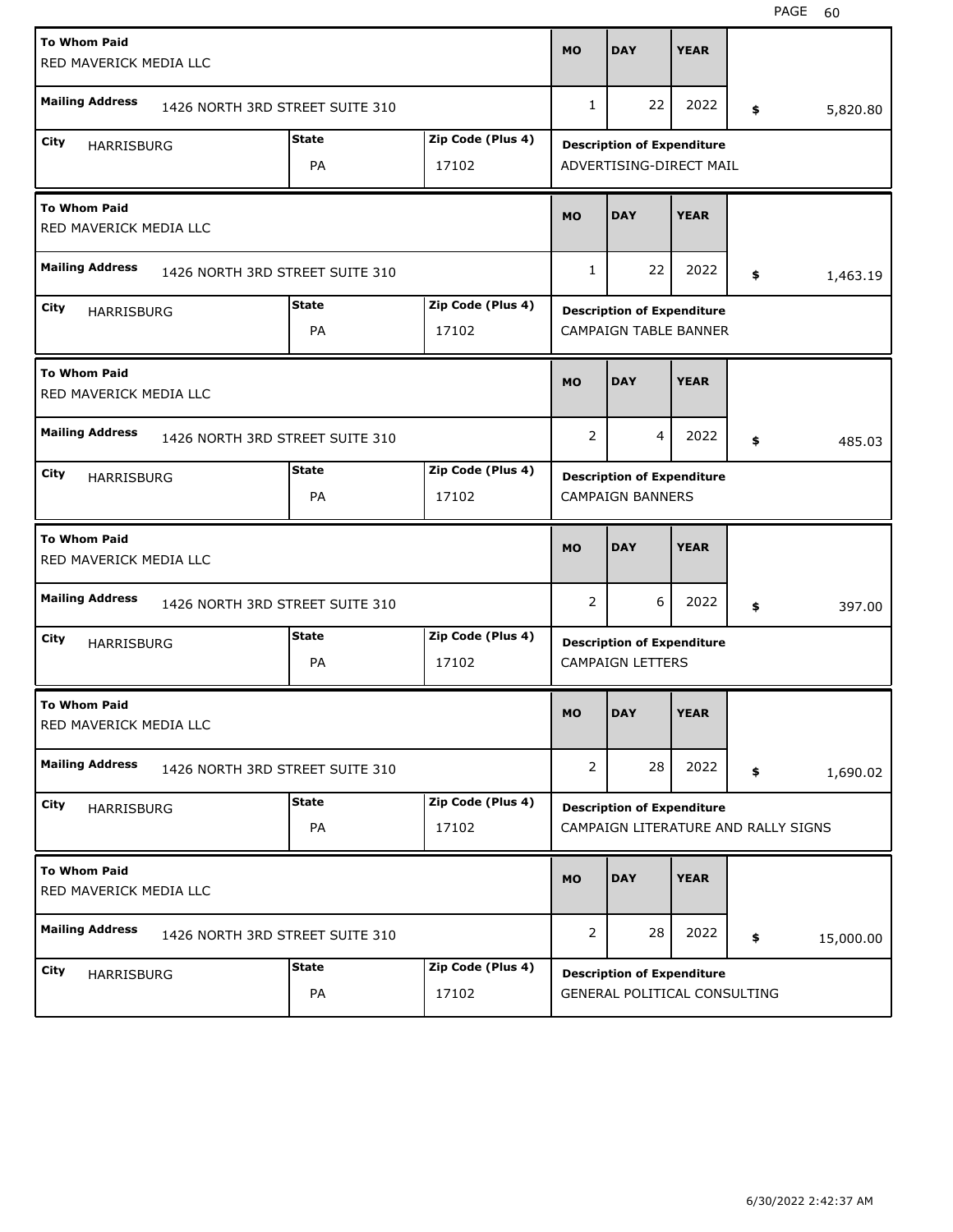| To Whom Paid | Mailing Address | City | State | Zip Code (Plus 4) | MO | DAY | YEAR | Amount | Description of Expenditure |
|---|---|---|---|---|---|---|---|---|---|
| RED MAVERICK MEDIA LLC | 1426 NORTH 3RD STREET SUITE 310 | HARRISBURG | PA | 17102 | 1 | 22 | 2022 | $ 5,820.80 | ADVERTISING-DIRECT MAIL |
| RED MAVERICK MEDIA LLC | 1426 NORTH 3RD STREET SUITE 310 | HARRISBURG | PA | 17102 | 1 | 22 | 2022 | $ 1,463.19 | CAMPAIGN TABLE BANNER |
| RED MAVERICK MEDIA LLC | 1426 NORTH 3RD STREET SUITE 310 | HARRISBURG | PA | 17102 | 2 | 4 | 2022 | $ 485.03 | CAMPAIGN BANNERS |
| RED MAVERICK MEDIA LLC | 1426 NORTH 3RD STREET SUITE 310 | HARRISBURG | PA | 17102 | 2 | 6 | 2022 | $ 397.00 | CAMPAIGN LETTERS |
| RED MAVERICK MEDIA LLC | 1426 NORTH 3RD STREET SUITE 310 | HARRISBURG | PA | 17102 | 2 | 28 | 2022 | $ 1,690.02 | CAMPAIGN LITERATURE AND RALLY SIGNS |
| RED MAVERICK MEDIA LLC | 1426 NORTH 3RD STREET SUITE 310 | HARRISBURG | PA | 17102 | 2 | 28 | 2022 | $ 15,000.00 | GENERAL POLITICAL CONSULTING |

6/30/2022 2:42:37 AM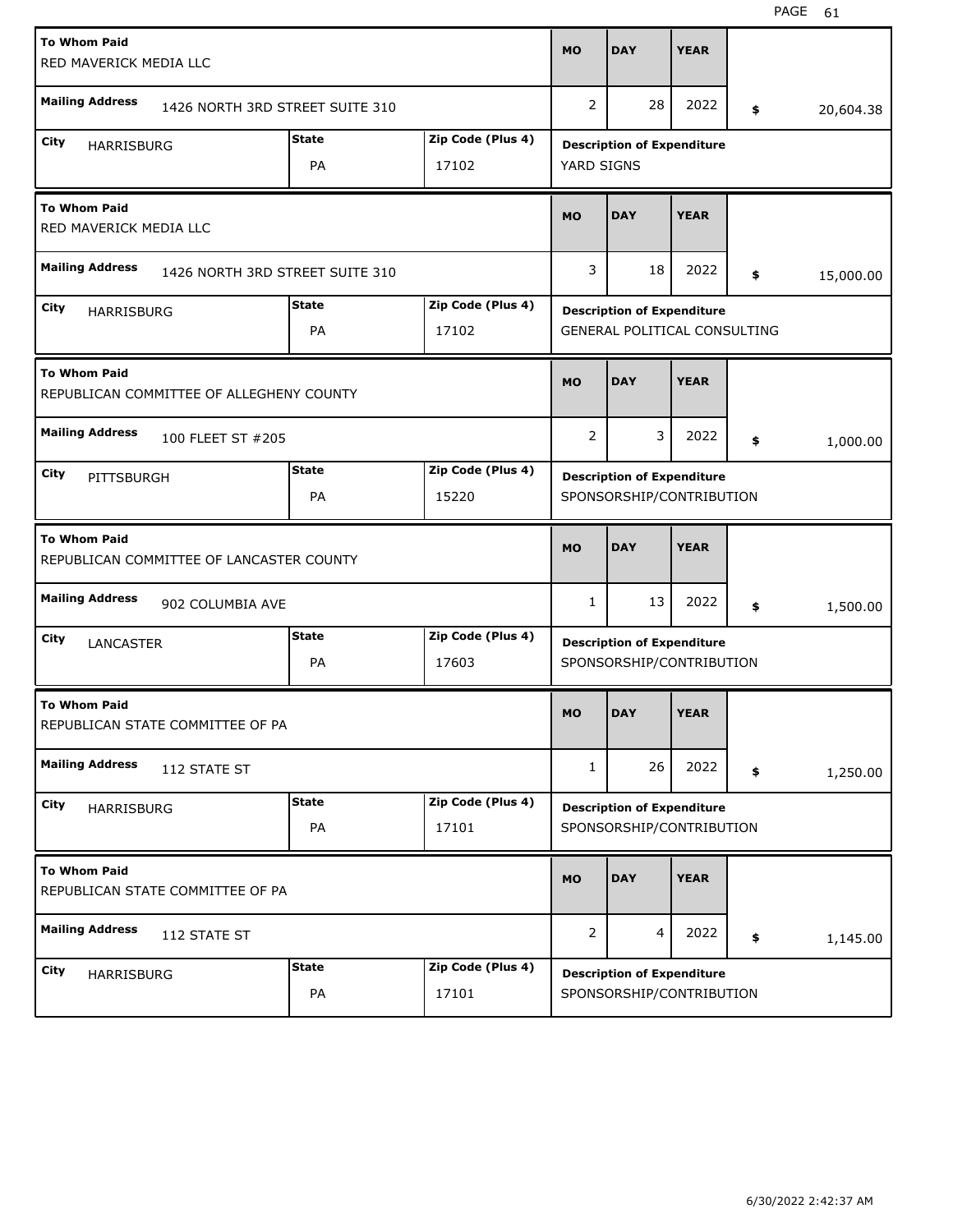| To Whom Paid | Mailing Address | City | State | Zip Code (Plus 4) | MO | DAY | YEAR | Amount | Description of Expenditure |
|---|---|---|---|---|---|---|---|---|---|
| RED MAVERICK MEDIA LLC | 1426 NORTH 3RD STREET SUITE 310 | HARRISBURG | PA | 17102 | 2 | 28 | 2022 | $ 20,604.38 | YARD SIGNS |
| RED MAVERICK MEDIA LLC | 1426 NORTH 3RD STREET SUITE 310 | HARRISBURG | PA | 17102 | 3 | 18 | 2022 | $ 15,000.00 | GENERAL POLITICAL CONSULTING |
| REPUBLICAN COMMITTEE OF ALLEGHENY COUNTY | 100 FLEET ST #205 | PITTSBURGH | PA | 15220 | 2 | 3 | 2022 | $ 1,000.00 | SPONSORSHIP/CONTRIBUTION |
| REPUBLICAN COMMITTEE OF LANCASTER COUNTY | 902 COLUMBIA AVE | LANCASTER | PA | 17603 | 1 | 13 | 2022 | $ 1,500.00 | SPONSORSHIP/CONTRIBUTION |
| REPUBLICAN STATE COMMITTEE OF PA | 112 STATE ST | HARRISBURG | PA | 17101 | 1 | 26 | 2022 | $ 1,250.00 | SPONSORSHIP/CONTRIBUTION |
| REPUBLICAN STATE COMMITTEE OF PA | 112 STATE ST | HARRISBURG | PA | 17101 | 2 | 4 | 2022 | $ 1,145.00 | SPONSORSHIP/CONTRIBUTION |

6/30/2022 2:42:37 AM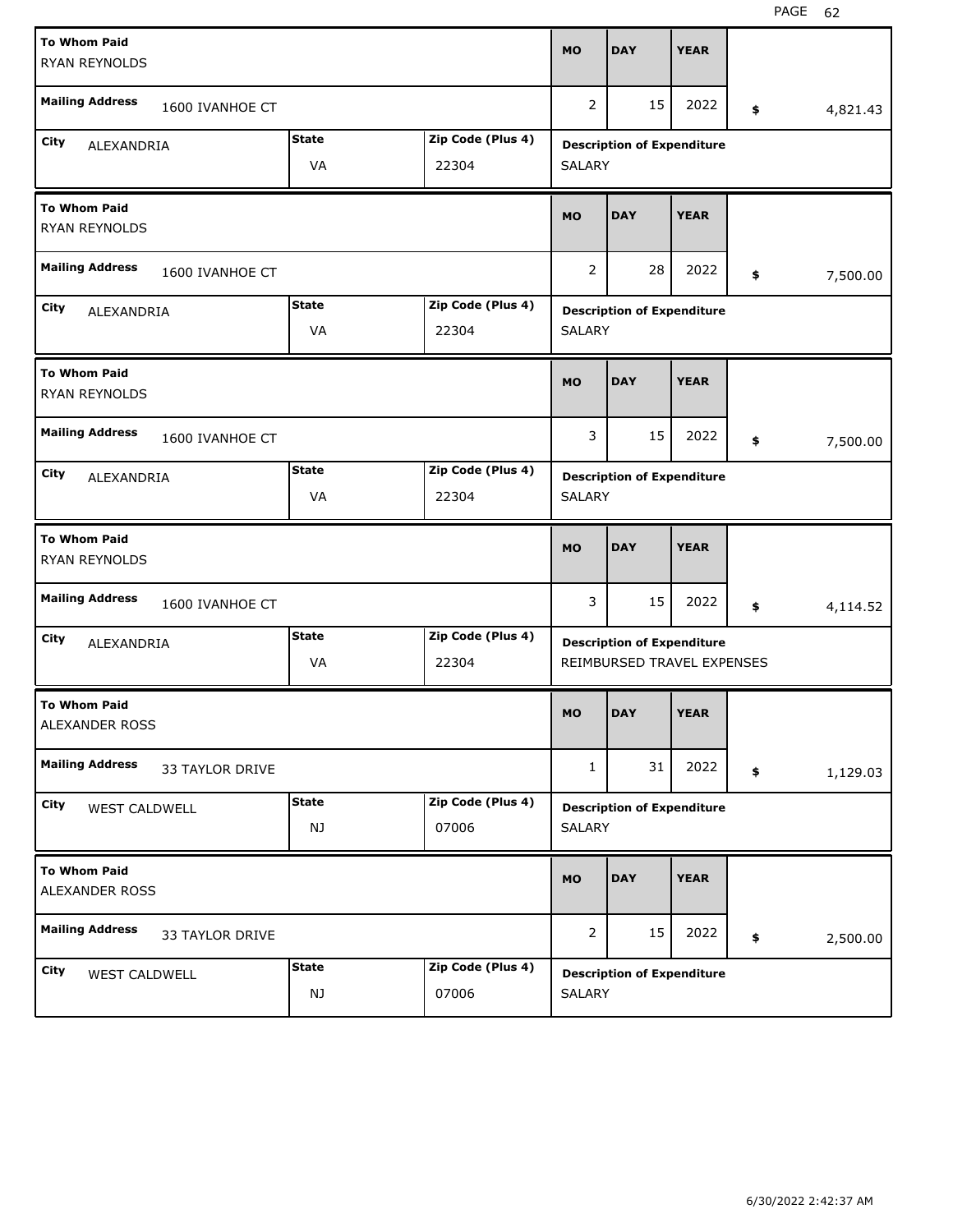| To Whom Paid | Mailing Address | City | State | Zip Code (Plus 4) | MO | DAY | YEAR | Amount | Description of Expenditure |
|---|---|---|---|---|---|---|---|---|---|
| RYAN REYNOLDS | 1600 IVANHOE CT | ALEXANDRIA | VA | 22304 | 2 | 15 | 2022 | $ 4,821.43 | SALARY |
| RYAN REYNOLDS | 1600 IVANHOE CT | ALEXANDRIA | VA | 22304 | 2 | 28 | 2022 | $ 7,500.00 | SALARY |
| RYAN REYNOLDS | 1600 IVANHOE CT | ALEXANDRIA | VA | 22304 | 3 | 15 | 2022 | $ 7,500.00 | SALARY |
| RYAN REYNOLDS | 1600 IVANHOE CT | ALEXANDRIA | VA | 22304 | 3 | 15 | 2022 | $ 4,114.52 | REIMBURSED TRAVEL EXPENSES |
| ALEXANDER ROSS | 33 TAYLOR DRIVE | WEST CALDWELL | NJ | 07006 | 1 | 31 | 2022 | $ 1,129.03 | SALARY |
| ALEXANDER ROSS | 33 TAYLOR DRIVE | WEST CALDWELL | NJ | 07006 | 2 | 15 | 2022 | $ 2,500.00 | SALARY |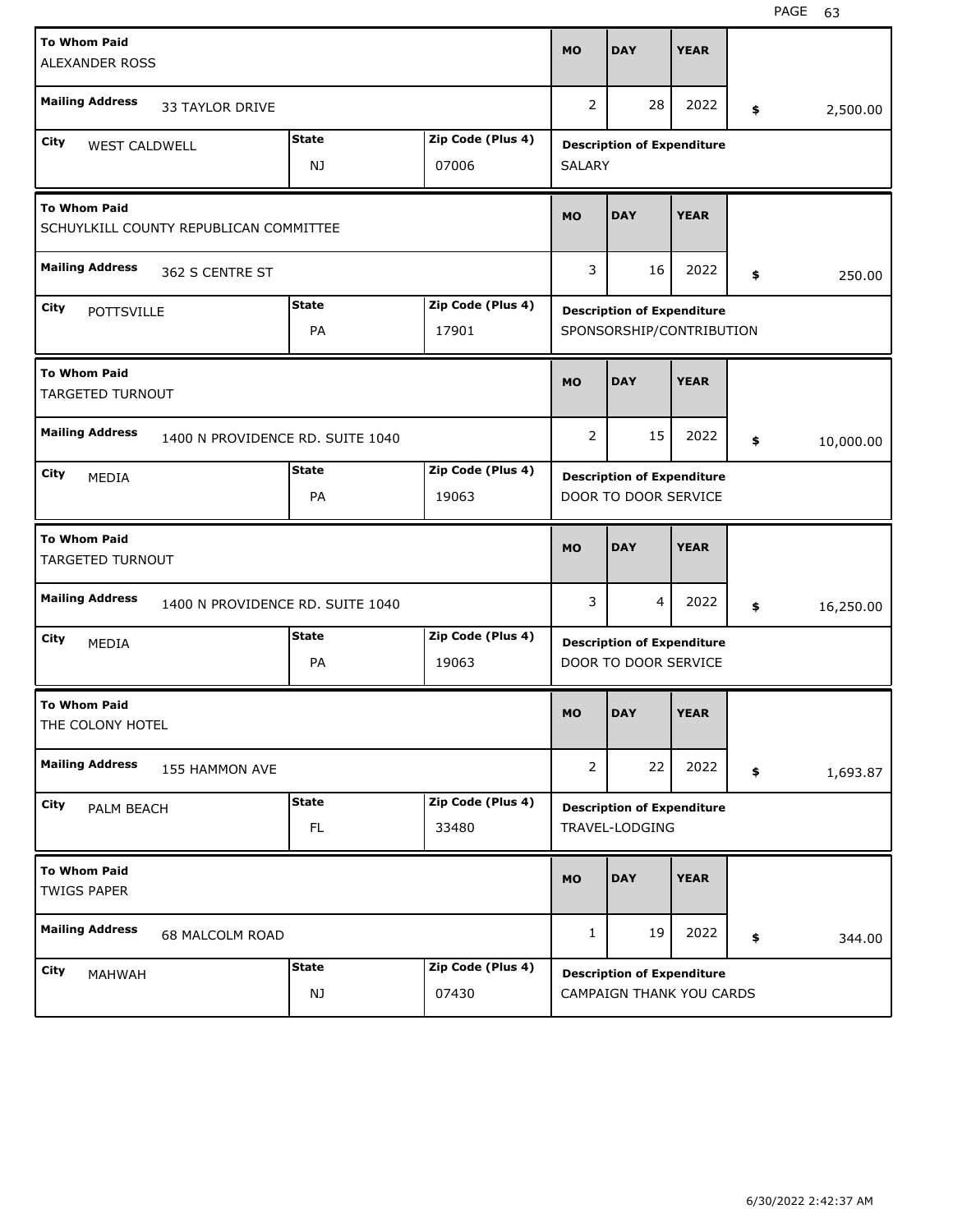| To Whom Paid | Mailing Address | City | State | Zip Code (Plus 4) | MO | DAY | YEAR | Amount | Description of Expenditure |
|---|---|---|---|---|---|---|---|---|---|
| ALEXANDER ROSS | 33 TAYLOR DRIVE | WEST CALDWELL | NJ | 07006 | 2 | 28 | 2022 | $ 2,500.00 | SALARY |
| SCHUYLKILL COUNTY REPUBLICAN COMMITTEE | 362 S CENTRE ST | POTTSVILLE | PA | 17901 | 3 | 16 | 2022 | $ 250.00 | SPONSORSHIP/CONTRIBUTION |
| TARGETED TURNOUT | 1400 N PROVIDENCE RD. SUITE 1040 | MEDIA | PA | 19063 | 2 | 15 | 2022 | $ 10,000.00 | DOOR TO DOOR SERVICE |
| TARGETED TURNOUT | 1400 N PROVIDENCE RD. SUITE 1040 | MEDIA | PA | 19063 | 3 | 4 | 2022 | $ 16,250.00 | DOOR TO DOOR SERVICE |
| THE COLONY HOTEL | 155 HAMMON AVE | PALM BEACH | FL | 33480 | 2 | 22 | 2022 | $ 1,693.87 | TRAVEL-LODGING |
| TWIGS PAPER | 68 MALCOLM ROAD | MAHWAH | NJ | 07430 | 1 | 19 | 2022 | $ 344.00 | CAMPAIGN THANK YOU CARDS |

6/30/2022 2:42:37 AM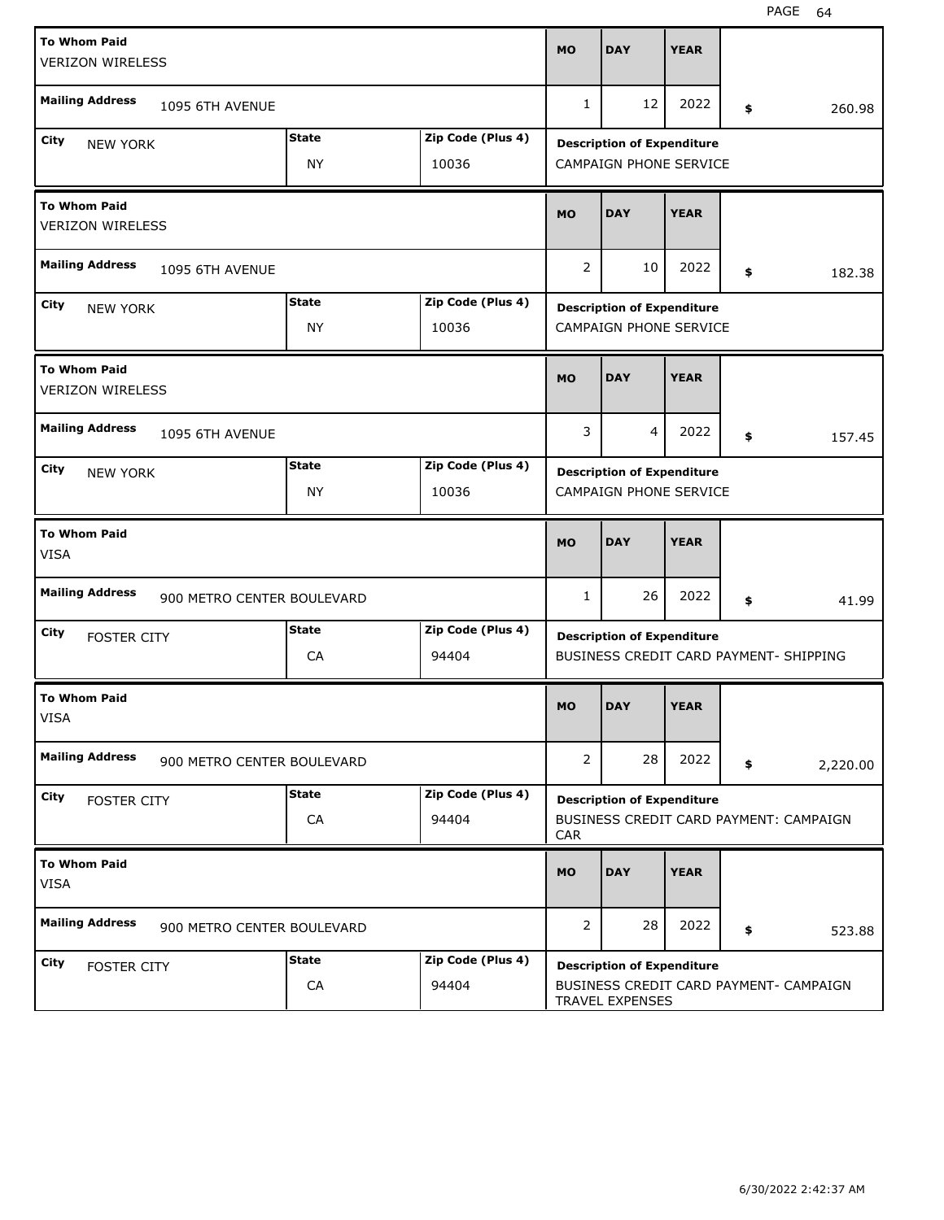| To Whom Paid | Mailing Address | City | State | Zip Code (Plus 4) | MO | DAY | YEAR | Amount | Description of Expenditure |
|---|---|---|---|---|---|---|---|---|---|
| VERIZON WIRELESS | 1095 6TH AVENUE | NEW YORK | NY | 10036 | 1 | 12 | 2022 | $ 260.98 | CAMPAIGN PHONE SERVICE |
| VERIZON WIRELESS | 1095 6TH AVENUE | NEW YORK | NY | 10036 | 2 | 10 | 2022 | $ 182.38 | CAMPAIGN PHONE SERVICE |
| VERIZON WIRELESS | 1095 6TH AVENUE | NEW YORK | NY | 10036 | 3 | 4 | 2022 | $ 157.45 | CAMPAIGN PHONE SERVICE |
| VISA | 900 METRO CENTER BOULEVARD | FOSTER CITY | CA | 94404 | 1 | 26 | 2022 | $ 41.99 | BUSINESS CREDIT CARD PAYMENT- SHIPPING |
| VISA | 900 METRO CENTER BOULEVARD | FOSTER CITY | CA | 94404 | 2 | 28 | 2022 | $ 2,220.00 | BUSINESS CREDIT CARD PAYMENT: CAMPAIGN CAR |
| VISA | 900 METRO CENTER BOULEVARD | FOSTER CITY | CA | 94404 | 2 | 28 | 2022 | $ 523.88 | BUSINESS CREDIT CARD PAYMENT- CAMPAIGN TRAVEL EXPENSES |

6/30/2022 2:42:37 AM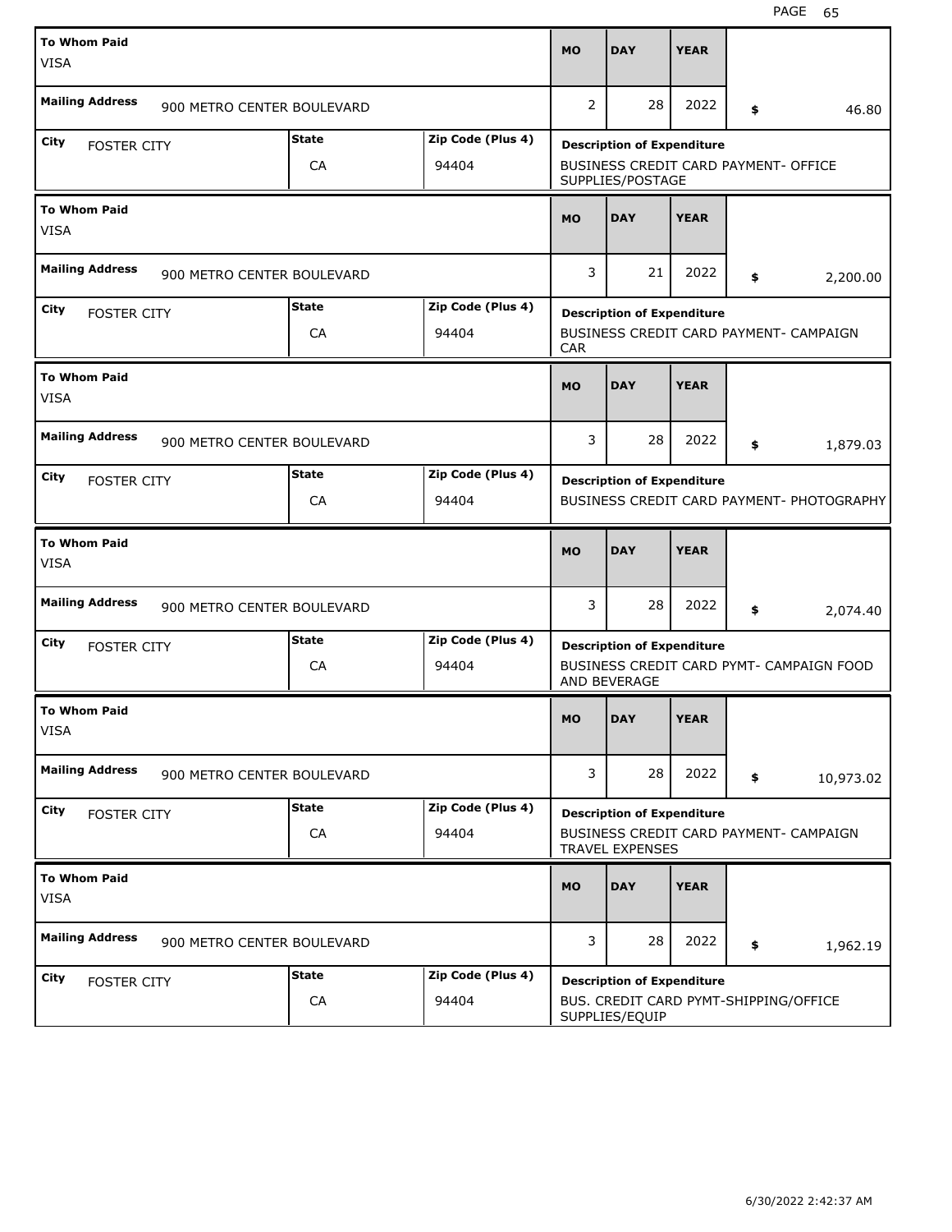| To Whom Paid | Mailing Address | City | State | Zip Code (Plus 4) | MO | DAY | YEAR | Amount | Description of Expenditure |
|---|---|---|---|---|---|---|---|---|---|
| VISA | 900 METRO CENTER BOULEVARD | FOSTER CITY | CA | 94404 | 2 | 28 | 2022 | $ 46.80 | BUSINESS CREDIT CARD PAYMENT- OFFICE SUPPLIES/POSTAGE |
| VISA | 900 METRO CENTER BOULEVARD | FOSTER CITY | CA | 94404 | 3 | 21 | 2022 | $ 2,200.00 | BUSINESS CREDIT CARD PAYMENT- CAMPAIGN CAR |
| VISA | 900 METRO CENTER BOULEVARD | FOSTER CITY | CA | 94404 | 3 | 28 | 2022 | $ 1,879.03 | BUSINESS CREDIT CARD PAYMENT- PHOTOGRAPHY |
| VISA | 900 METRO CENTER BOULEVARD | FOSTER CITY | CA | 94404 | 3 | 28 | 2022 | $ 2,074.40 | BUSINESS CREDIT CARD PYMT- CAMPAIGN FOOD AND BEVERAGE |
| VISA | 900 METRO CENTER BOULEVARD | FOSTER CITY | CA | 94404 | 3 | 28 | 2022 | $ 10,973.02 | BUSINESS CREDIT CARD PAYMENT- CAMPAIGN TRAVEL EXPENSES |
| VISA | 900 METRO CENTER BOULEVARD | FOSTER CITY | CA | 94404 | 3 | 28 | 2022 | $ 1,962.19 | BUS. CREDIT CARD PYMT-SHIPPING/OFFICE SUPPLIES/EQUIP |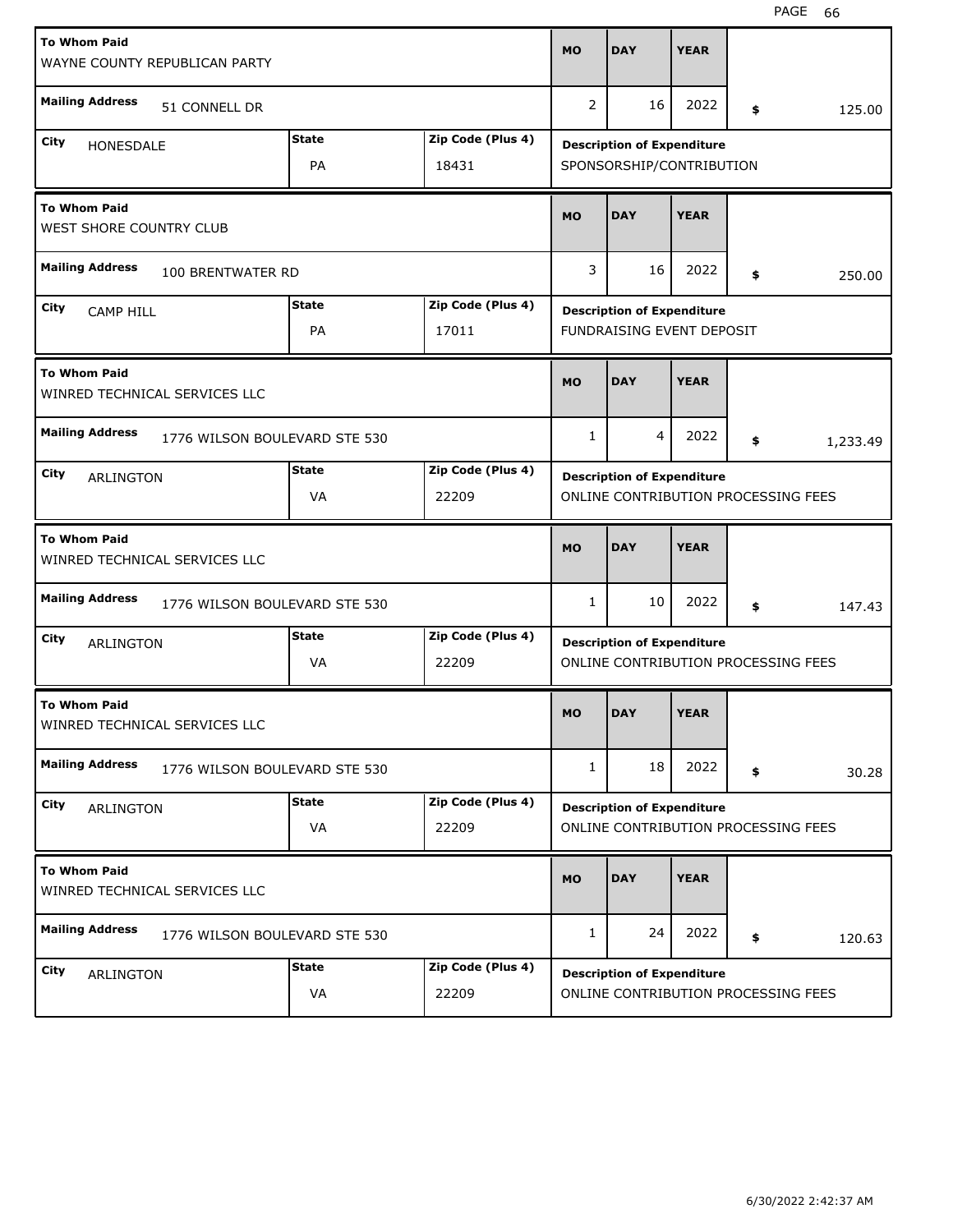| To Whom Paid | Mailing Address | City | State | Zip Code (Plus 4) | MO | DAY | YEAR | Amount | Description of Expenditure |
|---|---|---|---|---|---|---|---|---|---|
| WAYNE COUNTY REPUBLICAN PARTY | 51 CONNELL DR | HONESDALE | PA | 18431 | 2 | 16 | 2022 | $ 125.00 | SPONSORSHIP/CONTRIBUTION |
| WEST SHORE COUNTRY CLUB | 100 BRENTWATER RD | CAMP HILL | PA | 17011 | 3 | 16 | 2022 | $ 250.00 | FUNDRAISING EVENT DEPOSIT |
| WINRED TECHNICAL SERVICES LLC | 1776 WILSON BOULEVARD STE 530 | ARLINGTON | VA | 22209 | 1 | 4 | 2022 | $ 1,233.49 | ONLINE CONTRIBUTION PROCESSING FEES |
| WINRED TECHNICAL SERVICES LLC | 1776 WILSON BOULEVARD STE 530 | ARLINGTON | VA | 22209 | 1 | 10 | 2022 | $ 147.43 | ONLINE CONTRIBUTION PROCESSING FEES |
| WINRED TECHNICAL SERVICES LLC | 1776 WILSON BOULEVARD STE 530 | ARLINGTON | VA | 22209 | 1 | 18 | 2022 | $ 30.28 | ONLINE CONTRIBUTION PROCESSING FEES |
| WINRED TECHNICAL SERVICES LLC | 1776 WILSON BOULEVARD STE 530 | ARLINGTON | VA | 22209 | 1 | 24 | 2022 | $ 120.63 | ONLINE CONTRIBUTION PROCESSING FEES |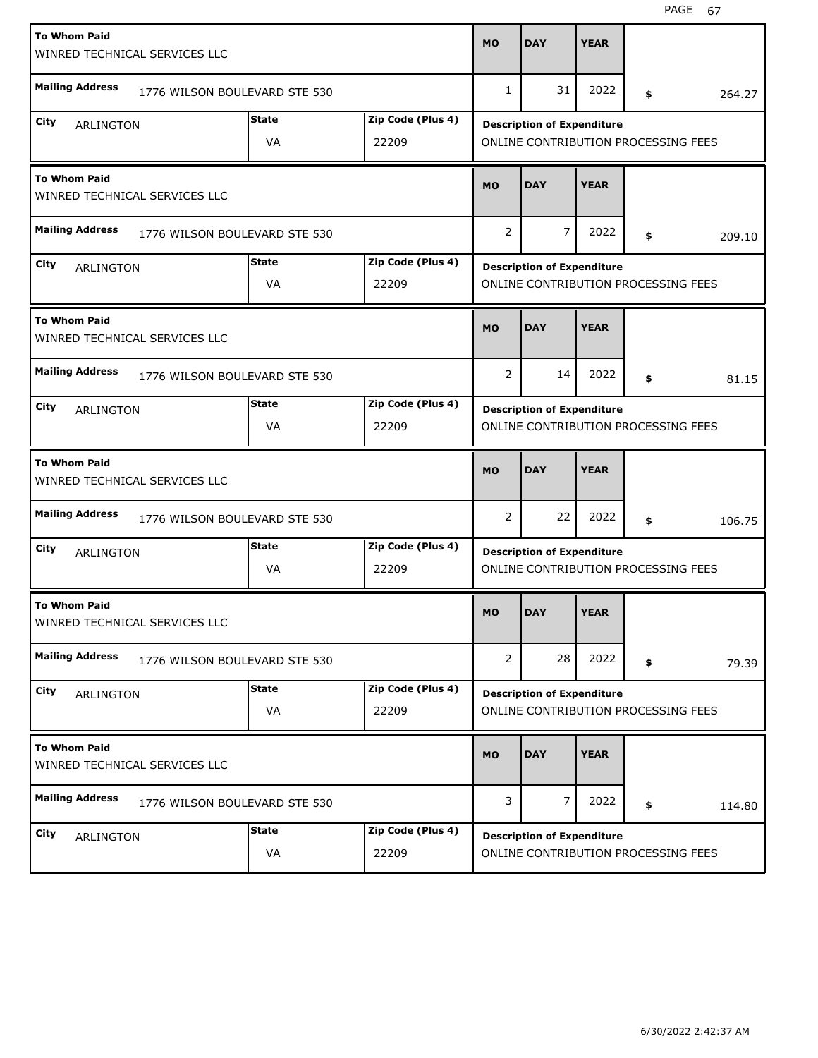| To Whom Paid | Mailing Address | City | State | Zip Code (Plus 4) | MO | DAY | YEAR | $ | Description of Expenditure |
|---|---|---|---|---|---|---|---|---|---|
| WINRED TECHNICAL SERVICES LLC | 1776 WILSON BOULEVARD STE 530 | ARLINGTON | VA | 22209 | 1 | 31 | 2022 | 264.27 | ONLINE CONTRIBUTION PROCESSING FEES |
| WINRED TECHNICAL SERVICES LLC | 1776 WILSON BOULEVARD STE 530 | ARLINGTON | VA | 22209 | 2 | 7 | 2022 | 209.10 | ONLINE CONTRIBUTION PROCESSING FEES |
| WINRED TECHNICAL SERVICES LLC | 1776 WILSON BOULEVARD STE 530 | ARLINGTON | VA | 22209 | 2 | 14 | 2022 | 81.15 | ONLINE CONTRIBUTION PROCESSING FEES |
| WINRED TECHNICAL SERVICES LLC | 1776 WILSON BOULEVARD STE 530 | ARLINGTON | VA | 22209 | 2 | 22 | 2022 | 106.75 | ONLINE CONTRIBUTION PROCESSING FEES |
| WINRED TECHNICAL SERVICES LLC | 1776 WILSON BOULEVARD STE 530 | ARLINGTON | VA | 22209 | 2 | 28 | 2022 | 79.39 | ONLINE CONTRIBUTION PROCESSING FEES |
| WINRED TECHNICAL SERVICES LLC | 1776 WILSON BOULEVARD STE 530 | ARLINGTON | VA | 22209 | 3 | 7 | 2022 | 114.80 | ONLINE CONTRIBUTION PROCESSING FEES |

6/30/2022 2:42:37 AM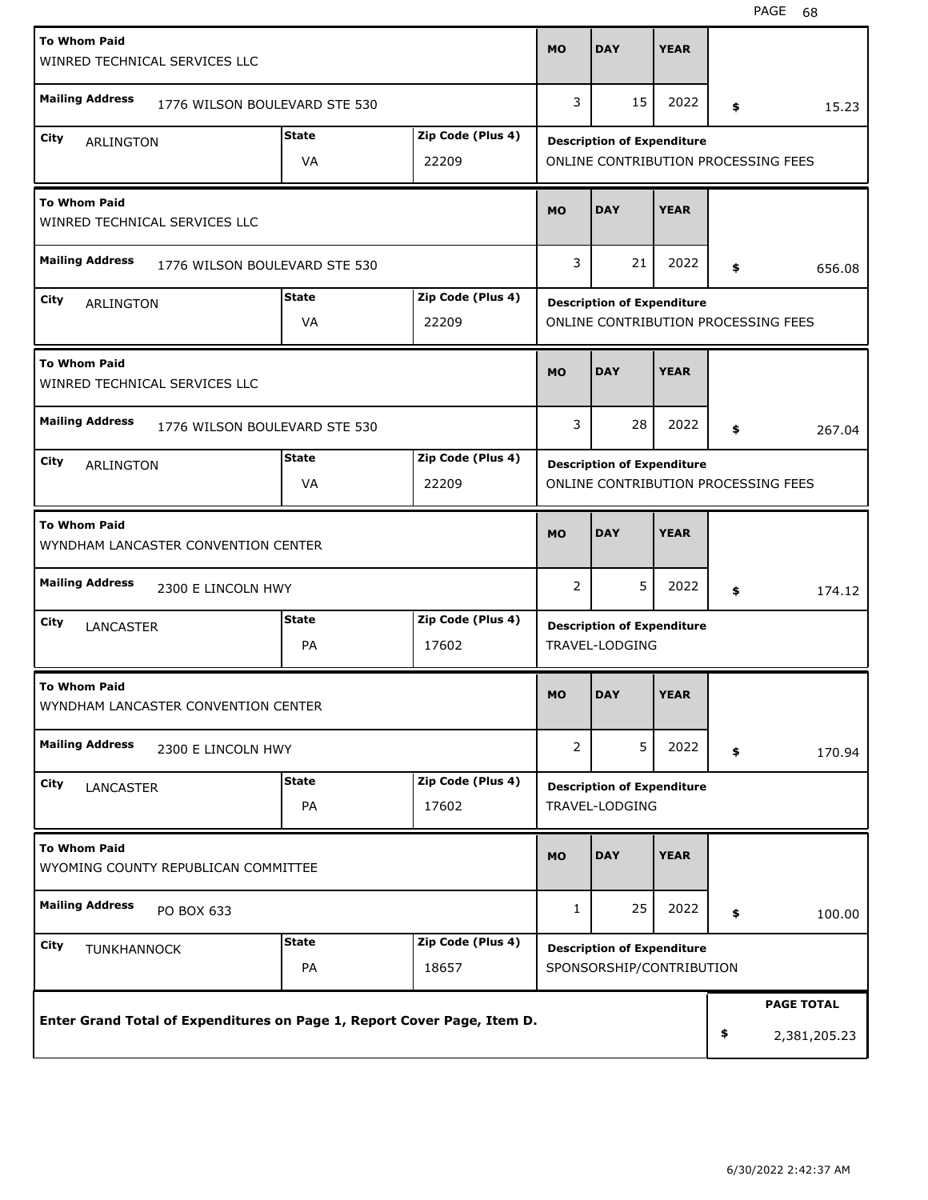| To Whom Paid | Mailing Address | City | State | Zip Code (Plus 4) | MO | DAY | YEAR | Amount | Description of Expenditure |
|---|---|---|---|---|---|---|---|---|---|
| WINRED TECHNICAL SERVICES LLC | 1776 WILSON BOULEVARD STE 530 | ARLINGTON | VA | 22209 | 3 | 15 | 2022 | $ 15.23 | ONLINE CONTRIBUTION PROCESSING FEES |
| WINRED TECHNICAL SERVICES LLC | 1776 WILSON BOULEVARD STE 530 | ARLINGTON | VA | 22209 | 3 | 21 | 2022 | $ 656.08 | ONLINE CONTRIBUTION PROCESSING FEES |
| WINRED TECHNICAL SERVICES LLC | 1776 WILSON BOULEVARD STE 530 | ARLINGTON | VA | 22209 | 3 | 28 | 2022 | $ 267.04 | ONLINE CONTRIBUTION PROCESSING FEES |
| WYNDHAM LANCASTER CONVENTION CENTER | 2300 E LINCOLN HWY | LANCASTER | PA | 17602 | 2 | 5 | 2022 | $ 174.12 | TRAVEL-LODGING |
| WYNDHAM LANCASTER CONVENTION CENTER | 2300 E LINCOLN HWY | LANCASTER | PA | 17602 | 2 | 5 | 2022 | $ 170.94 | TRAVEL-LODGING |
| WYOMING COUNTY REPUBLICAN COMMITTEE | PO BOX 633 | TUNKHANNOCK | PA | 18657 | 1 | 25 | 2022 | $ 100.00 | SPONSORSHIP/CONTRIBUTION |

**Enter Grand Total of Expenditures on Page 1, Report Cover Page, Item D.**

**PAGE TOTAL** $ 2,381,205.23

6/30/2022 2:42:37 AM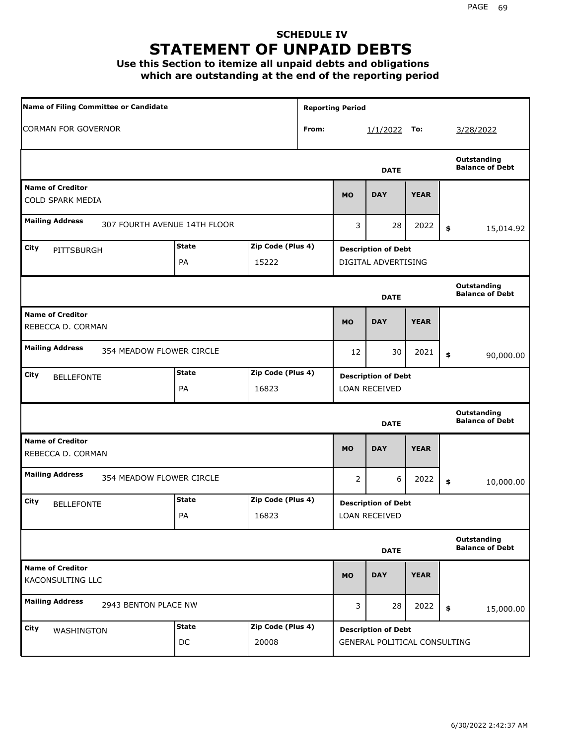# SCHEDULE IV
# STATEMENT OF UNPAID DEBTS

**Use this Section to itemize all unpaid debts and obligations which are outstanding at the end of the reporting period**

| Name of Filing Committee or Candidate | Reporting Period |
|---|---|
| CORMAN FOR GOVERNOR | From: 1/1/2022 To: 3/28/2022 |

| Name of Creditor | Mailing Address | City | State | Zip Code (Plus 4) | Date (MO/DAY/YEAR) | Description of Debt | Outstanding Balance of Debt |
|---|---|---|---|---|---|---|---|
| COLD SPARK MEDIA | 307 FOURTH AVENUE 14TH FLOOR | PITTSBURGH | PA | 15222 | 3/28/2022 | DIGITAL ADVERTISING | $ 15,014.92 |
| REBECCA D. CORMAN | 354 MEADOW FLOWER CIRCLE | BELLEFONTE | PA | 16823 | 12/30/2021 | LOAN RECEIVED | $ 90,000.00 |
| REBECCA D. CORMAN | 354 MEADOW FLOWER CIRCLE | BELLEFONTE | PA | 16823 | 2/6/2022 | LOAN RECEIVED | $ 10,000.00 |
| KACONSULTING LLC | 2943 BENTON PLACE NW | WASHINGTON | DC | 20008 | 3/28/2022 | GENERAL POLITICAL CONSULTING | $ 15,000.00 |

6/30/2022 2:42:37 AM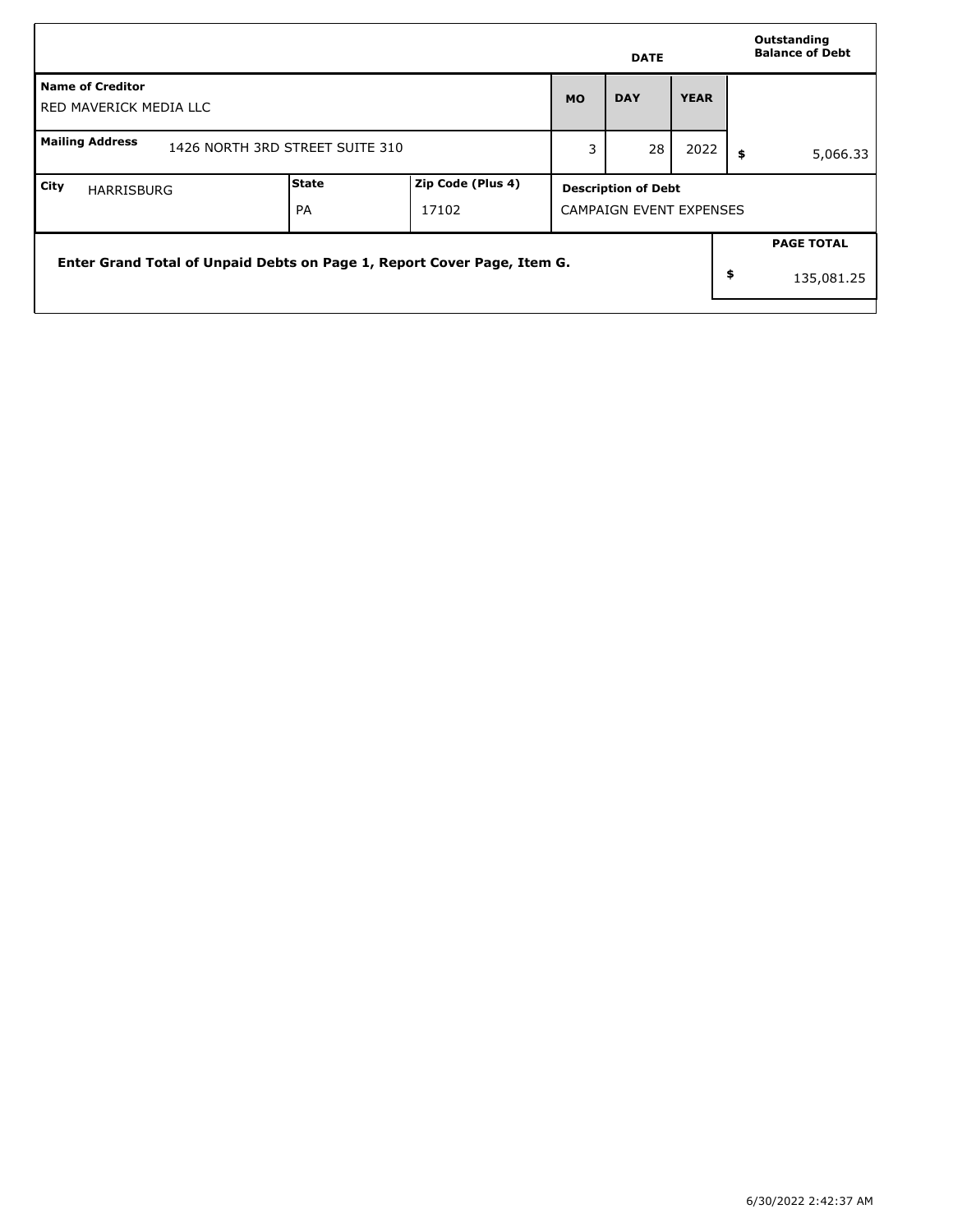| | | | DATE | | | Outstanding Balance of Debt |
|---|---|---|---|---|---|---|
| **Name of Creditor** RED MAVERICK MEDIA LLC | | | **MO** | **DAY** | **YEAR** | |
| **Mailing Address** 1426 NORTH 3RD STREET SUITE 310 | | | 3 | 28 | 2022 | $ 5,066.33 |
| **City** HARRISBURG | **State** PA | **Zip Code (Plus 4)** 17102 | **Description of Debt** CAMPAIGN EVENT EXPENSES | | | |

| | |
|---|---|
| **Enter Grand Total of Unpaid Debts on Page 1, Report Cover Page, Item G.** | **PAGE TOTAL** $ 135,081.25 |

6/30/2022 2:42:37 AM